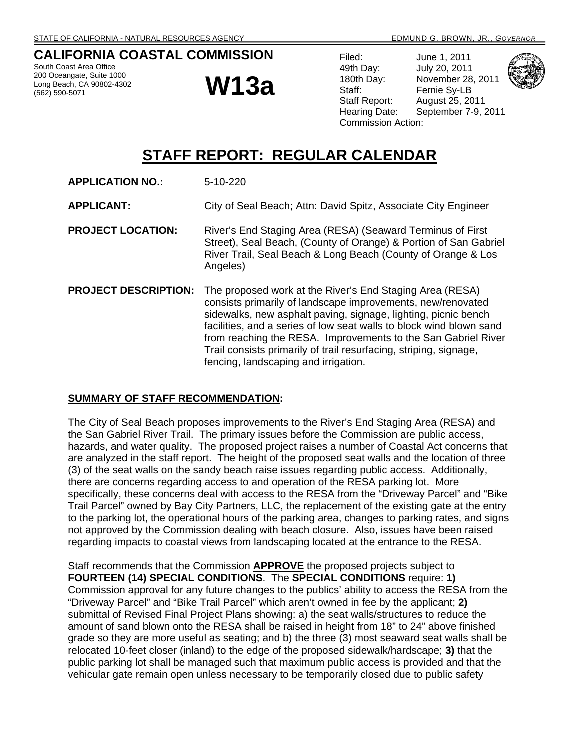STATE OF CALIFORNIA - NATURAL RESOURCES AGENCY — EDMUND G. BROWN, JR., *GOVERNOR*

# CALIFORNIA COASTAL COMMISSION

South Coast Area Office
200 Oceangate, Suite 1000
Long Beach, CA 90802-4302
(562) 590-5071

# W13a

Filed: June 1, 2011
49th Day: July 20, 2011
180th Day: November 28, 2011
Staff: Fernie Sy-LB
Staff Report: August 25, 2011
Hearing Date: September 7-9, 2011
Commission Action:

# STAFF REPORT: REGULAR CALENDAR

**APPLICATION NO.:** 5-10-220

**APPLICANT:** City of Seal Beach; Attn: David Spitz, Associate City Engineer

**PROJECT LOCATION:** River's End Staging Area (RESA) (Seaward Terminus of First Street), Seal Beach, (County of Orange) & Portion of San Gabriel River Trail, Seal Beach & Long Beach (County of Orange & Los Angeles)

**PROJECT DESCRIPTION:** The proposed work at the River's End Staging Area (RESA) consists primarily of landscape improvements, new/renovated sidewalks, new asphalt paving, signage, lighting, picnic bench facilities, and a series of low seat walls to block wind blown sand from reaching the RESA. Improvements to the San Gabriel River Trail consists primarily of trail resurfacing, striping, signage, fencing, landscaping and irrigation.

---

**SUMMARY OF STAFF RECOMMENDATION:**

The City of Seal Beach proposes improvements to the River's End Staging Area (RESA) and the San Gabriel River Trail. The primary issues before the Commission are public access, hazards, and water quality. The proposed project raises a number of Coastal Act concerns that are analyzed in the staff report. The height of the proposed seat walls and the location of three (3) of the seat walls on the sandy beach raise issues regarding public access. Additionally, there are concerns regarding access to and operation of the RESA parking lot. More specifically, these concerns deal with access to the RESA from the "Driveway Parcel" and "Bike Trail Parcel" owned by Bay City Partners, LLC, the replacement of the existing gate at the entry to the parking lot, the operational hours of the parking area, changes to parking rates, and signs not approved by the Commission dealing with beach closure. Also, issues have been raised regarding impacts to coastal views from landscaping located at the entrance to the RESA.

Staff recommends that the Commission **APPROVE** the proposed projects subject to **FOURTEEN (14) SPECIAL CONDITIONS**. The **SPECIAL CONDITIONS** require: **1)** Commission approval for any future changes to the publics' ability to access the RESA from the "Driveway Parcel" and "Bike Trail Parcel" which aren't owned in fee by the applicant; **2)** submittal of Revised Final Project Plans showing: a) the seat walls/structures to reduce the amount of sand blown onto the RESA shall be raised in height from 18" to 24" above finished grade so they are more useful as seating; and b) the three (3) most seaward seat walls shall be relocated 10-feet closer (inland) to the edge of the proposed sidewalk/hardscape; **3)** that the public parking lot shall be managed such that maximum public access is provided and that the vehicular gate remain open unless necessary to be temporarily closed due to public safety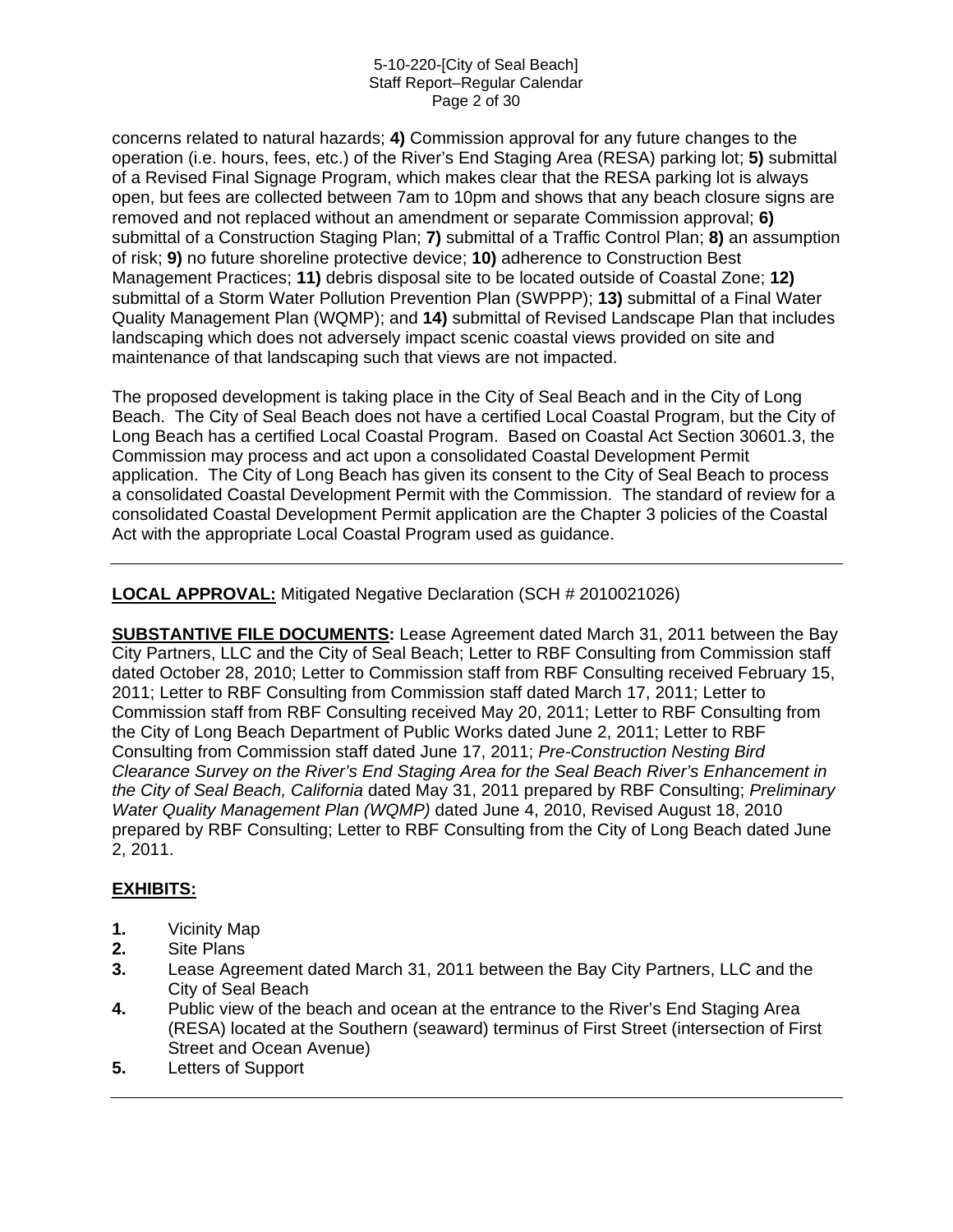concerns related to natural hazards; **4)** Commission approval for any future changes to the operation (i.e. hours, fees, etc.) of the River's End Staging Area (RESA) parking lot; **5)** submittal of a Revised Final Signage Program, which makes clear that the RESA parking lot is always open, but fees are collected between 7am to 10pm and shows that any beach closure signs are removed and not replaced without an amendment or separate Commission approval; **6)** submittal of a Construction Staging Plan; **7)** submittal of a Traffic Control Plan; **8)** an assumption of risk; **9)** no future shoreline protective device; **10)** adherence to Construction Best Management Practices; **11)** debris disposal site to be located outside of Coastal Zone; **12)** submittal of a Storm Water Pollution Prevention Plan (SWPPP); **13)** submittal of a Final Water Quality Management Plan (WQMP); and **14)** submittal of Revised Landscape Plan that includes landscaping which does not adversely impact scenic coastal views provided on site and maintenance of that landscaping such that views are not impacted.

The proposed development is taking place in the City of Seal Beach and in the City of Long Beach. The City of Seal Beach does not have a certified Local Coastal Program, but the City of Long Beach has a certified Local Coastal Program. Based on Coastal Act Section 30601.3, the Commission may process and act upon a consolidated Coastal Development Permit application. The City of Long Beach has given its consent to the City of Seal Beach to process a consolidated Coastal Development Permit with the Commission. The standard of review for a consolidated Coastal Development Permit application are the Chapter 3 policies of the Coastal Act with the appropriate Local Coastal Program used as guidance.

---

**LOCAL APPROVAL:** Mitigated Negative Declaration (SCH # 2010021026)

**SUBSTANTIVE FILE DOCUMENTS:** Lease Agreement dated March 31, 2011 between the Bay City Partners, LLC and the City of Seal Beach; Letter to RBF Consulting from Commission staff dated October 28, 2010; Letter to Commission staff from RBF Consulting received February 15, 2011; Letter to RBF Consulting from Commission staff dated March 17, 2011; Letter to Commission staff from RBF Consulting received May 20, 2011; Letter to RBF Consulting from the City of Long Beach Department of Public Works dated June 2, 2011; Letter to RBF Consulting from Commission staff dated June 17, 2011; *Pre-Construction Nesting Bird Clearance Survey on the River's End Staging Area for the Seal Beach River's Enhancement in the City of Seal Beach, California* dated May 31, 2011 prepared by RBF Consulting; *Preliminary Water Quality Management Plan (WQMP)* dated June 4, 2010, Revised August 18, 2010 prepared by RBF Consulting; Letter to RBF Consulting from the City of Long Beach dated June 2, 2011.

**EXHIBITS:**

1. Vicinity Map
2. Site Plans
3. Lease Agreement dated March 31, 2011 between the Bay City Partners, LLC and the City of Seal Beach
4. Public view of the beach and ocean at the entrance to the River's End Staging Area (RESA) located at the Southern (seaward) terminus of First Street (intersection of First Street and Ocean Avenue)
5. Letters of Support

---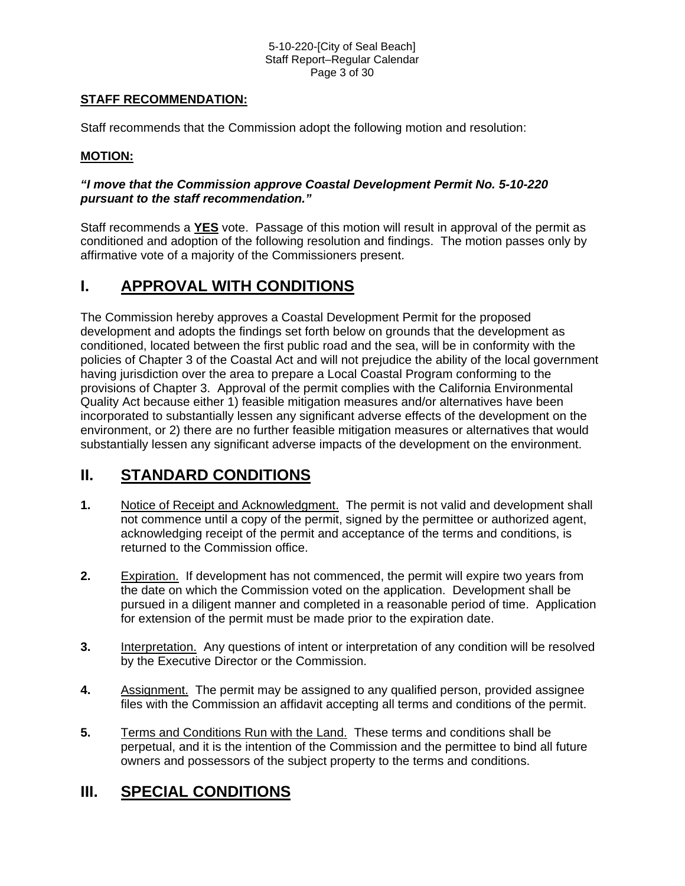**STAFF RECOMMENDATION:**

Staff recommends that the Commission adopt the following motion and resolution:

**MOTION:**

***"I move that the Commission approve Coastal Development Permit No. 5-10-220 pursuant to the staff recommendation."***

Staff recommends a **YES** vote. Passage of this motion will result in approval of the permit as conditioned and adoption of the following resolution and findings. The motion passes only by affirmative vote of a majority of the Commissioners present.

# I. APPROVAL WITH CONDITIONS

The Commission hereby approves a Coastal Development Permit for the proposed development and adopts the findings set forth below on grounds that the development as conditioned, located between the first public road and the sea, will be in conformity with the policies of Chapter 3 of the Coastal Act and will not prejudice the ability of the local government having jurisdiction over the area to prepare a Local Coastal Program conforming to the provisions of Chapter 3. Approval of the permit complies with the California Environmental Quality Act because either 1) feasible mitigation measures and/or alternatives have been incorporated to substantially lessen any significant adverse effects of the development on the environment, or 2) there are no further feasible mitigation measures or alternatives that would substantially lessen any significant adverse impacts of the development on the environment.

# II. STANDARD CONDITIONS

**1.** Notice of Receipt and Acknowledgment. The permit is not valid and development shall not commence until a copy of the permit, signed by the permittee or authorized agent, acknowledging receipt of the permit and acceptance of the terms and conditions, is returned to the Commission office.

**2.** Expiration. If development has not commenced, the permit will expire two years from the date on which the Commission voted on the application. Development shall be pursued in a diligent manner and completed in a reasonable period of time. Application for extension of the permit must be made prior to the expiration date.

**3.** Interpretation. Any questions of intent or interpretation of any condition will be resolved by the Executive Director or the Commission.

**4.** Assignment. The permit may be assigned to any qualified person, provided assignee files with the Commission an affidavit accepting all terms and conditions of the permit.

**5.** Terms and Conditions Run with the Land. These terms and conditions shall be perpetual, and it is the intention of the Commission and the permittee to bind all future owners and possessors of the subject property to the terms and conditions.

# III. SPECIAL CONDITIONS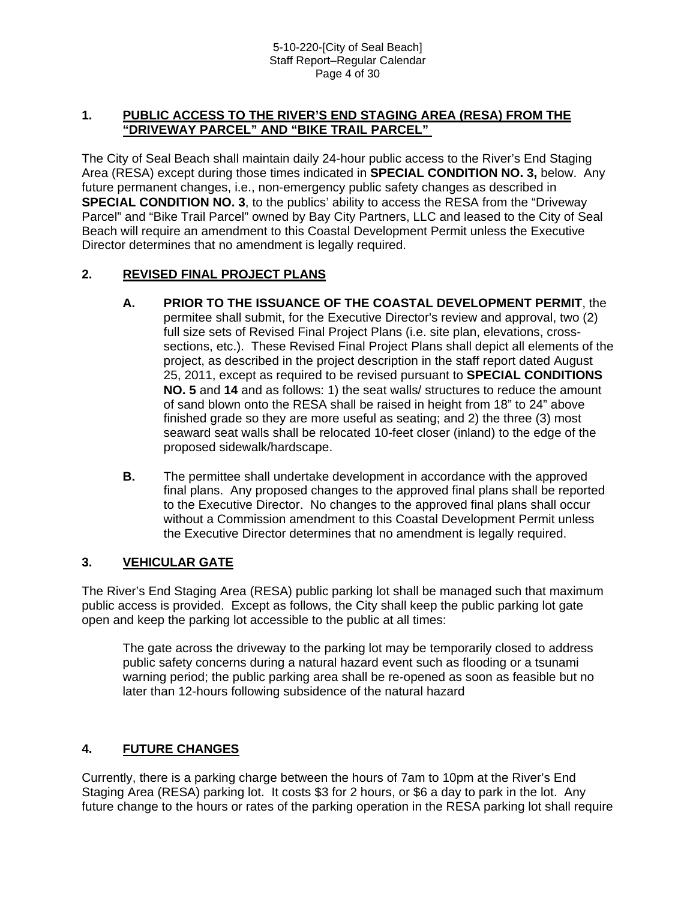## 1. PUBLIC ACCESS TO THE RIVER'S END STAGING AREA (RESA) FROM THE "DRIVEWAY PARCEL" AND "BIKE TRAIL PARCEL"

The City of Seal Beach shall maintain daily 24-hour public access to the River's End Staging Area (RESA) except during those times indicated in **SPECIAL CONDITION NO. 3,** below. Any future permanent changes, i.e., non-emergency public safety changes as described in **SPECIAL CONDITION NO. 3**, to the publics' ability to access the RESA from the "Driveway Parcel" and "Bike Trail Parcel" owned by Bay City Partners, LLC and leased to the City of Seal Beach will require an amendment to this Coastal Development Permit unless the Executive Director determines that no amendment is legally required.

## 2. REVISED FINAL PROJECT PLANS

**A. PRIOR TO THE ISSUANCE OF THE COASTAL DEVELOPMENT PERMIT**, the permitee shall submit, for the Executive Director's review and approval, two (2) full size sets of Revised Final Project Plans (i.e. site plan, elevations, cross-sections, etc.). These Revised Final Project Plans shall depict all elements of the project, as described in the project description in the staff report dated August 25, 2011, except as required to be revised pursuant to **SPECIAL CONDITIONS NO. 5** and **14** and as follows: 1) the seat walls/ structures to reduce the amount of sand blown onto the RESA shall be raised in height from 18" to 24" above finished grade so they are more useful as seating; and 2) the three (3) most seaward seat walls shall be relocated 10-feet closer (inland) to the edge of the proposed sidewalk/hardscape.

**B.** The permittee shall undertake development in accordance with the approved final plans. Any proposed changes to the approved final plans shall be reported to the Executive Director. No changes to the approved final plans shall occur without a Commission amendment to this Coastal Development Permit unless the Executive Director determines that no amendment is legally required.

## 3. VEHICULAR GATE

The River's End Staging Area (RESA) public parking lot shall be managed such that maximum public access is provided. Except as follows, the City shall keep the public parking lot gate open and keep the parking lot accessible to the public at all times:

> The gate across the driveway to the parking lot may be temporarily closed to address public safety concerns during a natural hazard event such as flooding or a tsunami warning period; the public parking area shall be re-opened as soon as feasible but no later than 12-hours following subsidence of the natural hazard

## 4. FUTURE CHANGES

Currently, there is a parking charge between the hours of 7am to 10pm at the River's End Staging Area (RESA) parking lot. It costs $3 for 2 hours, or $6 a day to park in the lot. Any future change to the hours or rates of the parking operation in the RESA parking lot shall require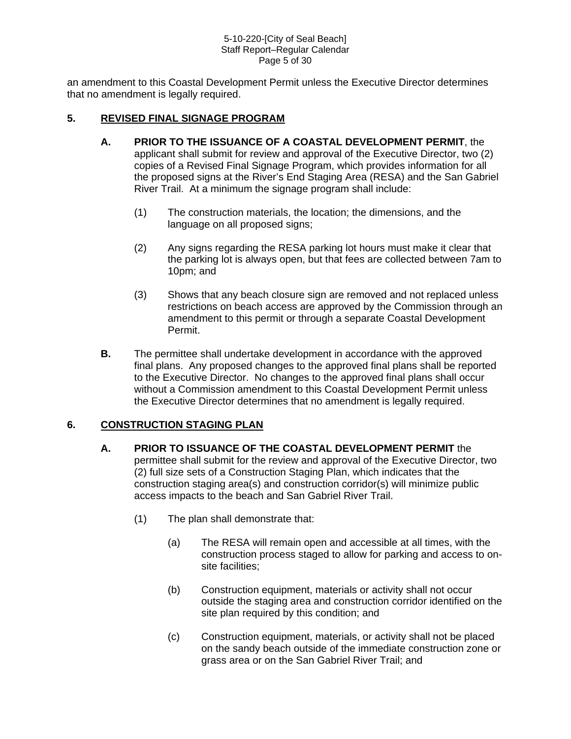an amendment to this Coastal Development Permit unless the Executive Director determines that no amendment is legally required.

## 5. REVISED FINAL SIGNAGE PROGRAM

**A. PRIOR TO THE ISSUANCE OF A COASTAL DEVELOPMENT PERMIT**, the applicant shall submit for review and approval of the Executive Director, two (2) copies of a Revised Final Signage Program, which provides information for all the proposed signs at the River's End Staging Area (RESA) and the San Gabriel River Trail. At a minimum the signage program shall include:

(1) The construction materials, the location; the dimensions, and the language on all proposed signs;

(2) Any signs regarding the RESA parking lot hours must make it clear that the parking lot is always open, but that fees are collected between 7am to 10pm; and

(3) Shows that any beach closure sign are removed and not replaced unless restrictions on beach access are approved by the Commission through an amendment to this permit or through a separate Coastal Development Permit.

**B.** The permittee shall undertake development in accordance with the approved final plans. Any proposed changes to the approved final plans shall be reported to the Executive Director. No changes to the approved final plans shall occur without a Commission amendment to this Coastal Development Permit unless the Executive Director determines that no amendment is legally required.

## 6. CONSTRUCTION STAGING PLAN

**A. PRIOR TO ISSUANCE OF THE COASTAL DEVELOPMENT PERMIT** the permittee shall submit for the review and approval of the Executive Director, two (2) full size sets of a Construction Staging Plan, which indicates that the construction staging area(s) and construction corridor(s) will minimize public access impacts to the beach and San Gabriel River Trail.

(1) The plan shall demonstrate that:

(a) The RESA will remain open and accessible at all times, with the construction process staged to allow for parking and access to on-site facilities;

(b) Construction equipment, materials or activity shall not occur outside the staging area and construction corridor identified on the site plan required by this condition; and

(c) Construction equipment, materials, or activity shall not be placed on the sandy beach outside of the immediate construction zone or grass area or on the San Gabriel River Trail; and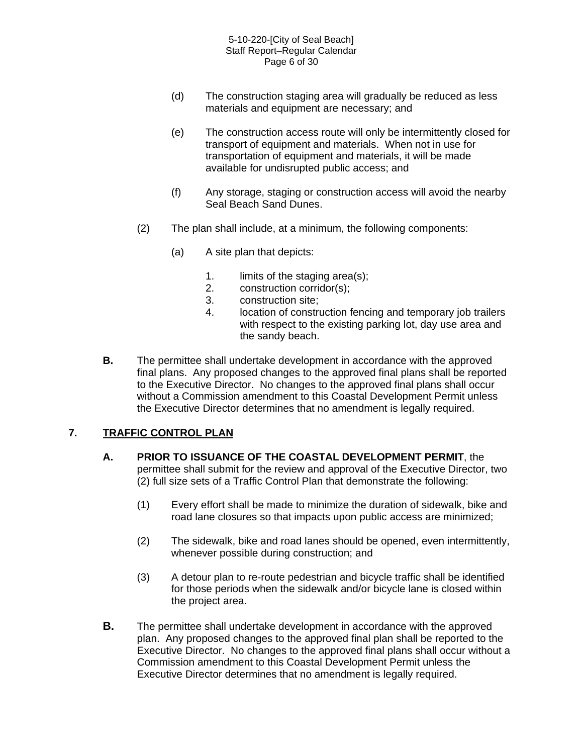(d) The construction staging area will gradually be reduced as less materials and equipment are necessary; and

(e) The construction access route will only be intermittently closed for transport of equipment and materials. When not in use for transportation of equipment and materials, it will be made available for undisrupted public access; and

(f) Any storage, staging or construction access will avoid the nearby Seal Beach Sand Dunes.

(2) The plan shall include, at a minimum, the following components:

(a) A site plan that depicts:

1. limits of the staging area(s);
2. construction corridor(s);
3. construction site;
4. location of construction fencing and temporary job trailers with respect to the existing parking lot, day use area and the sandy beach.

**B.** The permittee shall undertake development in accordance with the approved final plans. Any proposed changes to the approved final plans shall be reported to the Executive Director. No changes to the approved final plans shall occur without a Commission amendment to this Coastal Development Permit unless the Executive Director determines that no amendment is legally required.

## 7. TRAFFIC CONTROL PLAN

**A. PRIOR TO ISSUANCE OF THE COASTAL DEVELOPMENT PERMIT**, the permittee shall submit for the review and approval of the Executive Director, two (2) full size sets of a Traffic Control Plan that demonstrate the following:

(1) Every effort shall be made to minimize the duration of sidewalk, bike and road lane closures so that impacts upon public access are minimized;

(2) The sidewalk, bike and road lanes should be opened, even intermittently, whenever possible during construction; and

(3) A detour plan to re-route pedestrian and bicycle traffic shall be identified for those periods when the sidewalk and/or bicycle lane is closed within the project area.

**B.** The permittee shall undertake development in accordance with the approved plan. Any proposed changes to the approved final plan shall be reported to the Executive Director. No changes to the approved final plans shall occur without a Commission amendment to this Coastal Development Permit unless the Executive Director determines that no amendment is legally required.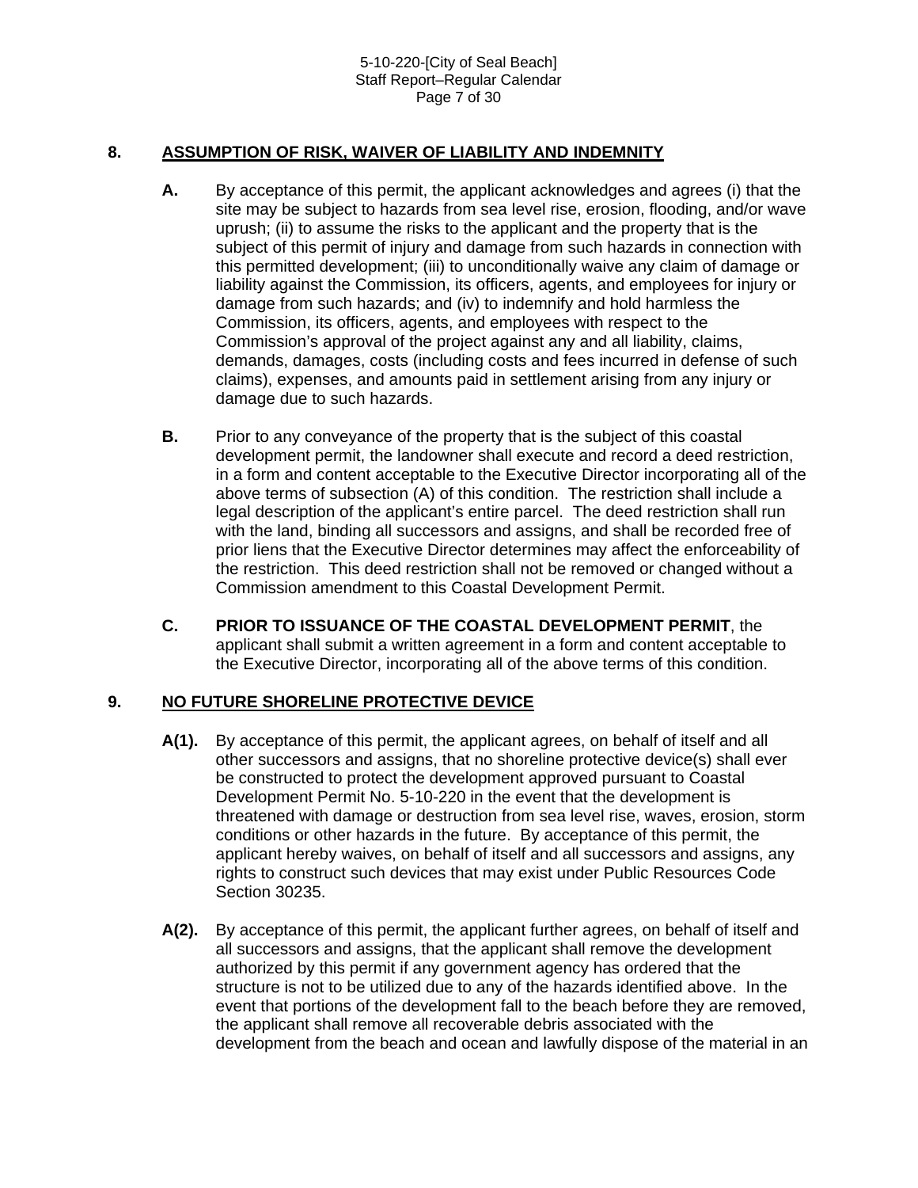## 8. ASSUMPTION OF RISK, WAIVER OF LIABILITY AND INDEMNITY

**A.** By acceptance of this permit, the applicant acknowledges and agrees (i) that the site may be subject to hazards from sea level rise, erosion, flooding, and/or wave uprush; (ii) to assume the risks to the applicant and the property that is the subject of this permit of injury and damage from such hazards in connection with this permitted development; (iii) to unconditionally waive any claim of damage or liability against the Commission, its officers, agents, and employees for injury or damage from such hazards; and (iv) to indemnify and hold harmless the Commission, its officers, agents, and employees with respect to the Commission's approval of the project against any and all liability, claims, demands, damages, costs (including costs and fees incurred in defense of such claims), expenses, and amounts paid in settlement arising from any injury or damage due to such hazards.

**B.** Prior to any conveyance of the property that is the subject of this coastal development permit, the landowner shall execute and record a deed restriction, in a form and content acceptable to the Executive Director incorporating all of the above terms of subsection (A) of this condition. The restriction shall include a legal description of the applicant's entire parcel. The deed restriction shall run with the land, binding all successors and assigns, and shall be recorded free of prior liens that the Executive Director determines may affect the enforceability of the restriction. This deed restriction shall not be removed or changed without a Commission amendment to this Coastal Development Permit.

**C.** **PRIOR TO ISSUANCE OF THE COASTAL DEVELOPMENT PERMIT**, the applicant shall submit a written agreement in a form and content acceptable to the Executive Director, incorporating all of the above terms of this condition.

## 9. NO FUTURE SHORELINE PROTECTIVE DEVICE

**A(1).** By acceptance of this permit, the applicant agrees, on behalf of itself and all other successors and assigns, that no shoreline protective device(s) shall ever be constructed to protect the development approved pursuant to Coastal Development Permit No. 5-10-220 in the event that the development is threatened with damage or destruction from sea level rise, waves, erosion, storm conditions or other hazards in the future. By acceptance of this permit, the applicant hereby waives, on behalf of itself and all successors and assigns, any rights to construct such devices that may exist under Public Resources Code Section 30235.

**A(2).** By acceptance of this permit, the applicant further agrees, on behalf of itself and all successors and assigns, that the applicant shall remove the development authorized by this permit if any government agency has ordered that the structure is not to be utilized due to any of the hazards identified above. In the event that portions of the development fall to the beach before they are removed, the applicant shall remove all recoverable debris associated with the development from the beach and ocean and lawfully dispose of the material in an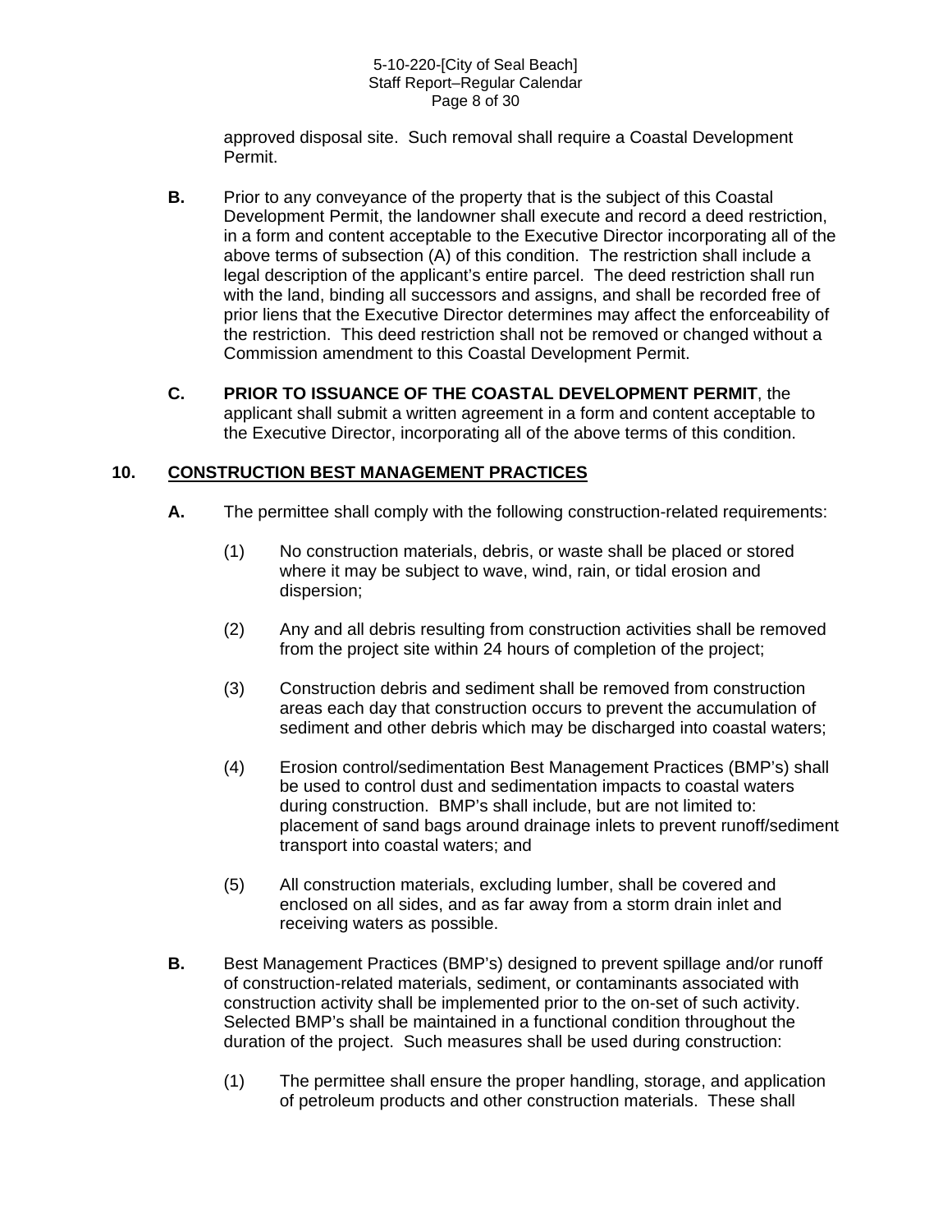approved disposal site. Such removal shall require a Coastal Development Permit.

**B.** Prior to any conveyance of the property that is the subject of this Coastal Development Permit, the landowner shall execute and record a deed restriction, in a form and content acceptable to the Executive Director incorporating all of the above terms of subsection (A) of this condition. The restriction shall include a legal description of the applicant's entire parcel. The deed restriction shall run with the land, binding all successors and assigns, and shall be recorded free of prior liens that the Executive Director determines may affect the enforceability of the restriction. This deed restriction shall not be removed or changed without a Commission amendment to this Coastal Development Permit.

**C.** **PRIOR TO ISSUANCE OF THE COASTAL DEVELOPMENT PERMIT**, the applicant shall submit a written agreement in a form and content acceptable to the Executive Director, incorporating all of the above terms of this condition.

## 10. CONSTRUCTION BEST MANAGEMENT PRACTICES

**A.** The permittee shall comply with the following construction-related requirements:

(1) No construction materials, debris, or waste shall be placed or stored where it may be subject to wave, wind, rain, or tidal erosion and dispersion;

(2) Any and all debris resulting from construction activities shall be removed from the project site within 24 hours of completion of the project;

(3) Construction debris and sediment shall be removed from construction areas each day that construction occurs to prevent the accumulation of sediment and other debris which may be discharged into coastal waters;

(4) Erosion control/sedimentation Best Management Practices (BMP's) shall be used to control dust and sedimentation impacts to coastal waters during construction. BMP's shall include, but are not limited to: placement of sand bags around drainage inlets to prevent runoff/sediment transport into coastal waters; and

(5) All construction materials, excluding lumber, shall be covered and enclosed on all sides, and as far away from a storm drain inlet and receiving waters as possible.

**B.** Best Management Practices (BMP's) designed to prevent spillage and/or runoff of construction-related materials, sediment, or contaminants associated with construction activity shall be implemented prior to the on-set of such activity. Selected BMP's shall be maintained in a functional condition throughout the duration of the project. Such measures shall be used during construction:

(1) The permittee shall ensure the proper handling, storage, and application of petroleum products and other construction materials. These shall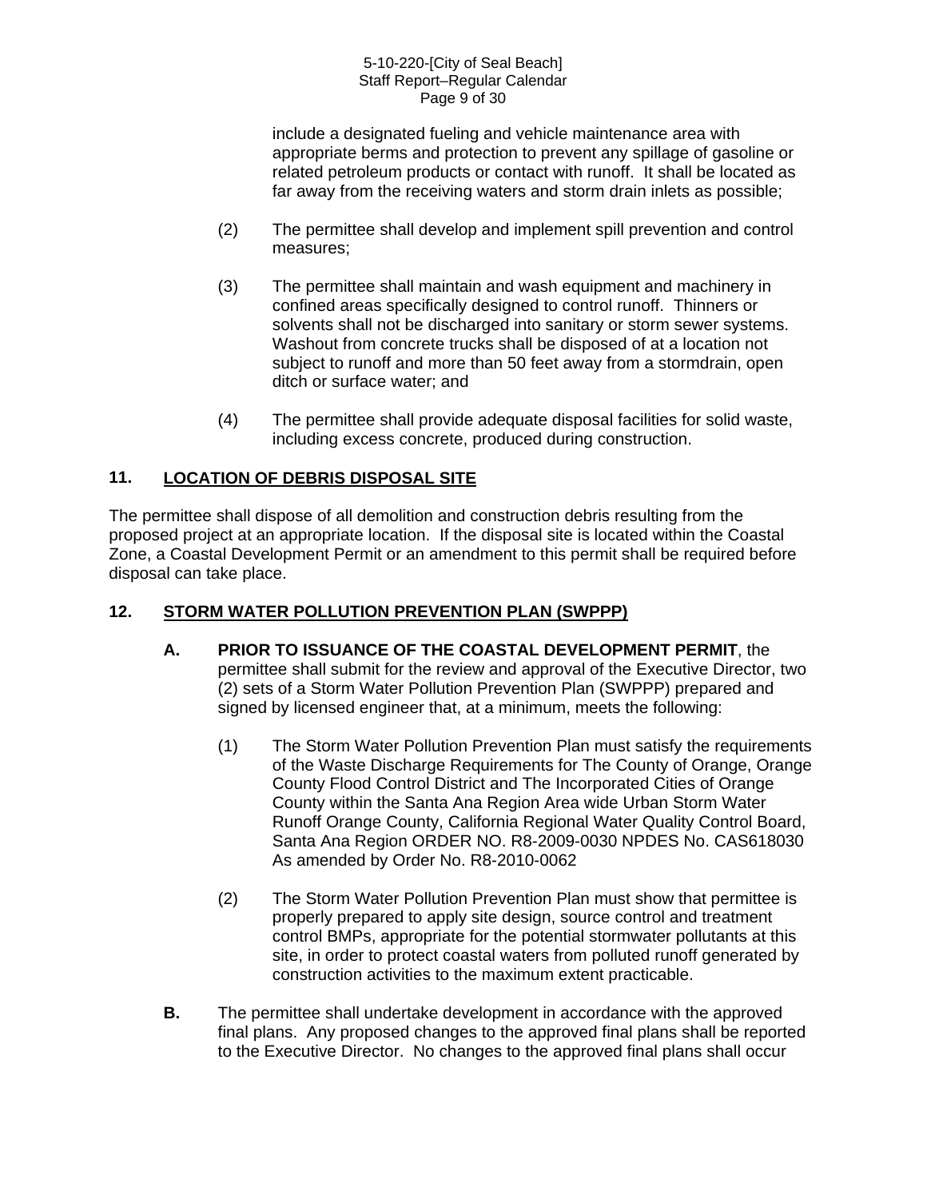include a designated fueling and vehicle maintenance area with appropriate berms and protection to prevent any spillage of gasoline or related petroleum products or contact with runoff. It shall be located as far away from the receiving waters and storm drain inlets as possible;

(2) The permittee shall develop and implement spill prevention and control measures;

(3) The permittee shall maintain and wash equipment and machinery in confined areas specifically designed to control runoff. Thinners or solvents shall not be discharged into sanitary or storm sewer systems. Washout from concrete trucks shall be disposed of at a location not subject to runoff and more than 50 feet away from a stormdrain, open ditch or surface water; and

(4) The permittee shall provide adequate disposal facilities for solid waste, including excess concrete, produced during construction.

## 11. LOCATION OF DEBRIS DISPOSAL SITE

The permittee shall dispose of all demolition and construction debris resulting from the proposed project at an appropriate location. If the disposal site is located within the Coastal Zone, a Coastal Development Permit or an amendment to this permit shall be required before disposal can take place.

## 12. STORM WATER POLLUTION PREVENTION PLAN (SWPPP)

**A. PRIOR TO ISSUANCE OF THE COASTAL DEVELOPMENT PERMIT**, the permittee shall submit for the review and approval of the Executive Director, two (2) sets of a Storm Water Pollution Prevention Plan (SWPPP) prepared and signed by licensed engineer that, at a minimum, meets the following:

(1) The Storm Water Pollution Prevention Plan must satisfy the requirements of the Waste Discharge Requirements for The County of Orange, Orange County Flood Control District and The Incorporated Cities of Orange County within the Santa Ana Region Area wide Urban Storm Water Runoff Orange County, California Regional Water Quality Control Board, Santa Ana Region ORDER NO. R8-2009-0030 NPDES No. CAS618030 As amended by Order No. R8-2010-0062

(2) The Storm Water Pollution Prevention Plan must show that permittee is properly prepared to apply site design, source control and treatment control BMPs, appropriate for the potential stormwater pollutants at this site, in order to protect coastal waters from polluted runoff generated by construction activities to the maximum extent practicable.

**B.** The permittee shall undertake development in accordance with the approved final plans. Any proposed changes to the approved final plans shall be reported to the Executive Director. No changes to the approved final plans shall occur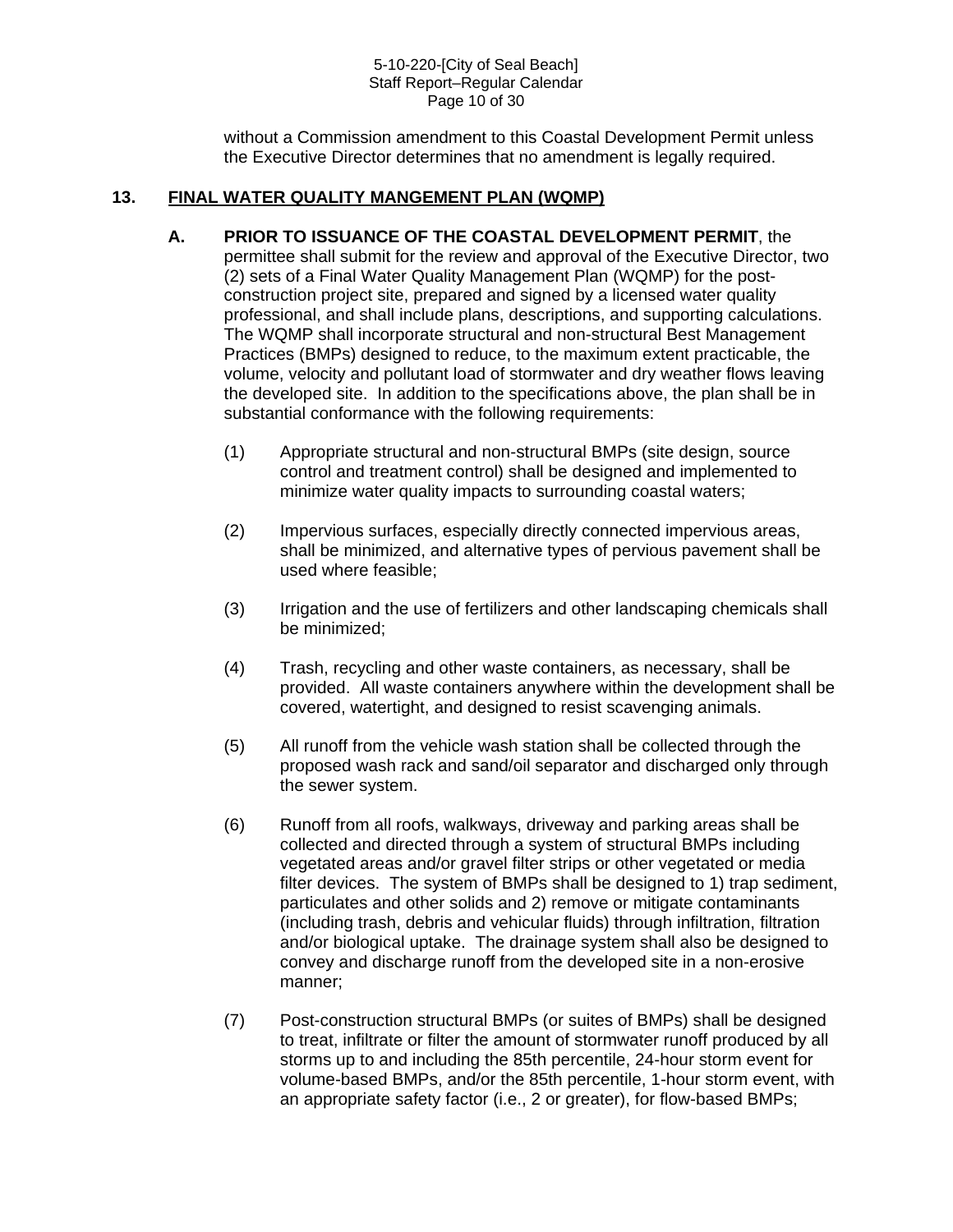without a Commission amendment to this Coastal Development Permit unless the Executive Director determines that no amendment is legally required.

**13. FINAL WATER QUALITY MANGEMENT PLAN (WQMP)**

**A. PRIOR TO ISSUANCE OF THE COASTAL DEVELOPMENT PERMIT**, the permittee shall submit for the review and approval of the Executive Director, two (2) sets of a Final Water Quality Management Plan (WQMP) for the post-construction project site, prepared and signed by a licensed water quality professional, and shall include plans, descriptions, and supporting calculations. The WQMP shall incorporate structural and non-structural Best Management Practices (BMPs) designed to reduce, to the maximum extent practicable, the volume, velocity and pollutant load of stormwater and dry weather flows leaving the developed site. In addition to the specifications above, the plan shall be in substantial conformance with the following requirements:

(1) Appropriate structural and non-structural BMPs (site design, source control and treatment control) shall be designed and implemented to minimize water quality impacts to surrounding coastal waters;

(2) Impervious surfaces, especially directly connected impervious areas, shall be minimized, and alternative types of pervious pavement shall be used where feasible;

(3) Irrigation and the use of fertilizers and other landscaping chemicals shall be minimized;

(4) Trash, recycling and other waste containers, as necessary, shall be provided. All waste containers anywhere within the development shall be covered, watertight, and designed to resist scavenging animals.

(5) All runoff from the vehicle wash station shall be collected through the proposed wash rack and sand/oil separator and discharged only through the sewer system.

(6) Runoff from all roofs, walkways, driveway and parking areas shall be collected and directed through a system of structural BMPs including vegetated areas and/or gravel filter strips or other vegetated or media filter devices. The system of BMPs shall be designed to 1) trap sediment, particulates and other solids and 2) remove or mitigate contaminants (including trash, debris and vehicular fluids) through infiltration, filtration and/or biological uptake. The drainage system shall also be designed to convey and discharge runoff from the developed site in a non-erosive manner;

(7) Post-construction structural BMPs (or suites of BMPs) shall be designed to treat, infiltrate or filter the amount of stormwater runoff produced by all storms up to and including the 85th percentile, 24-hour storm event for volume-based BMPs, and/or the 85th percentile, 1-hour storm event, with an appropriate safety factor (i.e., 2 or greater), for flow-based BMPs;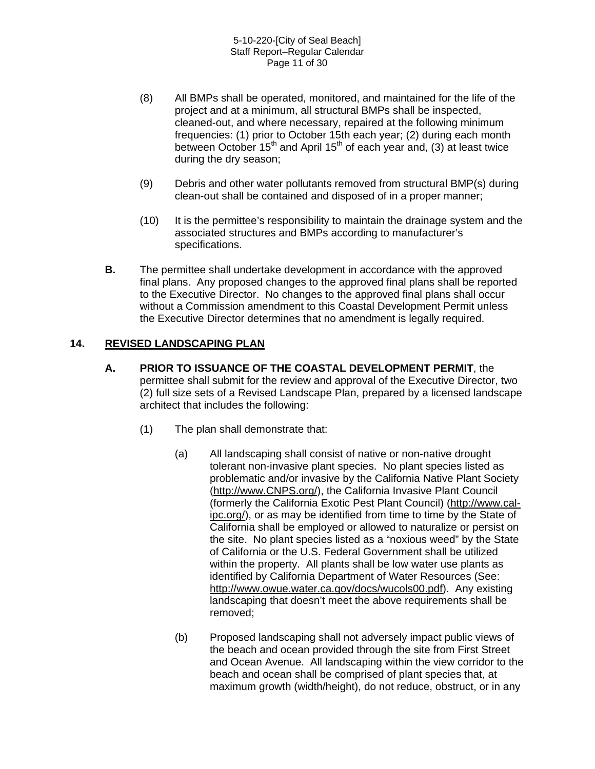(8) All BMPs shall be operated, monitored, and maintained for the life of the project and at a minimum, all structural BMPs shall be inspected, cleaned-out, and where necessary, repaired at the following minimum frequencies: (1) prior to October 15th each year; (2) during each month between October 15th and April 15th of each year and, (3) at least twice during the dry season;

(9) Debris and other water pollutants removed from structural BMP(s) during clean-out shall be contained and disposed of in a proper manner;

(10) It is the permittee's responsibility to maintain the drainage system and the associated structures and BMPs according to manufacturer's specifications.

**B.** The permittee shall undertake development in accordance with the approved final plans. Any proposed changes to the approved final plans shall be reported to the Executive Director. No changes to the approved final plans shall occur without a Commission amendment to this Coastal Development Permit unless the Executive Director determines that no amendment is legally required.

**14. REVISED LANDSCAPING PLAN**

**A. PRIOR TO ISSUANCE OF THE COASTAL DEVELOPMENT PERMIT**, the permittee shall submit for the review and approval of the Executive Director, two (2) full size sets of a Revised Landscape Plan, prepared by a licensed landscape architect that includes the following:

(1) The plan shall demonstrate that:

(a) All landscaping shall consist of native or non-native drought tolerant non-invasive plant species. No plant species listed as problematic and/or invasive by the California Native Plant Society (http://www.CNPS.org/), the California Invasive Plant Council (formerly the California Exotic Pest Plant Council) (http://www.cal-ipc.org/), or as may be identified from time to time by the State of California shall be employed or allowed to naturalize or persist on the site. No plant species listed as a "noxious weed" by the State of California or the U.S. Federal Government shall be utilized within the property. All plants shall be low water use plants as identified by California Department of Water Resources (See: http://www.owue.water.ca.gov/docs/wucols00.pdf). Any existing landscaping that doesn't meet the above requirements shall be removed;

(b) Proposed landscaping shall not adversely impact public views of the beach and ocean provided through the site from First Street and Ocean Avenue. All landscaping within the view corridor to the beach and ocean shall be comprised of plant species that, at maximum growth (width/height), do not reduce, obstruct, or in any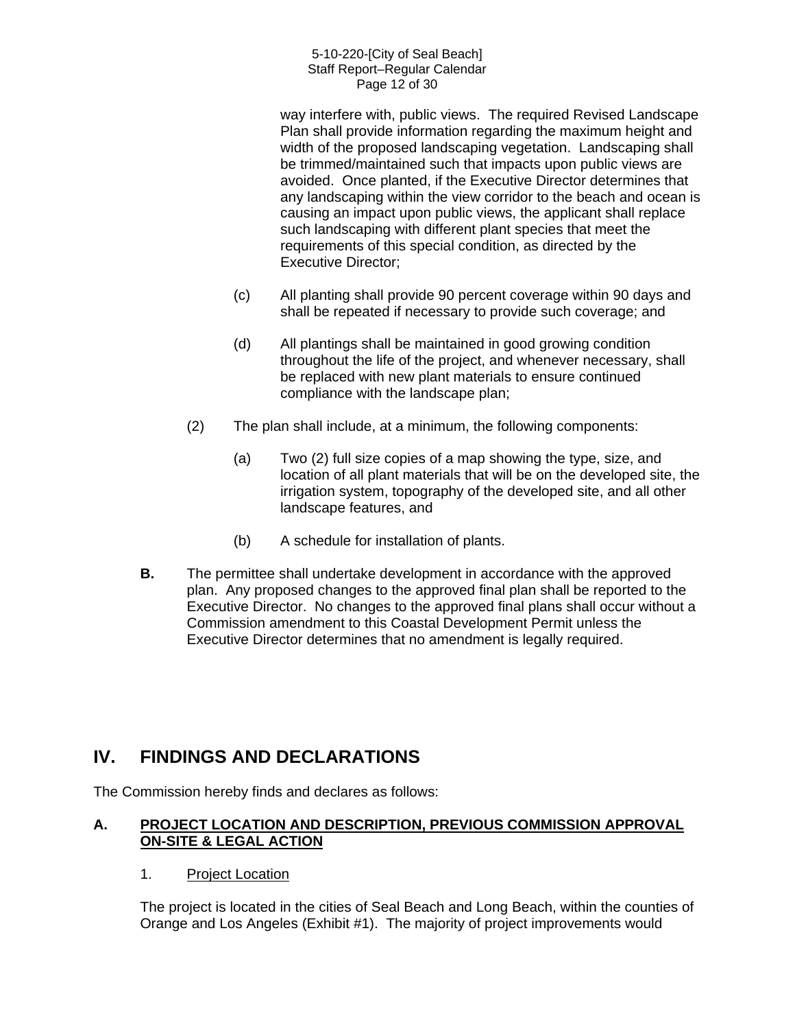way interfere with, public views. The required Revised Landscape Plan shall provide information regarding the maximum height and width of the proposed landscaping vegetation. Landscaping shall be trimmed/maintained such that impacts upon public views are avoided. Once planted, if the Executive Director determines that any landscaping within the view corridor to the beach and ocean is causing an impact upon public views, the applicant shall replace such landscaping with different plant species that meet the requirements of this special condition, as directed by the Executive Director;

(c) All planting shall provide 90 percent coverage within 90 days and shall be repeated if necessary to provide such coverage; and

(d) All plantings shall be maintained in good growing condition throughout the life of the project, and whenever necessary, shall be replaced with new plant materials to ensure continued compliance with the landscape plan;

(2) The plan shall include, at a minimum, the following components:

(a) Two (2) full size copies of a map showing the type, size, and location of all plant materials that will be on the developed site, the irrigation system, topography of the developed site, and all other landscape features, and

(b) A schedule for installation of plants.

**B.** The permittee shall undertake development in accordance with the approved plan. Any proposed changes to the approved final plan shall be reported to the Executive Director. No changes to the approved final plans shall occur without a Commission amendment to this Coastal Development Permit unless the Executive Director determines that no amendment is legally required.

## IV. FINDINGS AND DECLARATIONS

The Commission hereby finds and declares as follows:

### A. PROJECT LOCATION AND DESCRIPTION, PREVIOUS COMMISSION APPROVAL ON-SITE & LEGAL ACTION

1. Project Location

The project is located in the cities of Seal Beach and Long Beach, within the counties of Orange and Los Angeles (Exhibit #1). The majority of project improvements would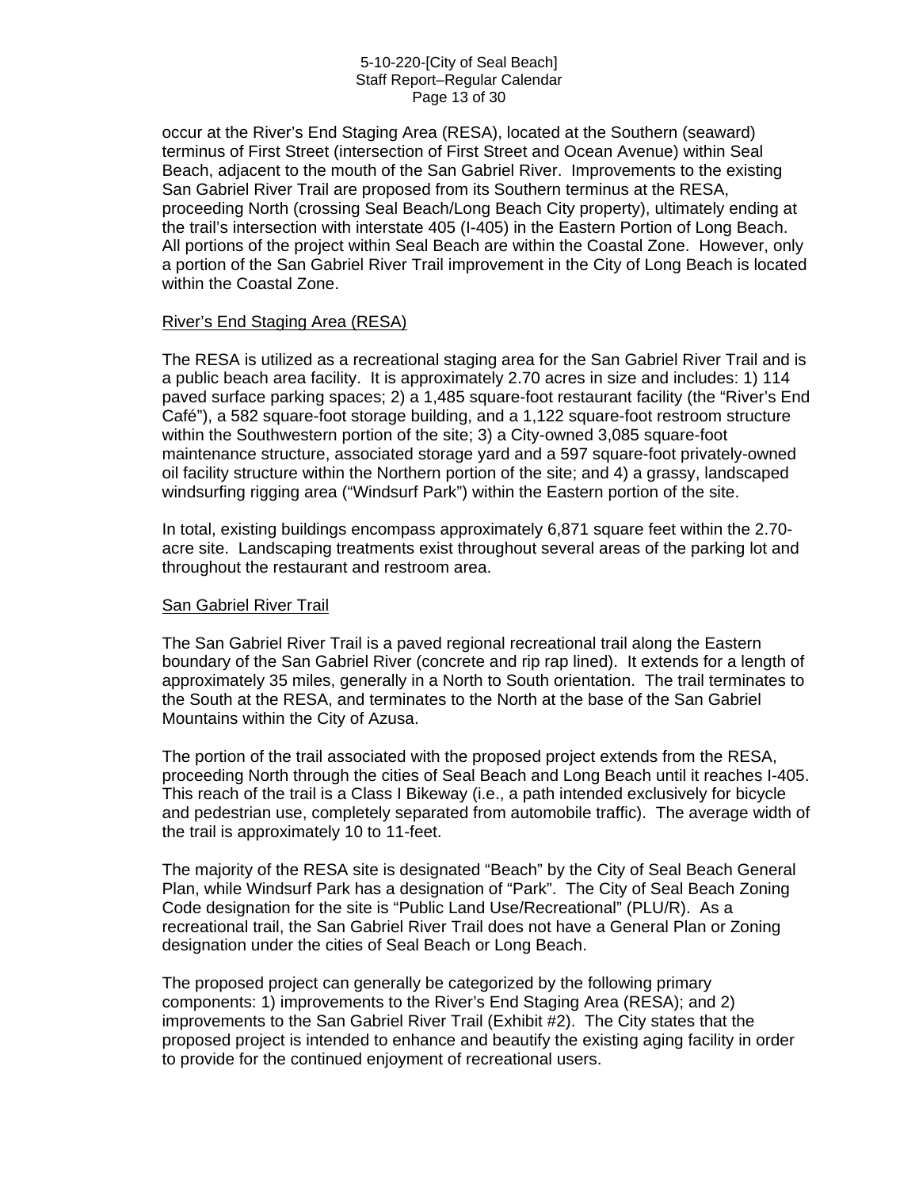occur at the River's End Staging Area (RESA), located at the Southern (seaward) terminus of First Street (intersection of First Street and Ocean Avenue) within Seal Beach, adjacent to the mouth of the San Gabriel River. Improvements to the existing San Gabriel River Trail are proposed from its Southern terminus at the RESA, proceeding North (crossing Seal Beach/Long Beach City property), ultimately ending at the trail's intersection with interstate 405 (I-405) in the Eastern Portion of Long Beach. All portions of the project within Seal Beach are within the Coastal Zone. However, only a portion of the San Gabriel River Trail improvement in the City of Long Beach is located within the Coastal Zone.

River's End Staging Area (RESA)

The RESA is utilized as a recreational staging area for the San Gabriel River Trail and is a public beach area facility. It is approximately 2.70 acres in size and includes: 1) 114 paved surface parking spaces; 2) a 1,485 square-foot restaurant facility (the "River's End Café"), a 582 square-foot storage building, and a 1,122 square-foot restroom structure within the Southwestern portion of the site; 3) a City-owned 3,085 square-foot maintenance structure, associated storage yard and a 597 square-foot privately-owned oil facility structure within the Northern portion of the site; and 4) a grassy, landscaped windsurfing rigging area ("Windsurf Park") within the Eastern portion of the site.

In total, existing buildings encompass approximately 6,871 square feet within the 2.70-acre site. Landscaping treatments exist throughout several areas of the parking lot and throughout the restaurant and restroom area.

San Gabriel River Trail

The San Gabriel River Trail is a paved regional recreational trail along the Eastern boundary of the San Gabriel River (concrete and rip rap lined). It extends for a length of approximately 35 miles, generally in a North to South orientation. The trail terminates to the South at the RESA, and terminates to the North at the base of the San Gabriel Mountains within the City of Azusa.

The portion of the trail associated with the proposed project extends from the RESA, proceeding North through the cities of Seal Beach and Long Beach until it reaches I-405. This reach of the trail is a Class I Bikeway (i.e., a path intended exclusively for bicycle and pedestrian use, completely separated from automobile traffic). The average width of the trail is approximately 10 to 11-feet.

The majority of the RESA site is designated "Beach" by the City of Seal Beach General Plan, while Windsurf Park has a designation of "Park". The City of Seal Beach Zoning Code designation for the site is "Public Land Use/Recreational" (PLU/R). As a recreational trail, the San Gabriel River Trail does not have a General Plan or Zoning designation under the cities of Seal Beach or Long Beach.

The proposed project can generally be categorized by the following primary components: 1) improvements to the River's End Staging Area (RESA); and 2) improvements to the San Gabriel River Trail (Exhibit #2). The City states that the proposed project is intended to enhance and beautify the existing aging facility in order to provide for the continued enjoyment of recreational users.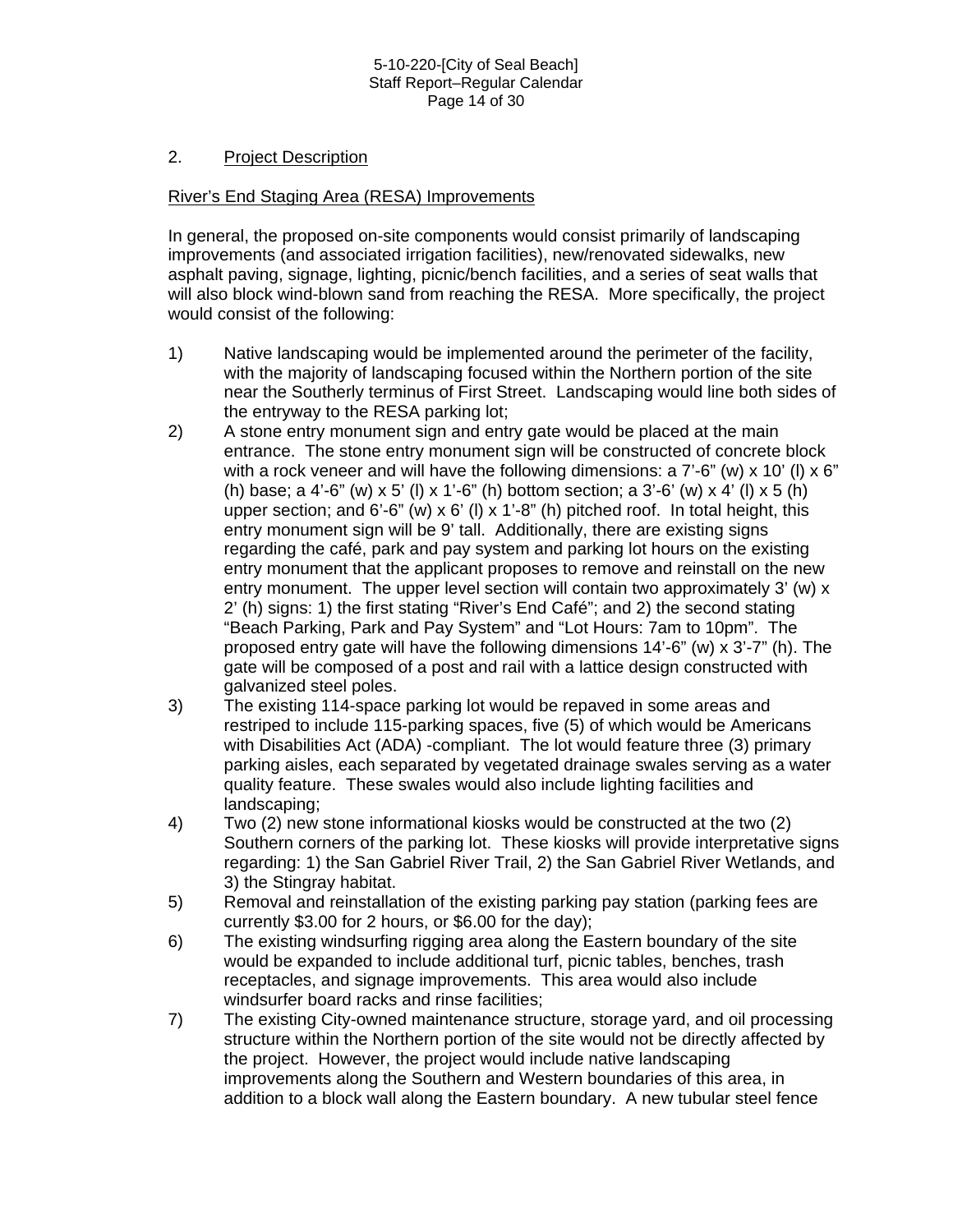2. Project Description

River's End Staging Area (RESA) Improvements

In general, the proposed on-site components would consist primarily of landscaping improvements (and associated irrigation facilities), new/renovated sidewalks, new asphalt paving, signage, lighting, picnic/bench facilities, and a series of seat walls that will also block wind-blown sand from reaching the RESA. More specifically, the project would consist of the following:

1) Native landscaping would be implemented around the perimeter of the facility, with the majority of landscaping focused within the Northern portion of the site near the Southerly terminus of First Street. Landscaping would line both sides of the entryway to the RESA parking lot;
2) A stone entry monument sign and entry gate would be placed at the main entrance. The stone entry monument sign will be constructed of concrete block with a rock veneer and will have the following dimensions: a 7'-6" (w) x 10' (l) x 6" (h) base; a 4'-6" (w) x 5' (l) x 1'-6" (h) bottom section; a 3'-6' (w) x 4' (l) x 5 (h) upper section; and 6'-6" (w) x 6' (l) x 1'-8" (h) pitched roof. In total height, this entry monument sign will be 9' tall. Additionally, there are existing signs regarding the café, park and pay system and parking lot hours on the existing entry monument that the applicant proposes to remove and reinstall on the new entry monument. The upper level section will contain two approximately 3' (w) x 2' (h) signs: 1) the first stating "River's End Café"; and 2) the second stating "Beach Parking, Park and Pay System" and "Lot Hours: 7am to 10pm". The proposed entry gate will have the following dimensions 14'-6" (w) x 3'-7" (h). The gate will be composed of a post and rail with a lattice design constructed with galvanized steel poles.
3) The existing 114-space parking lot would be repaved in some areas and restriped to include 115-parking spaces, five (5) of which would be Americans with Disabilities Act (ADA) -compliant. The lot would feature three (3) primary parking aisles, each separated by vegetated drainage swales serving as a water quality feature. These swales would also include lighting facilities and landscaping;
4) Two (2) new stone informational kiosks would be constructed at the two (2) Southern corners of the parking lot. These kiosks will provide interpretative signs regarding: 1) the San Gabriel River Trail, 2) the San Gabriel River Wetlands, and 3) the Stingray habitat.
5) Removal and reinstallation of the existing parking pay station (parking fees are currently $3.00 for 2 hours, or $6.00 for the day);
6) The existing windsurfing rigging area along the Eastern boundary of the site would be expanded to include additional turf, picnic tables, benches, trash receptacles, and signage improvements. This area would also include windsurfer board racks and rinse facilities;
7) The existing City-owned maintenance structure, storage yard, and oil processing structure within the Northern portion of the site would not be directly affected by the project. However, the project would include native landscaping improvements along the Southern and Western boundaries of this area, in addition to a block wall along the Eastern boundary. A new tubular steel fence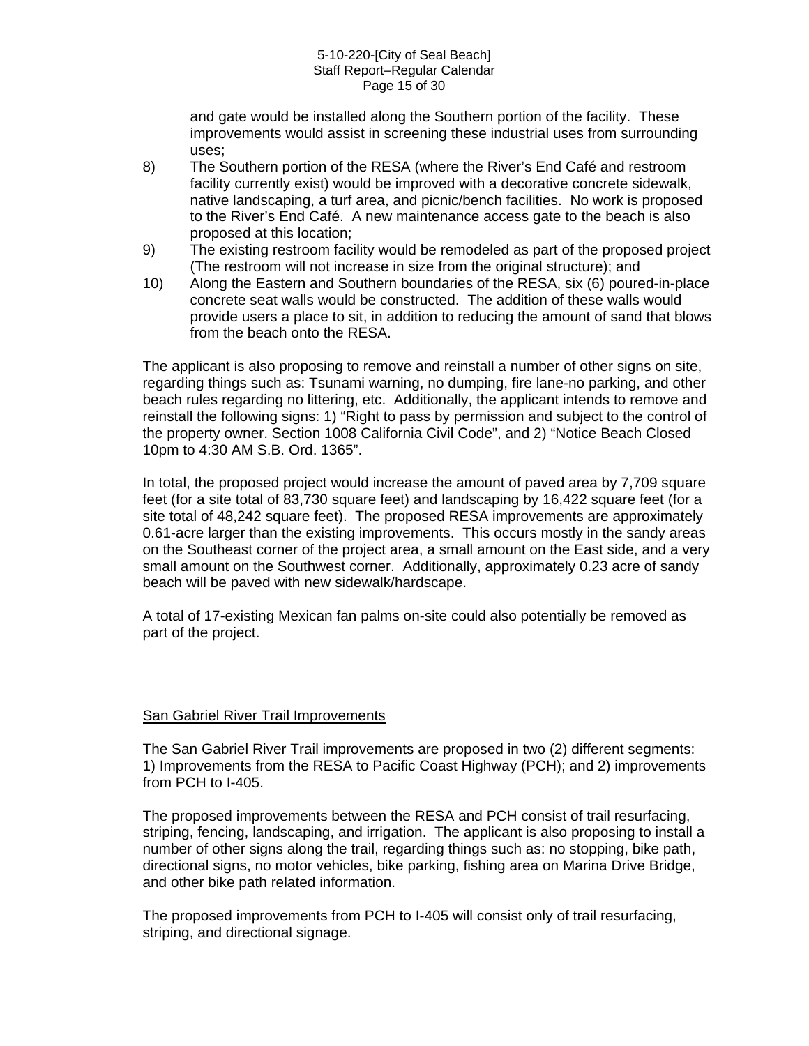and gate would be installed along the Southern portion of the facility. These improvements would assist in screening these industrial uses from surrounding uses;

8) The Southern portion of the RESA (where the River's End Café and restroom facility currently exist) would be improved with a decorative concrete sidewalk, native landscaping, a turf area, and picnic/bench facilities. No work is proposed to the River's End Café. A new maintenance access gate to the beach is also proposed at this location;
9) The existing restroom facility would be remodeled as part of the proposed project (The restroom will not increase in size from the original structure); and
10) Along the Eastern and Southern boundaries of the RESA, six (6) poured-in-place concrete seat walls would be constructed. The addition of these walls would provide users a place to sit, in addition to reducing the amount of sand that blows from the beach onto the RESA.

The applicant is also proposing to remove and reinstall a number of other signs on site, regarding things such as: Tsunami warning, no dumping, fire lane-no parking, and other beach rules regarding no littering, etc. Additionally, the applicant intends to remove and reinstall the following signs: 1) "Right to pass by permission and subject to the control of the property owner. Section 1008 California Civil Code", and 2) "Notice Beach Closed 10pm to 4:30 AM S.B. Ord. 1365".

In total, the proposed project would increase the amount of paved area by 7,709 square feet (for a site total of 83,730 square feet) and landscaping by 16,422 square feet (for a site total of 48,242 square feet). The proposed RESA improvements are approximately 0.61-acre larger than the existing improvements. This occurs mostly in the sandy areas on the Southeast corner of the project area, a small amount on the East side, and a very small amount on the Southwest corner. Additionally, approximately 0.23 acre of sandy beach will be paved with new sidewalk/hardscape.

A total of 17-existing Mexican fan palms on-site could also potentially be removed as part of the project.

San Gabriel River Trail Improvements

The San Gabriel River Trail improvements are proposed in two (2) different segments: 1) Improvements from the RESA to Pacific Coast Highway (PCH); and 2) improvements from PCH to I-405.

The proposed improvements between the RESA and PCH consist of trail resurfacing, striping, fencing, landscaping, and irrigation. The applicant is also proposing to install a number of other signs along the trail, regarding things such as: no stopping, bike path, directional signs, no motor vehicles, bike parking, fishing area on Marina Drive Bridge, and other bike path related information.

The proposed improvements from PCH to I-405 will consist only of trail resurfacing, striping, and directional signage.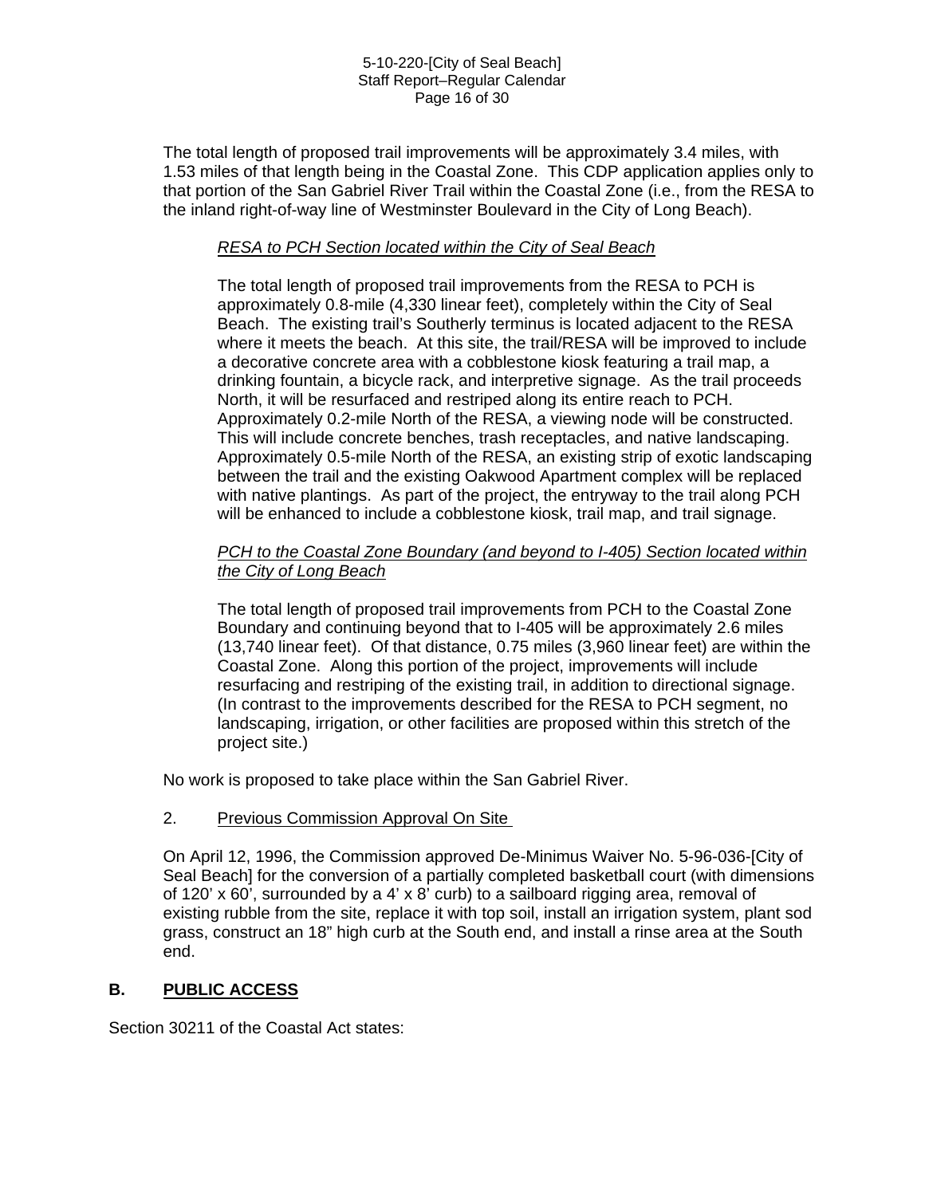The total length of proposed trail improvements will be approximately 3.4 miles, with 1.53 miles of that length being in the Coastal Zone. This CDP application applies only to that portion of the San Gabriel River Trail within the Coastal Zone (i.e., from the RESA to the inland right-of-way line of Westminster Boulevard in the City of Long Beach).

*RESA to PCH Section located within the City of Seal Beach*

The total length of proposed trail improvements from the RESA to PCH is approximately 0.8-mile (4,330 linear feet), completely within the City of Seal Beach. The existing trail's Southerly terminus is located adjacent to the RESA where it meets the beach. At this site, the trail/RESA will be improved to include a decorative concrete area with a cobblestone kiosk featuring a trail map, a drinking fountain, a bicycle rack, and interpretive signage. As the trail proceeds North, it will be resurfaced and restriped along its entire reach to PCH. Approximately 0.2-mile North of the RESA, a viewing node will be constructed. This will include concrete benches, trash receptacles, and native landscaping. Approximately 0.5-mile North of the RESA, an existing strip of exotic landscaping between the trail and the existing Oakwood Apartment complex will be replaced with native plantings. As part of the project, the entryway to the trail along PCH will be enhanced to include a cobblestone kiosk, trail map, and trail signage.

*PCH to the Coastal Zone Boundary (and beyond to I-405) Section located within the City of Long Beach*

The total length of proposed trail improvements from PCH to the Coastal Zone Boundary and continuing beyond that to I-405 will be approximately 2.6 miles (13,740 linear feet). Of that distance, 0.75 miles (3,960 linear feet) are within the Coastal Zone. Along this portion of the project, improvements will include resurfacing and restriping of the existing trail, in addition to directional signage. (In contrast to the improvements described for the RESA to PCH segment, no landscaping, irrigation, or other facilities are proposed within this stretch of the project site.)

No work is proposed to take place within the San Gabriel River.

2. Previous Commission Approval On Site

On April 12, 1996, the Commission approved De-Minimus Waiver No. 5-96-036-[City of Seal Beach] for the conversion of a partially completed basketball court (with dimensions of 120' x 60', surrounded by a 4' x 8' curb) to a sailboard rigging area, removal of existing rubble from the site, replace it with top soil, install an irrigation system, plant sod grass, construct an 18" high curb at the South end, and install a rinse area at the South end.

## B. PUBLIC ACCESS

Section 30211 of the Coastal Act states: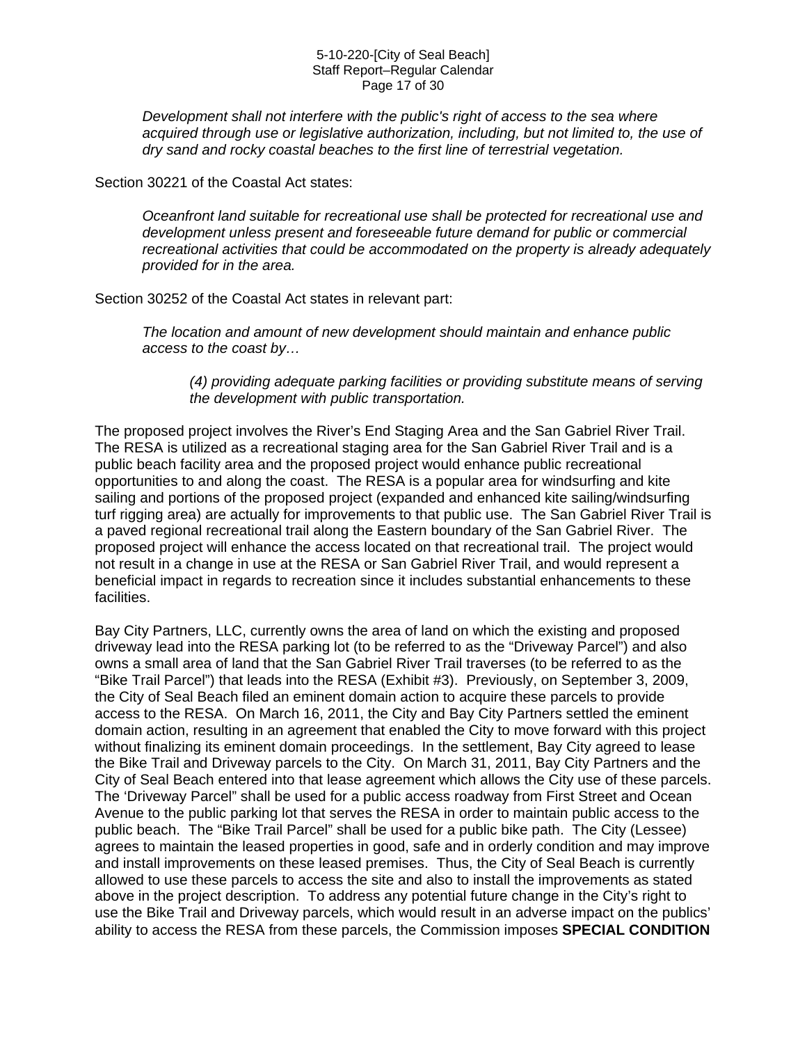*Development shall not interfere with the public's right of access to the sea where acquired through use or legislative authorization, including, but not limited to, the use of dry sand and rocky coastal beaches to the first line of terrestrial vegetation.*

Section 30221 of the Coastal Act states:

*Oceanfront land suitable for recreational use shall be protected for recreational use and development unless present and foreseeable future demand for public or commercial recreational activities that could be accommodated on the property is already adequately provided for in the area.*

Section 30252 of the Coastal Act states in relevant part:

*The location and amount of new development should maintain and enhance public access to the coast by…*

*(4) providing adequate parking facilities or providing substitute means of serving the development with public transportation.*

The proposed project involves the River's End Staging Area and the San Gabriel River Trail. The RESA is utilized as a recreational staging area for the San Gabriel River Trail and is a public beach facility area and the proposed project would enhance public recreational opportunities to and along the coast. The RESA is a popular area for windsurfing and kite sailing and portions of the proposed project (expanded and enhanced kite sailing/windsurfing turf rigging area) are actually for improvements to that public use. The San Gabriel River Trail is a paved regional recreational trail along the Eastern boundary of the San Gabriel River. The proposed project will enhance the access located on that recreational trail. The project would not result in a change in use at the RESA or San Gabriel River Trail, and would represent a beneficial impact in regards to recreation since it includes substantial enhancements to these facilities.

Bay City Partners, LLC, currently owns the area of land on which the existing and proposed driveway lead into the RESA parking lot (to be referred to as the "Driveway Parcel") and also owns a small area of land that the San Gabriel River Trail traverses (to be referred to as the "Bike Trail Parcel") that leads into the RESA (Exhibit #3). Previously, on September 3, 2009, the City of Seal Beach filed an eminent domain action to acquire these parcels to provide access to the RESA. On March 16, 2011, the City and Bay City Partners settled the eminent domain action, resulting in an agreement that enabled the City to move forward with this project without finalizing its eminent domain proceedings. In the settlement, Bay City agreed to lease the Bike Trail and Driveway parcels to the City. On March 31, 2011, Bay City Partners and the City of Seal Beach entered into that lease agreement which allows the City use of these parcels. The 'Driveway Parcel" shall be used for a public access roadway from First Street and Ocean Avenue to the public parking lot that serves the RESA in order to maintain public access to the public beach. The "Bike Trail Parcel" shall be used for a public bike path. The City (Lessee) agrees to maintain the leased properties in good, safe and in orderly condition and may improve and install improvements on these leased premises. Thus, the City of Seal Beach is currently allowed to use these parcels to access the site and also to install the improvements as stated above in the project description. To address any potential future change in the City's right to use the Bike Trail and Driveway parcels, which would result in an adverse impact on the publics' ability to access the RESA from these parcels, the Commission imposes **SPECIAL CONDITION**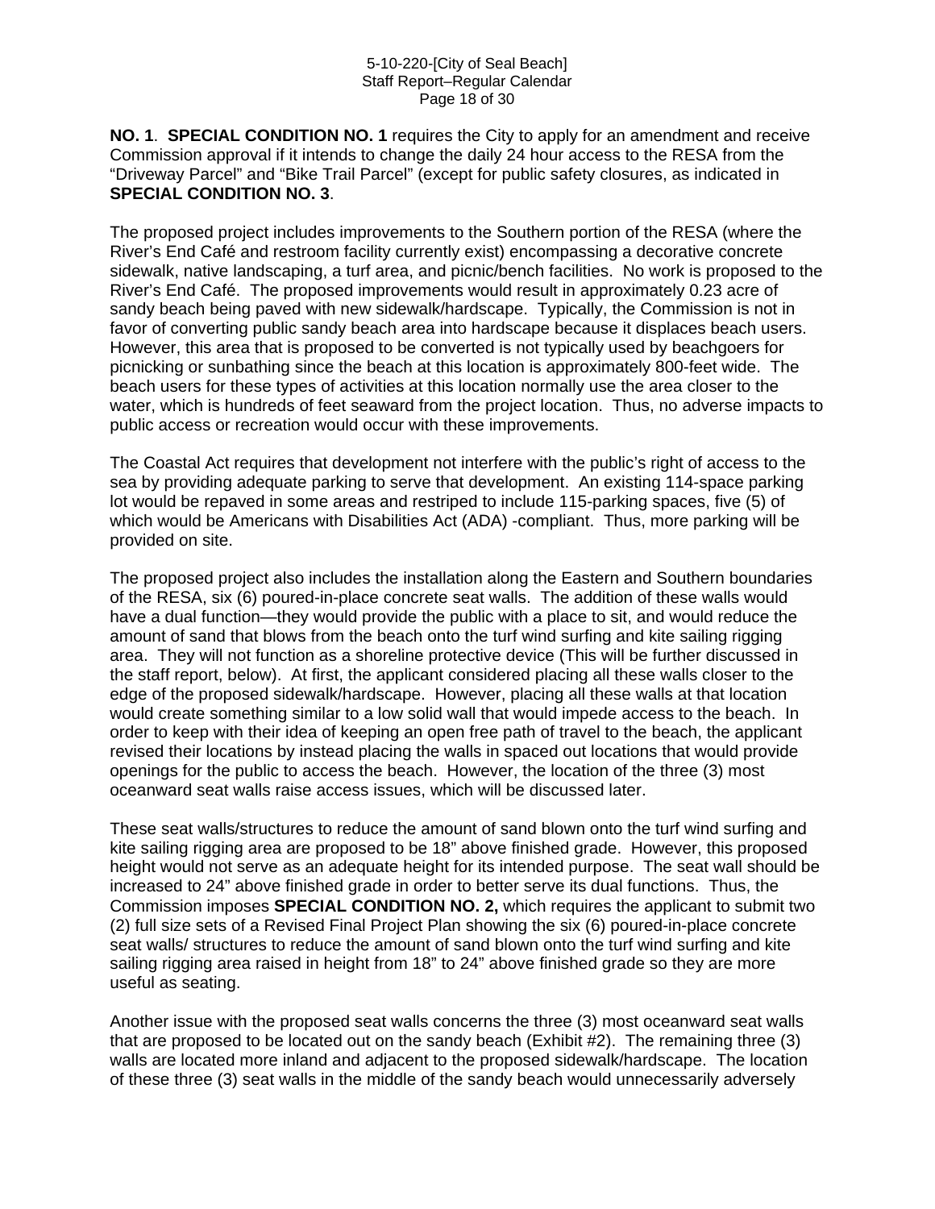**NO. 1**. **SPECIAL CONDITION NO. 1** requires the City to apply for an amendment and receive Commission approval if it intends to change the daily 24 hour access to the RESA from the "Driveway Parcel" and "Bike Trail Parcel" (except for public safety closures, as indicated in **SPECIAL CONDITION NO. 3**.

The proposed project includes improvements to the Southern portion of the RESA (where the River's End Café and restroom facility currently exist) encompassing a decorative concrete sidewalk, native landscaping, a turf area, and picnic/bench facilities. No work is proposed to the River's End Café. The proposed improvements would result in approximately 0.23 acre of sandy beach being paved with new sidewalk/hardscape. Typically, the Commission is not in favor of converting public sandy beach area into hardscape because it displaces beach users. However, this area that is proposed to be converted is not typically used by beachgoers for picnicking or sunbathing since the beach at this location is approximately 800-feet wide. The beach users for these types of activities at this location normally use the area closer to the water, which is hundreds of feet seaward from the project location. Thus, no adverse impacts to public access or recreation would occur with these improvements.

The Coastal Act requires that development not interfere with the public's right of access to the sea by providing adequate parking to serve that development. An existing 114-space parking lot would be repaved in some areas and restriped to include 115-parking spaces, five (5) of which would be Americans with Disabilities Act (ADA) -compliant. Thus, more parking will be provided on site.

The proposed project also includes the installation along the Eastern and Southern boundaries of the RESA, six (6) poured-in-place concrete seat walls. The addition of these walls would have a dual function—they would provide the public with a place to sit, and would reduce the amount of sand that blows from the beach onto the turf wind surfing and kite sailing rigging area. They will not function as a shoreline protective device (This will be further discussed in the staff report, below). At first, the applicant considered placing all these walls closer to the edge of the proposed sidewalk/hardscape. However, placing all these walls at that location would create something similar to a low solid wall that would impede access to the beach. In order to keep with their idea of keeping an open free path of travel to the beach, the applicant revised their locations by instead placing the walls in spaced out locations that would provide openings for the public to access the beach. However, the location of the three (3) most oceanward seat walls raise access issues, which will be discussed later.

These seat walls/structures to reduce the amount of sand blown onto the turf wind surfing and kite sailing rigging area are proposed to be 18" above finished grade. However, this proposed height would not serve as an adequate height for its intended purpose. The seat wall should be increased to 24" above finished grade in order to better serve its dual functions. Thus, the Commission imposes **SPECIAL CONDITION NO. 2,** which requires the applicant to submit two (2) full size sets of a Revised Final Project Plan showing the six (6) poured-in-place concrete seat walls/ structures to reduce the amount of sand blown onto the turf wind surfing and kite sailing rigging area raised in height from 18" to 24" above finished grade so they are more useful as seating.

Another issue with the proposed seat walls concerns the three (3) most oceanward seat walls that are proposed to be located out on the sandy beach (Exhibit #2). The remaining three (3) walls are located more inland and adjacent to the proposed sidewalk/hardscape. The location of these three (3) seat walls in the middle of the sandy beach would unnecessarily adversely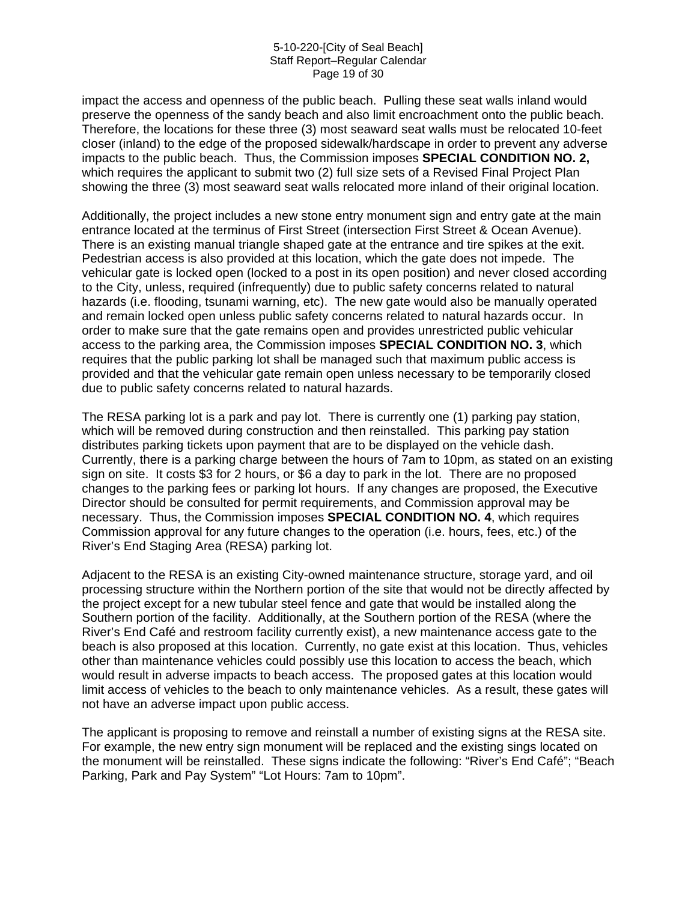impact the access and openness of the public beach. Pulling these seat walls inland would preserve the openness of the sandy beach and also limit encroachment onto the public beach. Therefore, the locations for these three (3) most seaward seat walls must be relocated 10-feet closer (inland) to the edge of the proposed sidewalk/hardscape in order to prevent any adverse impacts to the public beach. Thus, the Commission imposes **SPECIAL CONDITION NO. 2,** which requires the applicant to submit two (2) full size sets of a Revised Final Project Plan showing the three (3) most seaward seat walls relocated more inland of their original location.

Additionally, the project includes a new stone entry monument sign and entry gate at the main entrance located at the terminus of First Street (intersection First Street & Ocean Avenue). There is an existing manual triangle shaped gate at the entrance and tire spikes at the exit. Pedestrian access is also provided at this location, which the gate does not impede. The vehicular gate is locked open (locked to a post in its open position) and never closed according to the City, unless, required (infrequently) due to public safety concerns related to natural hazards (i.e. flooding, tsunami warning, etc). The new gate would also be manually operated and remain locked open unless public safety concerns related to natural hazards occur. In order to make sure that the gate remains open and provides unrestricted public vehicular access to the parking area, the Commission imposes **SPECIAL CONDITION NO. 3**, which requires that the public parking lot shall be managed such that maximum public access is provided and that the vehicular gate remain open unless necessary to be temporarily closed due to public safety concerns related to natural hazards.

The RESA parking lot is a park and pay lot. There is currently one (1) parking pay station, which will be removed during construction and then reinstalled. This parking pay station distributes parking tickets upon payment that are to be displayed on the vehicle dash. Currently, there is a parking charge between the hours of 7am to 10pm, as stated on an existing sign on site. It costs $3 for 2 hours, or $6 a day to park in the lot. There are no proposed changes to the parking fees or parking lot hours. If any changes are proposed, the Executive Director should be consulted for permit requirements, and Commission approval may be necessary. Thus, the Commission imposes **SPECIAL CONDITION NO. 4**, which requires Commission approval for any future changes to the operation (i.e. hours, fees, etc.) of the River's End Staging Area (RESA) parking lot.

Adjacent to the RESA is an existing City-owned maintenance structure, storage yard, and oil processing structure within the Northern portion of the site that would not be directly affected by the project except for a new tubular steel fence and gate that would be installed along the Southern portion of the facility. Additionally, at the Southern portion of the RESA (where the River's End Café and restroom facility currently exist), a new maintenance access gate to the beach is also proposed at this location. Currently, no gate exist at this location. Thus, vehicles other than maintenance vehicles could possibly use this location to access the beach, which would result in adverse impacts to beach access. The proposed gates at this location would limit access of vehicles to the beach to only maintenance vehicles. As a result, these gates will not have an adverse impact upon public access.

The applicant is proposing to remove and reinstall a number of existing signs at the RESA site. For example, the new entry sign monument will be replaced and the existing sings located on the monument will be reinstalled. These signs indicate the following: "River's End Café"; "Beach Parking, Park and Pay System" "Lot Hours: 7am to 10pm".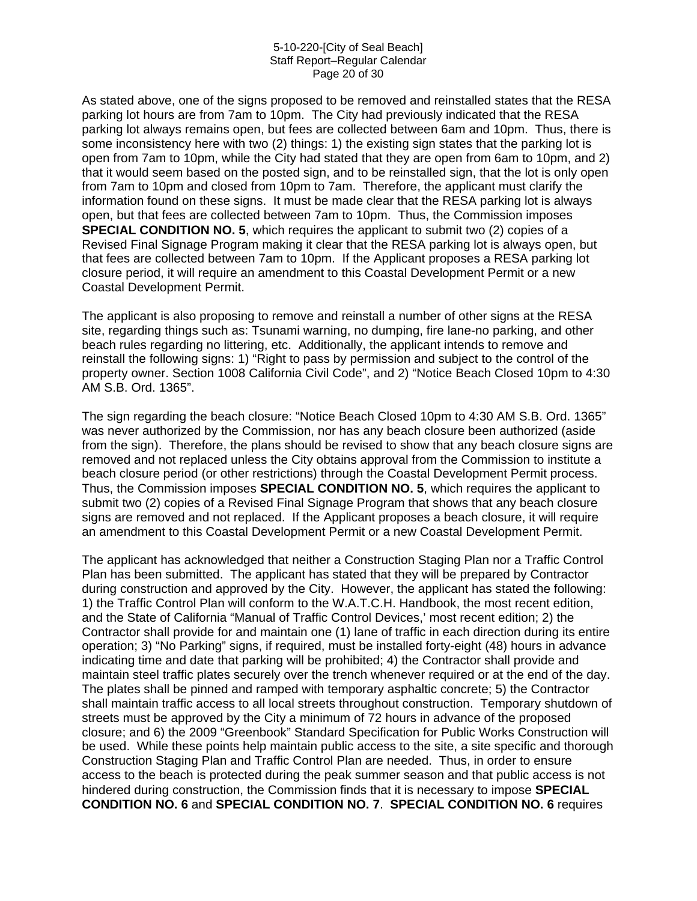As stated above, one of the signs proposed to be removed and reinstalled states that the RESA parking lot hours are from 7am to 10pm. The City had previously indicated that the RESA parking lot always remains open, but fees are collected between 6am and 10pm. Thus, there is some inconsistency here with two (2) things: 1) the existing sign states that the parking lot is open from 7am to 10pm, while the City had stated that they are open from 6am to 10pm, and 2) that it would seem based on the posted sign, and to be reinstalled sign, that the lot is only open from 7am to 10pm and closed from 10pm to 7am. Therefore, the applicant must clarify the information found on these signs. It must be made clear that the RESA parking lot is always open, but that fees are collected between 7am to 10pm. Thus, the Commission imposes **SPECIAL CONDITION NO. 5**, which requires the applicant to submit two (2) copies of a Revised Final Signage Program making it clear that the RESA parking lot is always open, but that fees are collected between 7am to 10pm. If the Applicant proposes a RESA parking lot closure period, it will require an amendment to this Coastal Development Permit or a new Coastal Development Permit.

The applicant is also proposing to remove and reinstall a number of other signs at the RESA site, regarding things such as: Tsunami warning, no dumping, fire lane-no parking, and other beach rules regarding no littering, etc. Additionally, the applicant intends to remove and reinstall the following signs: 1) "Right to pass by permission and subject to the control of the property owner. Section 1008 California Civil Code", and 2) "Notice Beach Closed 10pm to 4:30 AM S.B. Ord. 1365".

The sign regarding the beach closure: "Notice Beach Closed 10pm to 4:30 AM S.B. Ord. 1365" was never authorized by the Commission, nor has any beach closure been authorized (aside from the sign). Therefore, the plans should be revised to show that any beach closure signs are removed and not replaced unless the City obtains approval from the Commission to institute a beach closure period (or other restrictions) through the Coastal Development Permit process. Thus, the Commission imposes **SPECIAL CONDITION NO. 5**, which requires the applicant to submit two (2) copies of a Revised Final Signage Program that shows that any beach closure signs are removed and not replaced. If the Applicant proposes a beach closure, it will require an amendment to this Coastal Development Permit or a new Coastal Development Permit.

The applicant has acknowledged that neither a Construction Staging Plan nor a Traffic Control Plan has been submitted. The applicant has stated that they will be prepared by Contractor during construction and approved by the City. However, the applicant has stated the following: 1) the Traffic Control Plan will conform to the W.A.T.C.H. Handbook, the most recent edition, and the State of California "Manual of Traffic Control Devices,' most recent edition; 2) the Contractor shall provide for and maintain one (1) lane of traffic in each direction during its entire operation; 3) "No Parking" signs, if required, must be installed forty-eight (48) hours in advance indicating time and date that parking will be prohibited; 4) the Contractor shall provide and maintain steel traffic plates securely over the trench whenever required or at the end of the day. The plates shall be pinned and ramped with temporary asphaltic concrete; 5) the Contractor shall maintain traffic access to all local streets throughout construction. Temporary shutdown of streets must be approved by the City a minimum of 72 hours in advance of the proposed closure; and 6) the 2009 "Greenbook" Standard Specification for Public Works Construction will be used. While these points help maintain public access to the site, a site specific and thorough Construction Staging Plan and Traffic Control Plan are needed. Thus, in order to ensure access to the beach is protected during the peak summer season and that public access is not hindered during construction, the Commission finds that it is necessary to impose **SPECIAL CONDITION NO. 6** and **SPECIAL CONDITION NO. 7**. **SPECIAL CONDITION NO. 6** requires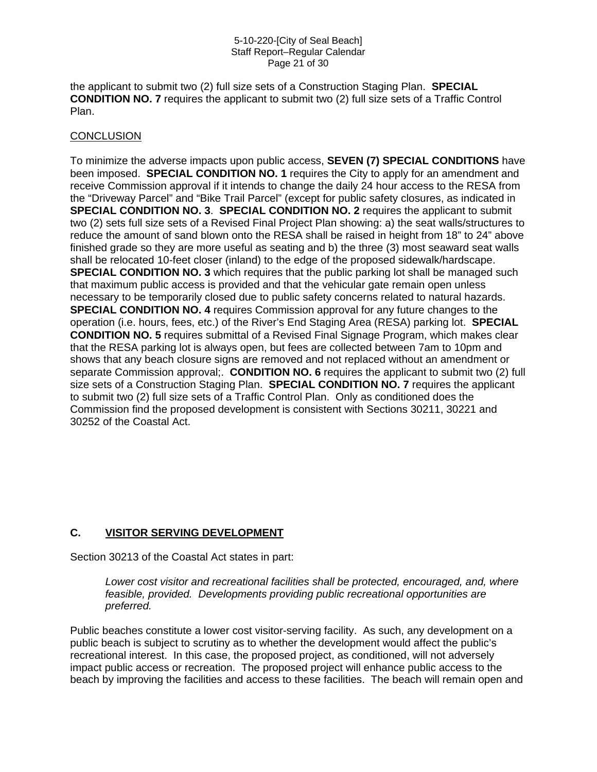the applicant to submit two (2) full size sets of a Construction Staging Plan. **SPECIAL CONDITION NO. 7** requires the applicant to submit two (2) full size sets of a Traffic Control Plan.

<u>CONCLUSION</u>

To minimize the adverse impacts upon public access, **SEVEN (7) SPECIAL CONDITIONS** have been imposed. **SPECIAL CONDITION NO. 1** requires the City to apply for an amendment and receive Commission approval if it intends to change the daily 24 hour access to the RESA from the "Driveway Parcel" and "Bike Trail Parcel" (except for public safety closures, as indicated in **SPECIAL CONDITION NO. 3**. **SPECIAL CONDITION NO. 2** requires the applicant to submit two (2) sets full size sets of a Revised Final Project Plan showing: a) the seat walls/structures to reduce the amount of sand blown onto the RESA shall be raised in height from 18" to 24" above finished grade so they are more useful as seating and b) the three (3) most seaward seat walls shall be relocated 10-feet closer (inland) to the edge of the proposed sidewalk/hardscape. **SPECIAL CONDITION NO. 3** which requires that the public parking lot shall be managed such that maximum public access is provided and that the vehicular gate remain open unless necessary to be temporarily closed due to public safety concerns related to natural hazards. **SPECIAL CONDITION NO. 4** requires Commission approval for any future changes to the operation (i.e. hours, fees, etc.) of the River's End Staging Area (RESA) parking lot. **SPECIAL CONDITION NO. 5** requires submittal of a Revised Final Signage Program, which makes clear that the RESA parking lot is always open, but fees are collected between 7am to 10pm and shows that any beach closure signs are removed and not replaced without an amendment or separate Commission approval;. **CONDITION NO. 6** requires the applicant to submit two (2) full size sets of a Construction Staging Plan. **SPECIAL CONDITION NO. 7** requires the applicant to submit two (2) full size sets of a Traffic Control Plan. Only as conditioned does the Commission find the proposed development is consistent with Sections 30211, 30221 and 30252 of the Coastal Act.

## C. <u>VISITOR SERVING DEVELOPMENT</u>

Section 30213 of the Coastal Act states in part:

> *Lower cost visitor and recreational facilities shall be protected, encouraged, and, where feasible, provided. Developments providing public recreational opportunities are preferred.*

Public beaches constitute a lower cost visitor-serving facility. As such, any development on a public beach is subject to scrutiny as to whether the development would affect the public's recreational interest. In this case, the proposed project, as conditioned, will not adversely impact public access or recreation. The proposed project will enhance public access to the beach by improving the facilities and access to these facilities. The beach will remain open and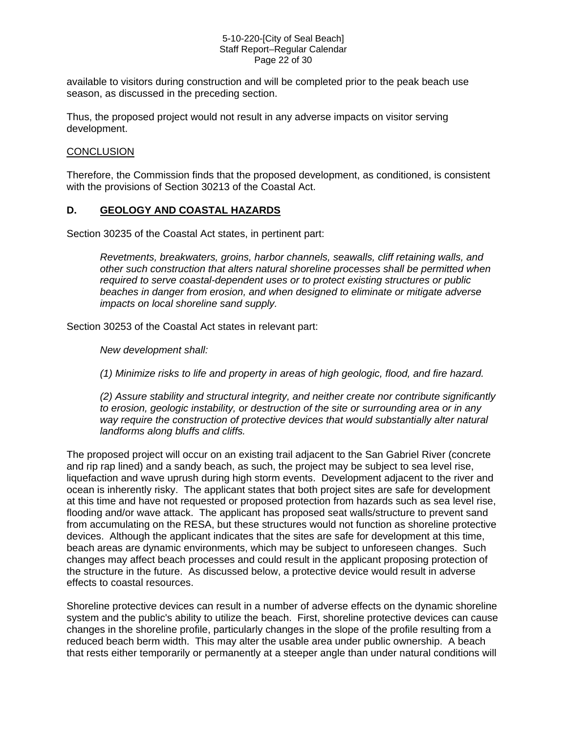available to visitors during construction and will be completed prior to the peak beach use season, as discussed in the preceding section.

Thus, the proposed project would not result in any adverse impacts on visitor serving development.

<u>CONCLUSION</u>

Therefore, the Commission finds that the proposed development, as conditioned, is consistent with the provisions of Section 30213 of the Coastal Act.

## D. GEOLOGY AND COASTAL HAZARDS

Section 30235 of the Coastal Act states, in pertinent part:

> *Revetments, breakwaters, groins, harbor channels, seawalls, cliff retaining walls, and other such construction that alters natural shoreline processes shall be permitted when required to serve coastal-dependent uses or to protect existing structures or public beaches in danger from erosion, and when designed to eliminate or mitigate adverse impacts on local shoreline sand supply.*

Section 30253 of the Coastal Act states in relevant part:

> *New development shall:*
>
> *(1) Minimize risks to life and property in areas of high geologic, flood, and fire hazard.*
>
> *(2) Assure stability and structural integrity, and neither create nor contribute significantly to erosion, geologic instability, or destruction of the site or surrounding area or in any way require the construction of protective devices that would substantially alter natural landforms along bluffs and cliffs.*

The proposed project will occur on an existing trail adjacent to the San Gabriel River (concrete and rip rap lined) and a sandy beach, as such, the project may be subject to sea level rise, liquefaction and wave uprush during high storm events. Development adjacent to the river and ocean is inherently risky. The applicant states that both project sites are safe for development at this time and have not requested or proposed protection from hazards such as sea level rise, flooding and/or wave attack. The applicant has proposed seat walls/structure to prevent sand from accumulating on the RESA, but these structures would not function as shoreline protective devices. Although the applicant indicates that the sites are safe for development at this time, beach areas are dynamic environments, which may be subject to unforeseen changes. Such changes may affect beach processes and could result in the applicant proposing protection of the structure in the future. As discussed below, a protective device would result in adverse effects to coastal resources.

Shoreline protective devices can result in a number of adverse effects on the dynamic shoreline system and the public's ability to utilize the beach. First, shoreline protective devices can cause changes in the shoreline profile, particularly changes in the slope of the profile resulting from a reduced beach berm width. This may alter the usable area under public ownership. A beach that rests either temporarily or permanently at a steeper angle than under natural conditions will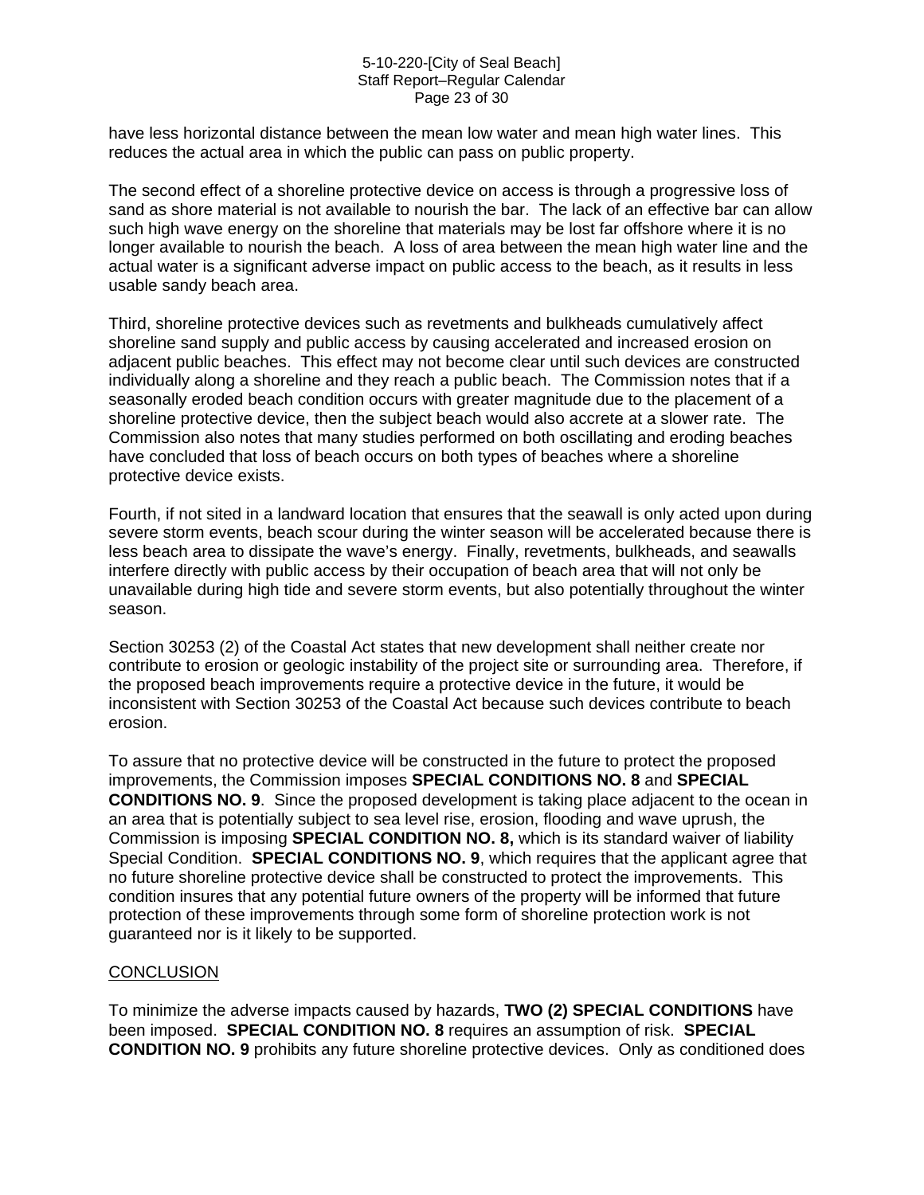have less horizontal distance between the mean low water and mean high water lines. This reduces the actual area in which the public can pass on public property.

The second effect of a shoreline protective device on access is through a progressive loss of sand as shore material is not available to nourish the bar. The lack of an effective bar can allow such high wave energy on the shoreline that materials may be lost far offshore where it is no longer available to nourish the beach. A loss of area between the mean high water line and the actual water is a significant adverse impact on public access to the beach, as it results in less usable sandy beach area.

Third, shoreline protective devices such as revetments and bulkheads cumulatively affect shoreline sand supply and public access by causing accelerated and increased erosion on adjacent public beaches. This effect may not become clear until such devices are constructed individually along a shoreline and they reach a public beach. The Commission notes that if a seasonally eroded beach condition occurs with greater magnitude due to the placement of a shoreline protective device, then the subject beach would also accrete at a slower rate. The Commission also notes that many studies performed on both oscillating and eroding beaches have concluded that loss of beach occurs on both types of beaches where a shoreline protective device exists.

Fourth, if not sited in a landward location that ensures that the seawall is only acted upon during severe storm events, beach scour during the winter season will be accelerated because there is less beach area to dissipate the wave's energy. Finally, revetments, bulkheads, and seawalls interfere directly with public access by their occupation of beach area that will not only be unavailable during high tide and severe storm events, but also potentially throughout the winter season.

Section 30253 (2) of the Coastal Act states that new development shall neither create nor contribute to erosion or geologic instability of the project site or surrounding area. Therefore, if the proposed beach improvements require a protective device in the future, it would be inconsistent with Section 30253 of the Coastal Act because such devices contribute to beach erosion.

To assure that no protective device will be constructed in the future to protect the proposed improvements, the Commission imposes **SPECIAL CONDITIONS NO. 8** and **SPECIAL CONDITIONS NO. 9**. Since the proposed development is taking place adjacent to the ocean in an area that is potentially subject to sea level rise, erosion, flooding and wave uprush, the Commission is imposing **SPECIAL CONDITION NO. 8,** which is its standard waiver of liability Special Condition. **SPECIAL CONDITIONS NO. 9**, which requires that the applicant agree that no future shoreline protective device shall be constructed to protect the improvements. This condition insures that any potential future owners of the property will be informed that future protection of these improvements through some form of shoreline protection work is not guaranteed nor is it likely to be supported.

<u>CONCLUSION</u>

To minimize the adverse impacts caused by hazards, **TWO (2) SPECIAL CONDITIONS** have been imposed. **SPECIAL CONDITION NO. 8** requires an assumption of risk. **SPECIAL CONDITION NO. 9** prohibits any future shoreline protective devices. Only as conditioned does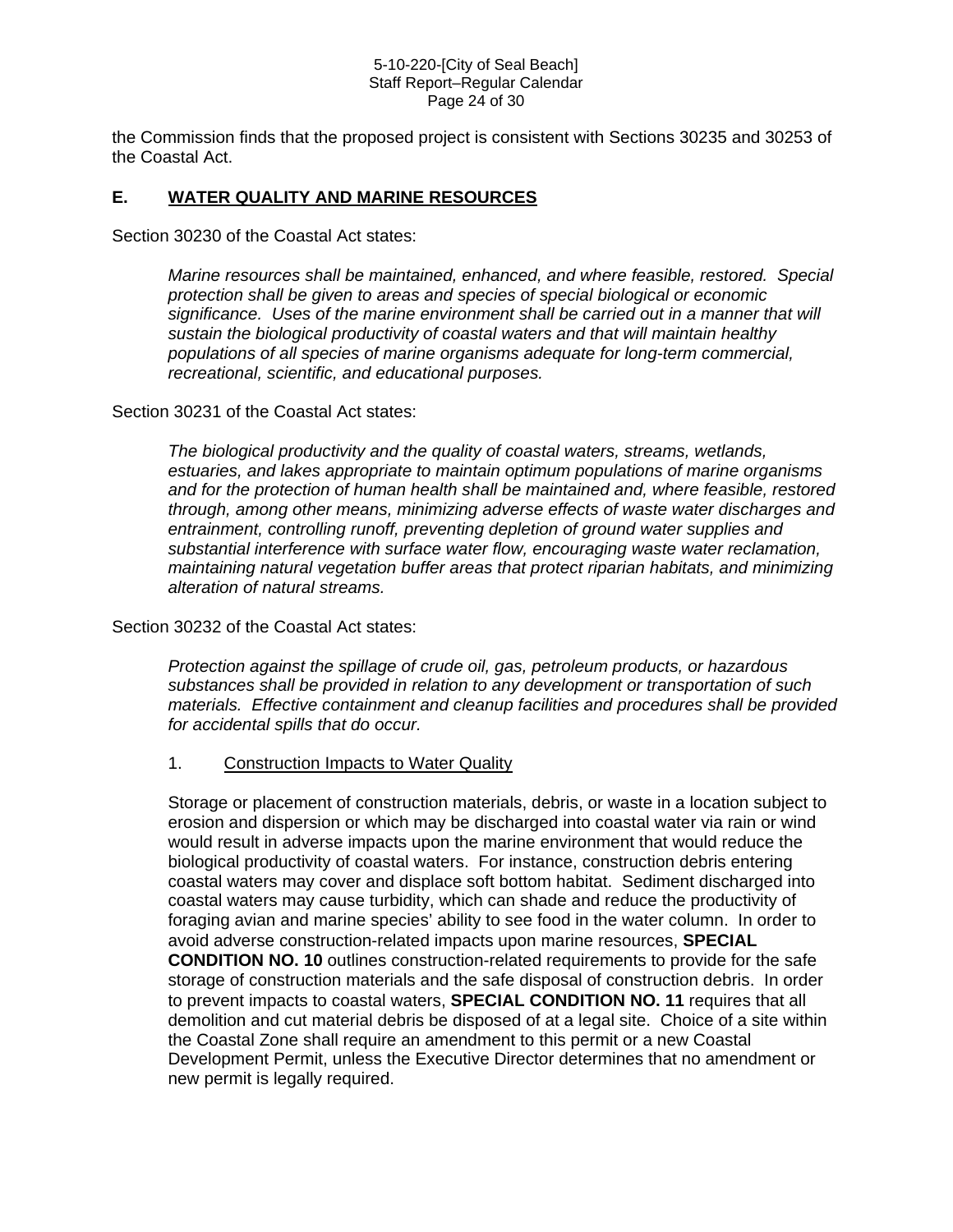the Commission finds that the proposed project is consistent with Sections 30235 and 30253 of the Coastal Act.

## E. WATER QUALITY AND MARINE RESOURCES

Section 30230 of the Coastal Act states:

> *Marine resources shall be maintained, enhanced, and where feasible, restored. Special protection shall be given to areas and species of special biological or economic significance. Uses of the marine environment shall be carried out in a manner that will sustain the biological productivity of coastal waters and that will maintain healthy populations of all species of marine organisms adequate for long-term commercial, recreational, scientific, and educational purposes.*

Section 30231 of the Coastal Act states:

> *The biological productivity and the quality of coastal waters, streams, wetlands, estuaries, and lakes appropriate to maintain optimum populations of marine organisms and for the protection of human health shall be maintained and, where feasible, restored through, among other means, minimizing adverse effects of waste water discharges and entrainment, controlling runoff, preventing depletion of ground water supplies and substantial interference with surface water flow, encouraging waste water reclamation, maintaining natural vegetation buffer areas that protect riparian habitats, and minimizing alteration of natural streams.*

Section 30232 of the Coastal Act states:

> *Protection against the spillage of crude oil, gas, petroleum products, or hazardous substances shall be provided in relation to any development or transportation of such materials. Effective containment and cleanup facilities and procedures shall be provided for accidental spills that do occur.*

### 1. Construction Impacts to Water Quality

Storage or placement of construction materials, debris, or waste in a location subject to erosion and dispersion or which may be discharged into coastal water via rain or wind would result in adverse impacts upon the marine environment that would reduce the biological productivity of coastal waters. For instance, construction debris entering coastal waters may cover and displace soft bottom habitat. Sediment discharged into coastal waters may cause turbidity, which can shade and reduce the productivity of foraging avian and marine species' ability to see food in the water column. In order to avoid adverse construction-related impacts upon marine resources, **SPECIAL CONDITION NO. 10** outlines construction-related requirements to provide for the safe storage of construction materials and the safe disposal of construction debris. In order to prevent impacts to coastal waters, **SPECIAL CONDITION NO. 11** requires that all demolition and cut material debris be disposed of at a legal site. Choice of a site within the Coastal Zone shall require an amendment to this permit or a new Coastal Development Permit, unless the Executive Director determines that no amendment or new permit is legally required.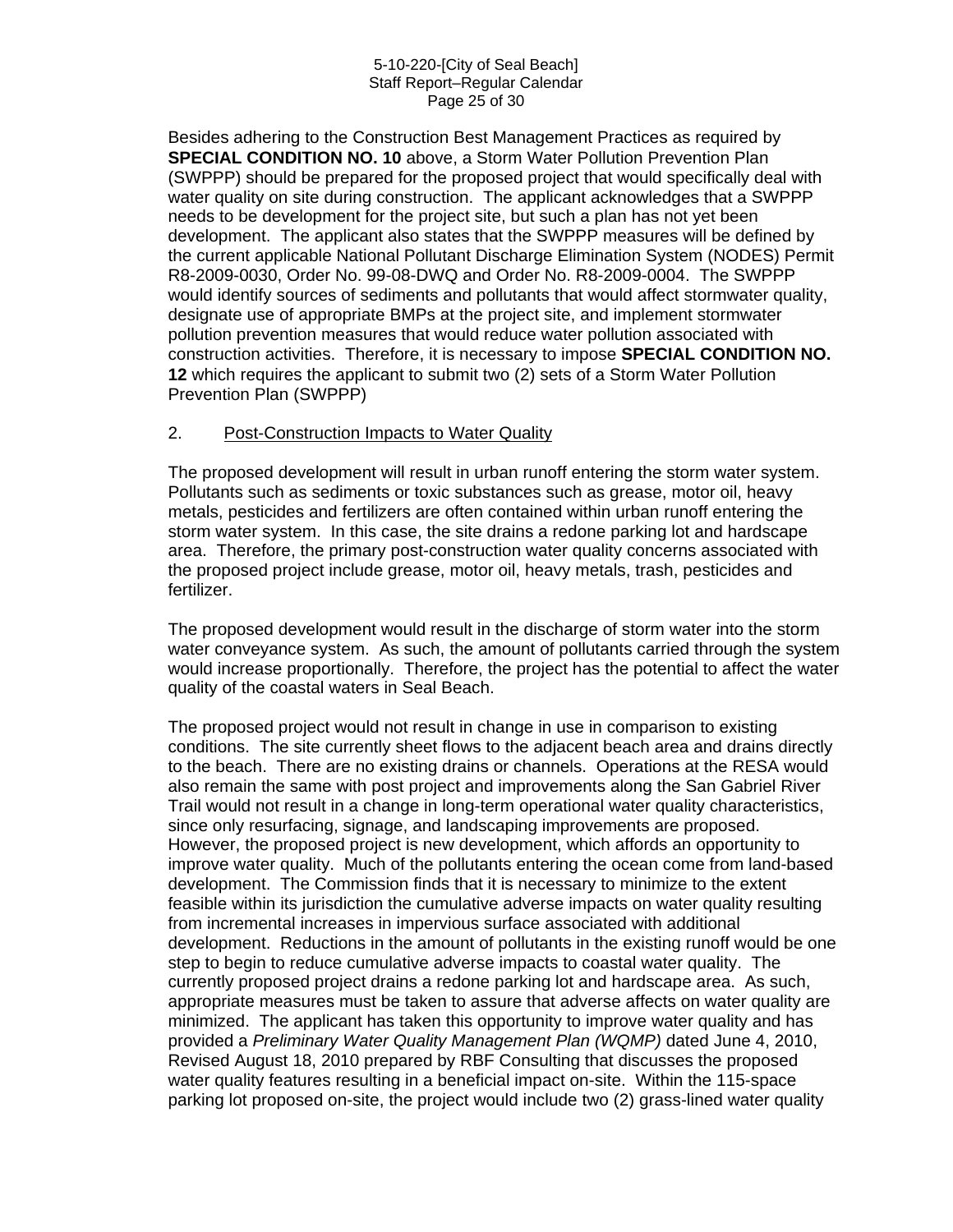Besides adhering to the Construction Best Management Practices as required by **SPECIAL CONDITION NO. 10** above, a Storm Water Pollution Prevention Plan (SWPPP) should be prepared for the proposed project that would specifically deal with water quality on site during construction. The applicant acknowledges that a SWPPP needs to be development for the project site, but such a plan has not yet been development. The applicant also states that the SWPPP measures will be defined by the current applicable National Pollutant Discharge Elimination System (NODES) Permit R8-2009-0030, Order No. 99-08-DWQ and Order No. R8-2009-0004. The SWPPP would identify sources of sediments and pollutants that would affect stormwater quality, designate use of appropriate BMPs at the project site, and implement stormwater pollution prevention measures that would reduce water pollution associated with construction activities. Therefore, it is necessary to impose **SPECIAL CONDITION NO. 12** which requires the applicant to submit two (2) sets of a Storm Water Pollution Prevention Plan (SWPPP)

2. Post-Construction Impacts to Water Quality

The proposed development will result in urban runoff entering the storm water system. Pollutants such as sediments or toxic substances such as grease, motor oil, heavy metals, pesticides and fertilizers are often contained within urban runoff entering the storm water system. In this case, the site drains a redone parking lot and hardscape area. Therefore, the primary post-construction water quality concerns associated with the proposed project include grease, motor oil, heavy metals, trash, pesticides and fertilizer.

The proposed development would result in the discharge of storm water into the storm water conveyance system. As such, the amount of pollutants carried through the system would increase proportionally. Therefore, the project has the potential to affect the water quality of the coastal waters in Seal Beach.

The proposed project would not result in change in use in comparison to existing conditions. The site currently sheet flows to the adjacent beach area and drains directly to the beach. There are no existing drains or channels. Operations at the RESA would also remain the same with post project and improvements along the San Gabriel River Trail would not result in a change in long-term operational water quality characteristics, since only resurfacing, signage, and landscaping improvements are proposed. However, the proposed project is new development, which affords an opportunity to improve water quality. Much of the pollutants entering the ocean come from land-based development. The Commission finds that it is necessary to minimize to the extent feasible within its jurisdiction the cumulative adverse impacts on water quality resulting from incremental increases in impervious surface associated with additional development. Reductions in the amount of pollutants in the existing runoff would be one step to begin to reduce cumulative adverse impacts to coastal water quality. The currently proposed project drains a redone parking lot and hardscape area. As such, appropriate measures must be taken to assure that adverse affects on water quality are minimized. The applicant has taken this opportunity to improve water quality and has provided a *Preliminary Water Quality Management Plan (WQMP)* dated June 4, 2010, Revised August 18, 2010 prepared by RBF Consulting that discusses the proposed water quality features resulting in a beneficial impact on-site. Within the 115-space parking lot proposed on-site, the project would include two (2) grass-lined water quality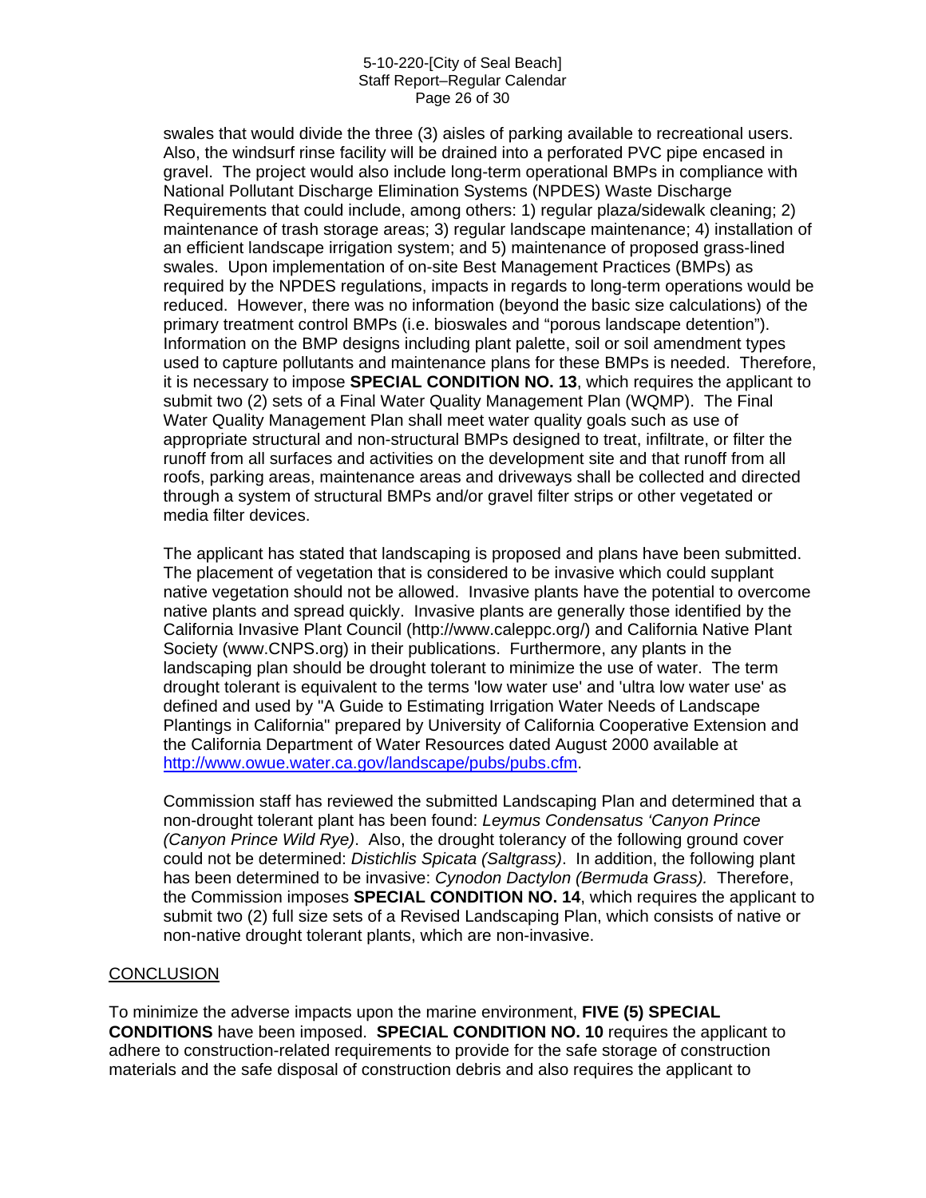swales that would divide the three (3) aisles of parking available to recreational users. Also, the windsurf rinse facility will be drained into a perforated PVC pipe encased in gravel. The project would also include long-term operational BMPs in compliance with National Pollutant Discharge Elimination Systems (NPDES) Waste Discharge Requirements that could include, among others: 1) regular plaza/sidewalk cleaning; 2) maintenance of trash storage areas; 3) regular landscape maintenance; 4) installation of an efficient landscape irrigation system; and 5) maintenance of proposed grass-lined swales. Upon implementation of on-site Best Management Practices (BMPs) as required by the NPDES regulations, impacts in regards to long-term operations would be reduced. However, there was no information (beyond the basic size calculations) of the primary treatment control BMPs (i.e. bioswales and "porous landscape detention"). Information on the BMP designs including plant palette, soil or soil amendment types used to capture pollutants and maintenance plans for these BMPs is needed. Therefore, it is necessary to impose **SPECIAL CONDITION NO. 13**, which requires the applicant to submit two (2) sets of a Final Water Quality Management Plan (WQMP). The Final Water Quality Management Plan shall meet water quality goals such as use of appropriate structural and non-structural BMPs designed to treat, infiltrate, or filter the runoff from all surfaces and activities on the development site and that runoff from all roofs, parking areas, maintenance areas and driveways shall be collected and directed through a system of structural BMPs and/or gravel filter strips or other vegetated or media filter devices.

The applicant has stated that landscaping is proposed and plans have been submitted. The placement of vegetation that is considered to be invasive which could supplant native vegetation should not be allowed. Invasive plants have the potential to overcome native plants and spread quickly. Invasive plants are generally those identified by the California Invasive Plant Council (http://www.caleppc.org/) and California Native Plant Society (www.CNPS.org) in their publications. Furthermore, any plants in the landscaping plan should be drought tolerant to minimize the use of water. The term drought tolerant is equivalent to the terms 'low water use' and 'ultra low water use' as defined and used by "A Guide to Estimating Irrigation Water Needs of Landscape Plantings in California" prepared by University of California Cooperative Extension and the California Department of Water Resources dated August 2000 available at http://www.owue.water.ca.gov/landscape/pubs/pubs.cfm.

Commission staff has reviewed the submitted Landscaping Plan and determined that a non-drought tolerant plant has been found: *Leymus Condensatus 'Canyon Prince (Canyon Prince Wild Rye)*. Also, the drought tolerancy of the following ground cover could not be determined: *Distichlis Spicata (Saltgrass)*. In addition, the following plant has been determined to be invasive: *Cynodon Dactylon (Bermuda Grass).* Therefore, the Commission imposes **SPECIAL CONDITION NO. 14**, which requires the applicant to submit two (2) full size sets of a Revised Landscaping Plan, which consists of native or non-native drought tolerant plants, which are non-invasive.

CONCLUSION

To minimize the adverse impacts upon the marine environment, **FIVE (5) SPECIAL CONDITIONS** have been imposed. **SPECIAL CONDITION NO. 10** requires the applicant to adhere to construction-related requirements to provide for the safe storage of construction materials and the safe disposal of construction debris and also requires the applicant to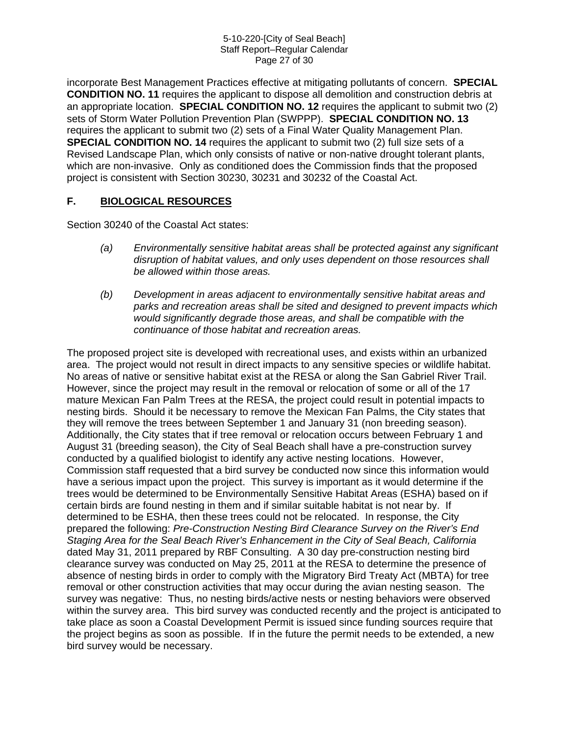incorporate Best Management Practices effective at mitigating pollutants of concern. **SPECIAL CONDITION NO. 11** requires the applicant to dispose all demolition and construction debris at an appropriate location. **SPECIAL CONDITION NO. 12** requires the applicant to submit two (2) sets of Storm Water Pollution Prevention Plan (SWPPP). **SPECIAL CONDITION NO. 13** requires the applicant to submit two (2) sets of a Final Water Quality Management Plan. **SPECIAL CONDITION NO. 14** requires the applicant to submit two (2) full size sets of a Revised Landscape Plan, which only consists of native or non-native drought tolerant plants, which are non-invasive. Only as conditioned does the Commission finds that the proposed project is consistent with Section 30230, 30231 and 30232 of the Coastal Act.

## F. BIOLOGICAL RESOURCES

Section 30240 of the Coastal Act states:

> *(a) Environmentally sensitive habitat areas shall be protected against any significant disruption of habitat values, and only uses dependent on those resources shall be allowed within those areas.*
>
> *(b) Development in areas adjacent to environmentally sensitive habitat areas and parks and recreation areas shall be sited and designed to prevent impacts which would significantly degrade those areas, and shall be compatible with the continuance of those habitat and recreation areas.*

The proposed project site is developed with recreational uses, and exists within an urbanized area. The project would not result in direct impacts to any sensitive species or wildlife habitat. No areas of native or sensitive habitat exist at the RESA or along the San Gabriel River Trail. However, since the project may result in the removal or relocation of some or all of the 17 mature Mexican Fan Palm Trees at the RESA, the project could result in potential impacts to nesting birds. Should it be necessary to remove the Mexican Fan Palms, the City states that they will remove the trees between September 1 and January 31 (non breeding season). Additionally, the City states that if tree removal or relocation occurs between February 1 and August 31 (breeding season), the City of Seal Beach shall have a pre-construction survey conducted by a qualified biologist to identify any active nesting locations. However, Commission staff requested that a bird survey be conducted now since this information would have a serious impact upon the project. This survey is important as it would determine if the trees would be determined to be Environmentally Sensitive Habitat Areas (ESHA) based on if certain birds are found nesting in them and if similar suitable habitat is not near by. If determined to be ESHA, then these trees could not be relocated. In response, the City prepared the following: *Pre-Construction Nesting Bird Clearance Survey on the River's End Staging Area for the Seal Beach River's Enhancement in the City of Seal Beach, California* dated May 31, 2011 prepared by RBF Consulting. A 30 day pre-construction nesting bird clearance survey was conducted on May 25, 2011 at the RESA to determine the presence of absence of nesting birds in order to comply with the Migratory Bird Treaty Act (MBTA) for tree removal or other construction activities that may occur during the avian nesting season. The survey was negative: Thus, no nesting birds/active nests or nesting behaviors were observed within the survey area. This bird survey was conducted recently and the project is anticipated to take place as soon a Coastal Development Permit is issued since funding sources require that the project begins as soon as possible. If in the future the permit needs to be extended, a new bird survey would be necessary.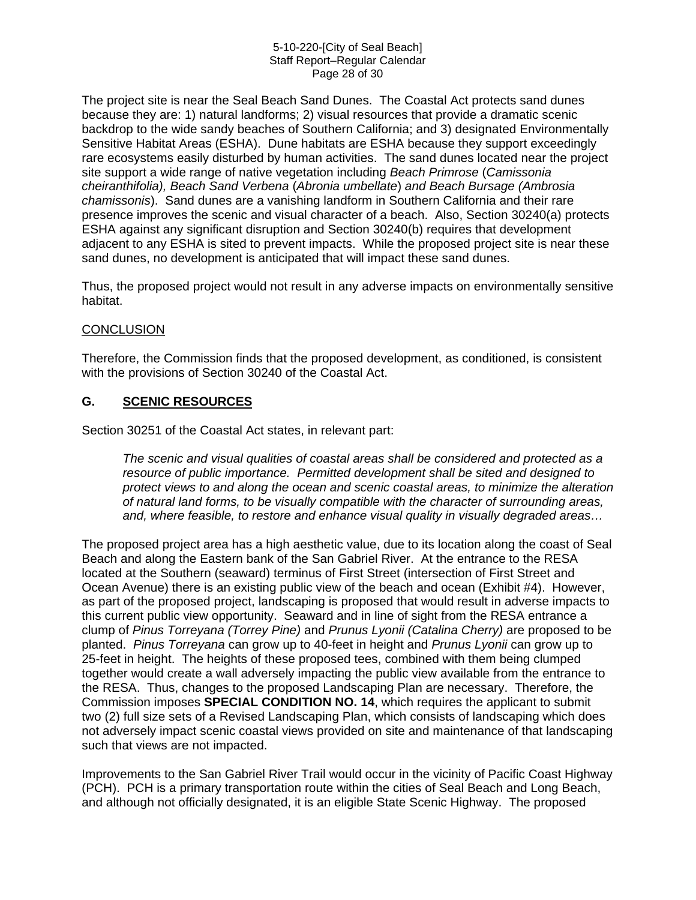The project site is near the Seal Beach Sand Dunes. The Coastal Act protects sand dunes because they are: 1) natural landforms; 2) visual resources that provide a dramatic scenic backdrop to the wide sandy beaches of Southern California; and 3) designated Environmentally Sensitive Habitat Areas (ESHA). Dune habitats are ESHA because they support exceedingly rare ecosystems easily disturbed by human activities. The sand dunes located near the project site support a wide range of native vegetation including *Beach Primrose* (*Camissonia cheiranthifolia), Beach Sand Verbena* (*Abronia umbellate*) *and Beach Bursage (Ambrosia chamissonis*). Sand dunes are a vanishing landform in Southern California and their rare presence improves the scenic and visual character of a beach. Also, Section 30240(a) protects ESHA against any significant disruption and Section 30240(b) requires that development adjacent to any ESHA is sited to prevent impacts. While the proposed project site is near these sand dunes, no development is anticipated that will impact these sand dunes.

Thus, the proposed project would not result in any adverse impacts on environmentally sensitive habitat.

CONCLUSION

Therefore, the Commission finds that the proposed development, as conditioned, is consistent with the provisions of Section 30240 of the Coastal Act.

## G. SCENIC RESOURCES

Section 30251 of the Coastal Act states, in relevant part:

> *The scenic and visual qualities of coastal areas shall be considered and protected as a resource of public importance. Permitted development shall be sited and designed to protect views to and along the ocean and scenic coastal areas, to minimize the alteration of natural land forms, to be visually compatible with the character of surrounding areas, and, where feasible, to restore and enhance visual quality in visually degraded areas…*

The proposed project area has a high aesthetic value, due to its location along the coast of Seal Beach and along the Eastern bank of the San Gabriel River. At the entrance to the RESA located at the Southern (seaward) terminus of First Street (intersection of First Street and Ocean Avenue) there is an existing public view of the beach and ocean (Exhibit #4). However, as part of the proposed project, landscaping is proposed that would result in adverse impacts to this current public view opportunity. Seaward and in line of sight from the RESA entrance a clump of *Pinus Torreyana (Torrey Pine)* and *Prunus Lyonii (Catalina Cherry)* are proposed to be planted. *Pinus Torreyana* can grow up to 40-feet in height and *Prunus Lyonii* can grow up to 25-feet in height. The heights of these proposed tees, combined with them being clumped together would create a wall adversely impacting the public view available from the entrance to the RESA. Thus, changes to the proposed Landscaping Plan are necessary. Therefore, the Commission imposes **SPECIAL CONDITION NO. 14**, which requires the applicant to submit two (2) full size sets of a Revised Landscaping Plan, which consists of landscaping which does not adversely impact scenic coastal views provided on site and maintenance of that landscaping such that views are not impacted.

Improvements to the San Gabriel River Trail would occur in the vicinity of Pacific Coast Highway (PCH). PCH is a primary transportation route within the cities of Seal Beach and Long Beach, and although not officially designated, it is an eligible State Scenic Highway. The proposed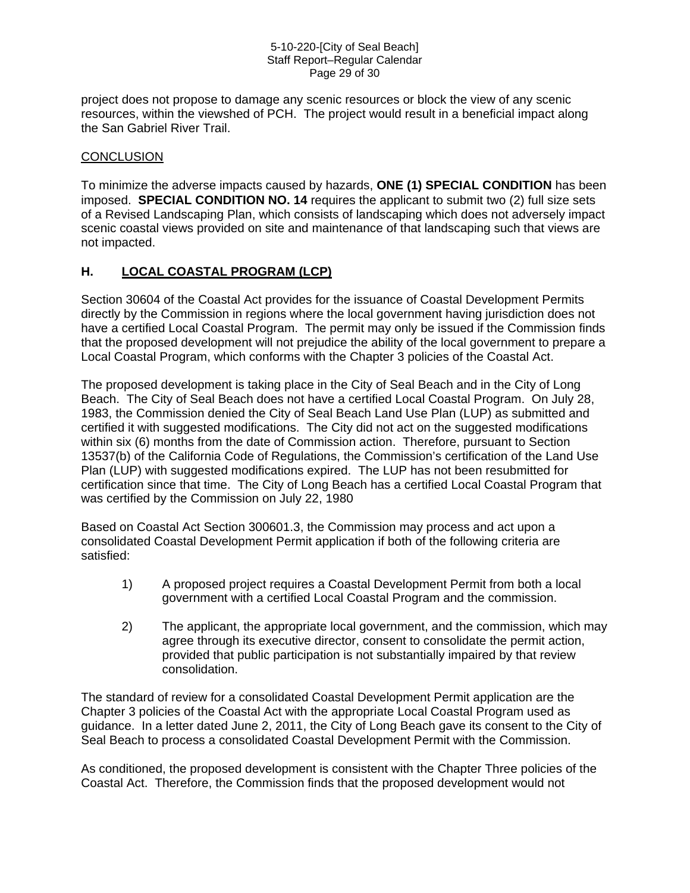project does not propose to damage any scenic resources or block the view of any scenic resources, within the viewshed of PCH. The project would result in a beneficial impact along the San Gabriel River Trail.

<u>CONCLUSION</u>

To minimize the adverse impacts caused by hazards, **ONE (1) SPECIAL CONDITION** has been imposed. **SPECIAL CONDITION NO. 14** requires the applicant to submit two (2) full size sets of a Revised Landscaping Plan, which consists of landscaping which does not adversely impact scenic coastal views provided on site and maintenance of that landscaping such that views are not impacted.

## H. <u>LOCAL COASTAL PROGRAM (LCP)</u>

Section 30604 of the Coastal Act provides for the issuance of Coastal Development Permits directly by the Commission in regions where the local government having jurisdiction does not have a certified Local Coastal Program. The permit may only be issued if the Commission finds that the proposed development will not prejudice the ability of the local government to prepare a Local Coastal Program, which conforms with the Chapter 3 policies of the Coastal Act.

The proposed development is taking place in the City of Seal Beach and in the City of Long Beach. The City of Seal Beach does not have a certified Local Coastal Program. On July 28, 1983, the Commission denied the City of Seal Beach Land Use Plan (LUP) as submitted and certified it with suggested modifications. The City did not act on the suggested modifications within six (6) months from the date of Commission action. Therefore, pursuant to Section 13537(b) of the California Code of Regulations, the Commission's certification of the Land Use Plan (LUP) with suggested modifications expired. The LUP has not been resubmitted for certification since that time. The City of Long Beach has a certified Local Coastal Program that was certified by the Commission on July 22, 1980

Based on Coastal Act Section 300601.3, the Commission may process and act upon a consolidated Coastal Development Permit application if both of the following criteria are satisfied:

1) A proposed project requires a Coastal Development Permit from both a local government with a certified Local Coastal Program and the commission.

2) The applicant, the appropriate local government, and the commission, which may agree through its executive director, consent to consolidate the permit action, provided that public participation is not substantially impaired by that review consolidation.

The standard of review for a consolidated Coastal Development Permit application are the Chapter 3 policies of the Coastal Act with the appropriate Local Coastal Program used as guidance. In a letter dated June 2, 2011, the City of Long Beach gave its consent to the City of Seal Beach to process a consolidated Coastal Development Permit with the Commission.

As conditioned, the proposed development is consistent with the Chapter Three policies of the Coastal Act. Therefore, the Commission finds that the proposed development would not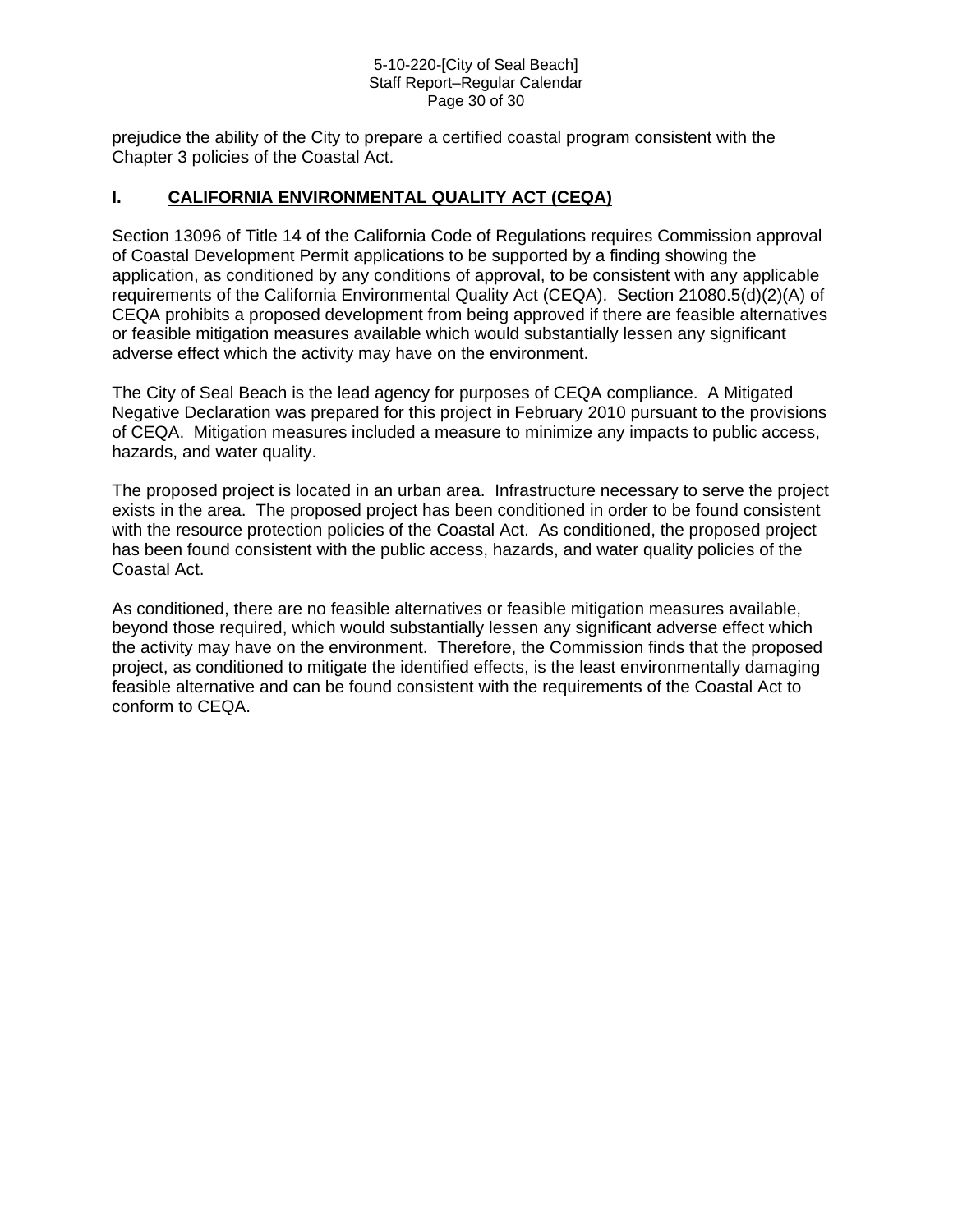prejudice the ability of the City to prepare a certified coastal program consistent with the Chapter 3 policies of the Coastal Act.

## I. CALIFORNIA ENVIRONMENTAL QUALITY ACT (CEQA)

Section 13096 of Title 14 of the California Code of Regulations requires Commission approval of Coastal Development Permit applications to be supported by a finding showing the application, as conditioned by any conditions of approval, to be consistent with any applicable requirements of the California Environmental Quality Act (CEQA). Section 21080.5(d)(2)(A) of CEQA prohibits a proposed development from being approved if there are feasible alternatives or feasible mitigation measures available which would substantially lessen any significant adverse effect which the activity may have on the environment.

The City of Seal Beach is the lead agency for purposes of CEQA compliance. A Mitigated Negative Declaration was prepared for this project in February 2010 pursuant to the provisions of CEQA. Mitigation measures included a measure to minimize any impacts to public access, hazards, and water quality.

The proposed project is located in an urban area. Infrastructure necessary to serve the project exists in the area. The proposed project has been conditioned in order to be found consistent with the resource protection policies of the Coastal Act. As conditioned, the proposed project has been found consistent with the public access, hazards, and water quality policies of the Coastal Act.

As conditioned, there are no feasible alternatives or feasible mitigation measures available, beyond those required, which would substantially lessen any significant adverse effect which the activity may have on the environment. Therefore, the Commission finds that the proposed project, as conditioned to mitigate the identified effects, is the least environmentally damaging feasible alternative and can be found consistent with the requirements of the Coastal Act to conform to CEQA.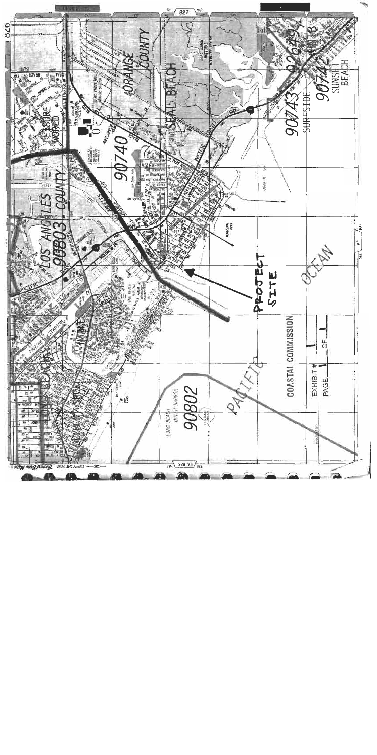PROJECT SITE

COASTAL COMMISSION

EXHIBIT # 1

PAGE 1 OF 1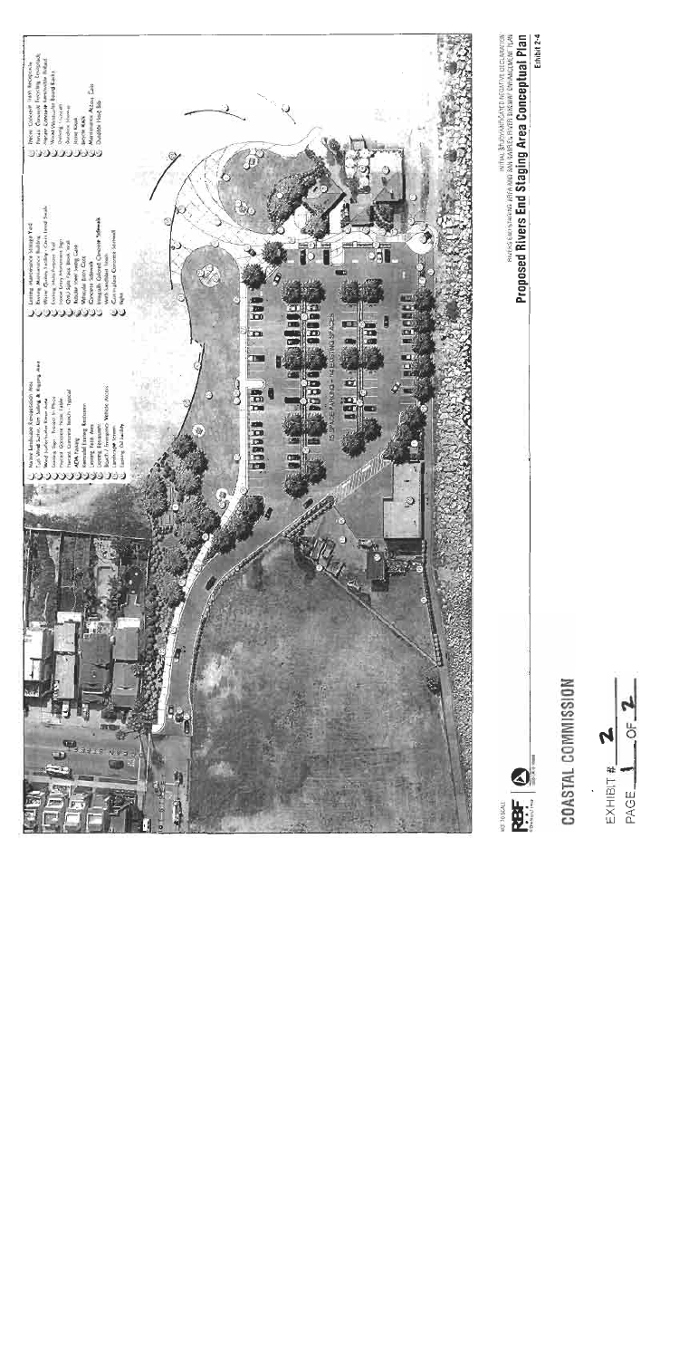NOT TO SCALE

RBF

COASTAL COMMISSION

EXHIBIT # 2

PAGE 1 OF 2

INITIAL STUDY/MITIGATED NEGATIVE DECLARATION
PHASES I AND II BIKEWAY AND SAN GABRIEL RIVER BIKEWAY ENHANCEMENT PLAN

**Proposed Rivers End Staging Area Conceptual Plan**

Exhibit 2-4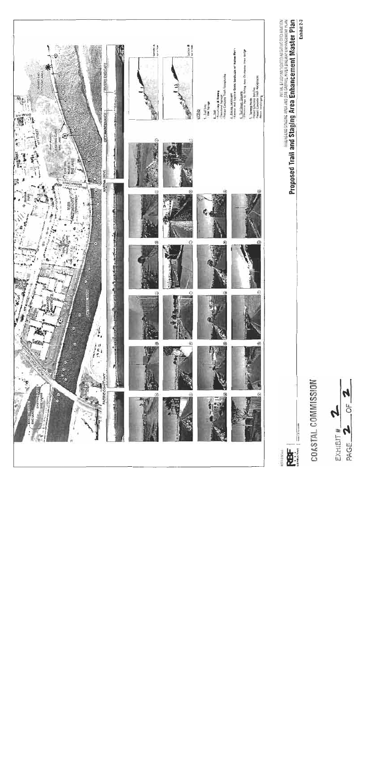INITIAL STUDY/MITIGATED NEGATIVE DECLARATION
RIVERBEND STAGING AREA AND SAN GABRIEL RIVER BIKEWAY ENHANCEMENT PLAN

**Proposed Trail and Staging Area Enhancement Master Plan**

Exhibit 2-3

COASTAL COMMISSION

EXHIBIT # 2
PAGE 2 OF 2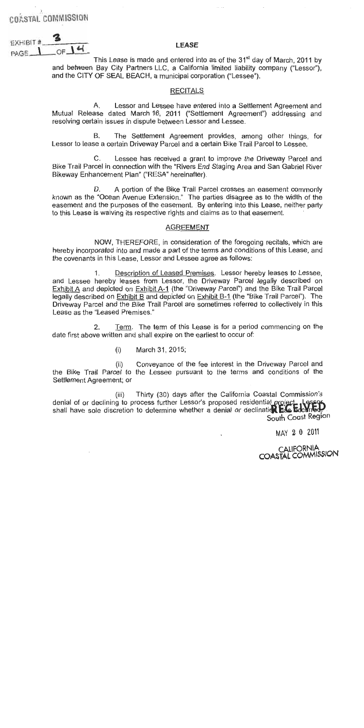COASTAL COMMISSION

EXHIBIT # 3
PAGE 1 OF 14

# LEASE

This Lease is made and entered into as of the 31st day of March, 2011 by and between Bay City Partners LLC, a California limited liability company ("Lessor"), and the CITY OF SEAL BEACH, a municipal corporation ("Lessee").

## RECITALS

A. Lessor and Lessee have entered into a Settlement Agreement and Mutual Release dated March 16, 2011 ("Settlement Agreement") addressing and resolving certain issues in dispute between Lessor and Lessee.

B. The Settlement Agreement provides, among other things, for Lessor to lease a certain Driveway Parcel and a certain Bike Trail Parcel to Lessee.

C. Lessee has received a grant to improve the Driveway Parcel and Bike Trail Parcel in connection with the "Rivers End Staging Area and San Gabriel River Bikeway Enhancement Plan" ("RESA" hereinafter).

D. A portion of the Bike Trail Parcel crosses an easement commonly known as the "Ocean Avenue Extension." The parties disagree as to the width of the easement and the purposes of the easement. By entering into this Lease, neither party to this Lease is waiving its respective rights and claims as to that easement.

## AGREEMENT

NOW, THEREFORE, in consideration of the foregoing recitals, which are hereby incorporated into and made a part of the terms and conditions of this Lease, and the covenants in this Lease, Lessor and Lessee agree as follows:

1. Description of Leased Premises. Lessor hereby leases to Lessee, and Lessee hereby leases from Lessor, the Driveway Parcel legally described on Exhibit A and depicted on Exhibit A-1 (the "Driveway Parcel") and the Bike Trail Parcel legally described on Exhibit B and depicted on Exhibit B-1 (the "Bike Trail Parcel"). The Driveway Parcel and the Bike Trail Parcel are sometimes referred to collectively in this Lease as the "Leased Premises."

2. Term. The term of this Lease is for a period commencing on the date first above written and shall expire on the earliest to occur of:

(i) March 31, 2015;

(ii) Conveyance of the fee interest in the Driveway Parcel and the Bike Trail Parcel to the Lessee pursuant to the terms and conditions of the Settlement Agreement; or

(iii) Thirty (30) days after the California Coastal Commission's denial of or declining to process further Lessor's proposed residential project. Lessor shall have sole discretion to determine whether a denial or declination has occurred.

RECEIVED
South Coast Region

MAY 20 2011

CALIFORNIA
COASTAL COMMISSION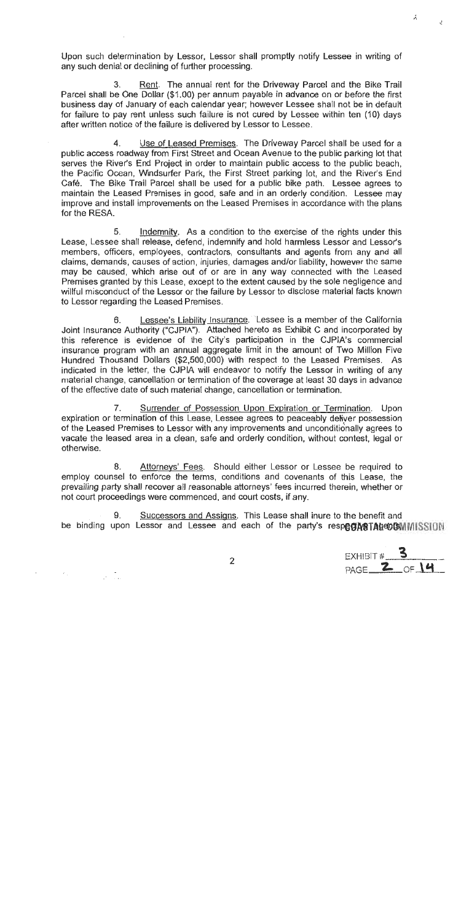Upon such determination by Lessor, Lessor shall promptly notify Lessee in writing of any such denial or declining of further processing.

3. Rent. The annual rent for the Driveway Parcel and the Bike Trail Parcel shall be One Dollar ($1.00) per annum payable in advance on or before the first business day of January of each calendar year; however Lessee shall not be in default for failure to pay rent unless such failure is not cured by Lessee within ten (10) days after written notice of the failure is delivered by Lessor to Lessee.

4. Use of Leased Premises. The Driveway Parcel shall be used for a public access roadway from First Street and Ocean Avenue to the public parking lot that serves the River's End Project in order to maintain public access to the public beach, the Pacific Ocean, Windsurfer Park, the First Street parking lot, and the River's End Café. The Bike Trail Parcel shall be used for a public bike path. Lessee agrees to maintain the Leased Premises in good, safe and in an orderly condition. Lessee may improve and install improvements on the Leased Premises in accordance with the plans for the RESA.

5. Indemnity. As a condition to the exercise of the rights under this Lease, Lessee shall release, defend, indemnify and hold harmless Lessor and Lessor's members, officers, employees, contractors, consultants and agents from any and all claims, demands, causes of action, injuries, damages and/or liability, however the same may be caused, which arise out of or are in any way connected with the Leased Premises granted by this Lease, except to the extent caused by the sole negligence and willful misconduct of the Lessor or the failure by Lessor to disclose material facts known to Lessor regarding the Leased Premises.

6. Lessee's Liability Insurance. Lessee is a member of the California Joint Insurance Authority ("CJPIA"). Attached hereto as Exhibit C and incorporated by this reference is evidence of the City's participation in the CJPIA's commercial insurance program with an annual aggregate limit in the amount of Two Million Five Hundred Thousand Dollars ($2,500,000) with respect to the Leased Premises. As indicated in the letter, the CJPIA will endeavor to notify the Lessor in writing of any material change, cancellation or termination of the coverage at least 30 days in advance of the effective date of such material change, cancellation or termination.

7. Surrender of Possession Upon Expiration or Termination. Upon expiration or termination of this Lease, Lessee agrees to peaceably deliver possession of the Leased Premises to Lessor with any improvements and unconditionally agrees to vacate the leased area in a clean, safe and orderly condition, without contest, legal or otherwise.

8. Attorneys' Fees. Should either Lessor or Lessee be required to employ counsel to enforce the terms, conditions and covenants of this Lease, the prevailing party shall recover all reasonable attorneys' fees incurred therein, whether or not court proceedings were commenced, and court costs, if any.

9. Successors and Assigns. This Lease shall inure to the benefit and be binding upon Lessor and Lessee and each of the party's respective

COASTAL COMMISSION

EXHIBIT # 3
PAGE 2 OF 14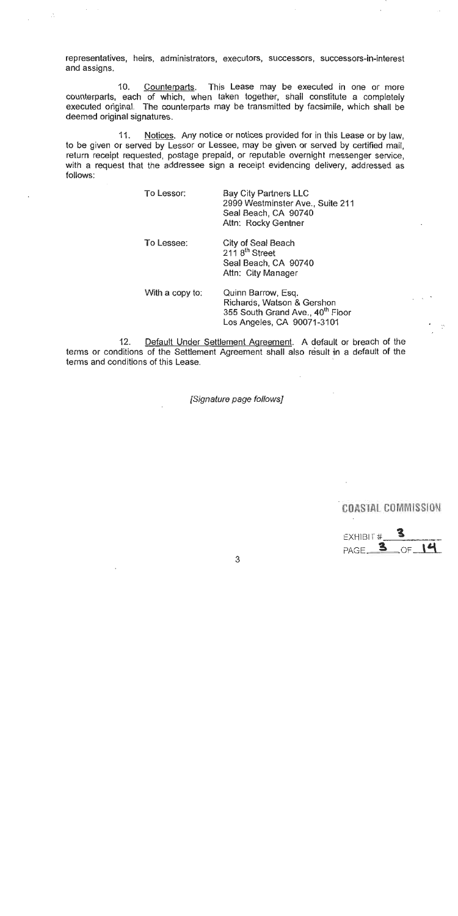representatives, heirs, administrators, executors, successors, successors-in-interest and assigns.

10. Counterparts. This Lease may be executed in one or more counterparts, each of which, when taken together, shall constitute a completely executed original. The counterparts may be transmitted by facsimile, which shall be deemed original signatures.

11. Notices. Any notice or notices provided for in this Lease or by law, to be given or served by Lessor or Lessee, may be given or served by certified mail, return receipt requested, postage prepaid, or reputable overnight messenger service, with a request that the addressee sign a receipt evidencing delivery, addressed as follows:

| | |
|---|---|
| To Lessor: | Bay City Partners LLC<br>2999 Westminster Ave., Suite 211<br>Seal Beach, CA 90740<br>Attn: Rocky Gentner |
| To Lessee: | City of Seal Beach<br>211 8th Street<br>Seal Beach, CA 90740<br>Attn: City Manager |
| With a copy to: | Quinn Barrow, Esq.<br>Richards, Watson & Gershon<br>355 South Grand Ave., 40th Floor<br>Los Angeles, CA 90071-3101 |

12. Default Under Settlement Agreement. A default or breach of the terms or conditions of the Settlement Agreement shall also result in a default of the terms and conditions of this Lease.

*[Signature page follows]*

COASTAL COMMISSION

EXHIBIT # 3

PAGE 3 OF 14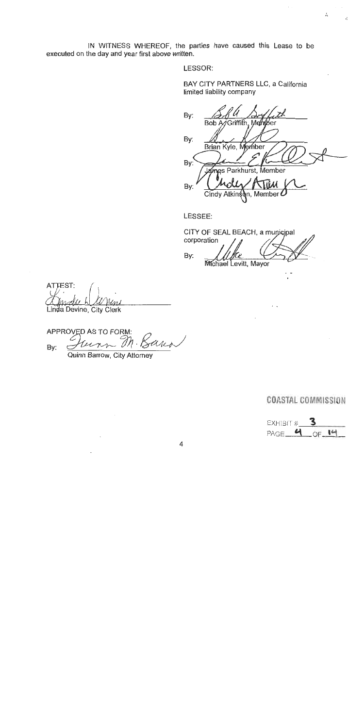IN WITNESS WHEREOF, the parties have caused this Lease to be executed on the day and year first above written.

LESSOR:

BAY CITY PARTNERS LLC, a California limited liability company

By: ______________________
Bob A. Griffith, Member

By: ______________________
Brian Kyle, Member

By: ______________________
James Parkhurst, Member

By: ______________________
Cindy Atkinson, Member

LESSEE:

CITY OF SEAL BEACH, a municipal corporation

By: ______________________
Michael Levitt, Mayor

ATTEST:

______________________
Linda Devine, City Clerk

APPROVED AS TO FORM:

By: ______________________
Quinn Barrow, City Attorney

COASTAL COMMISSION

EXHIBIT # 3

PAGE 4 OF 14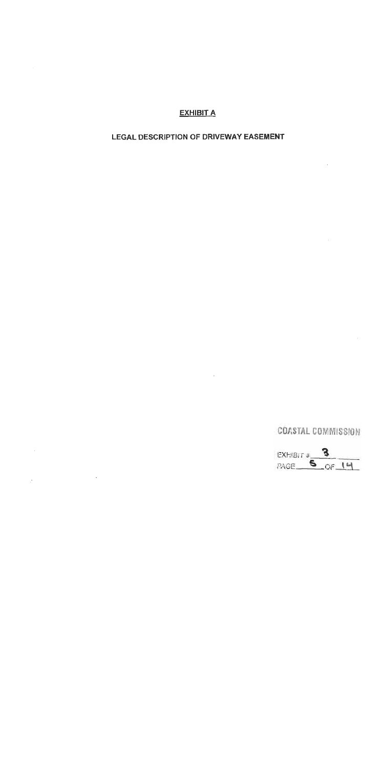**EXHIBIT A**

**LEGAL DESCRIPTION OF DRIVEWAY EASEMENT**

COASTAL COMMISSION

EXHIBIT # 3
PAGE 5 OF 14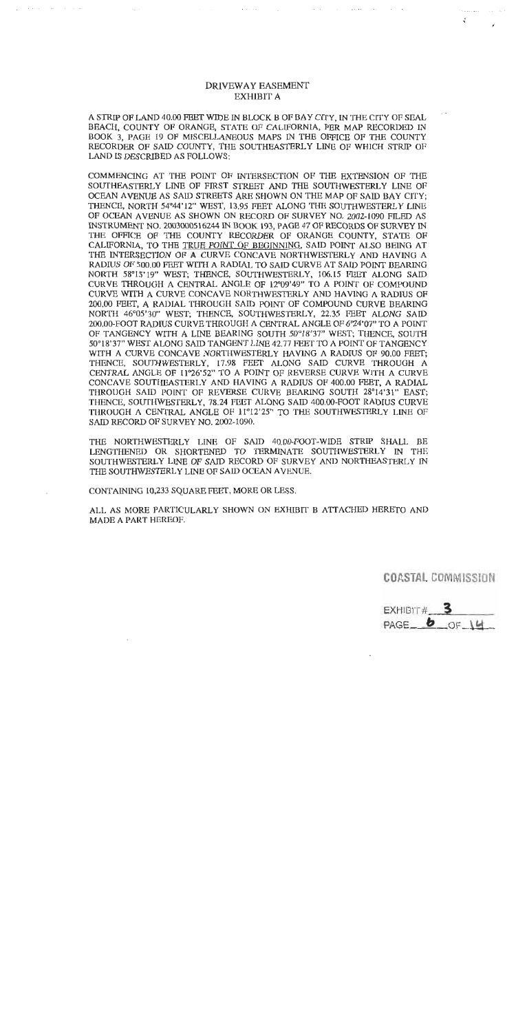# DRIVEWAY EASEMENT
## EXHIBIT A

A STRIP OF LAND 40.00 FEET WIDE IN BLOCK B OF BAY CITY, IN THE CITY OF SEAL BEACH, COUNTY OF ORANGE, STATE OF CALIFORNIA, PER MAP RECORDED IN BOOK 3, PAGE 19 OF MISCELLANEOUS MAPS IN THE OFFICE OF THE COUNTY RECORDER OF SAID COUNTY, THE SOUTHEASTERLY LINE OF WHICH STRIP OF LAND IS DESCRIBED AS FOLLOWS:

COMMENCING AT THE POINT OF INTERSECTION OF THE EXTENSION OF THE SOUTHEASTERLY LINE OF FIRST STREET AND THE SOUTHWESTERLY LINE OF OCEAN AVENUE AS SAID STREETS ARE SHOWN ON THE MAP OF SAID BAY CITY; THENCE, NORTH 54°44'12" WEST, 13.95 FEET ALONG THE SOUTHWESTERLY LINE OF OCEAN AVENUE AS SHOWN ON RECORD OF SURVEY NO. 2002-1090 FILED AS INSTRUMENT NO. 2003000516244 IN BOOK 193, PAGE 47 OF RECORDS OF SURVEY IN THE OFFICE OF THE COUNTY RECORDER OF ORANGE COUNTY, STATE OF CALIFORNIA, TO THE <u>TRUE POINT OF BEGINNING</u>, SAID POINT ALSO BEING AT THE INTERSECTION OF A CURVE CONCAVE NORTHWESTERLY AND HAVING A RADIUS OF 500.00 FEET WITH A RADIAL TO SAID CURVE AT SAID POINT BEARING NORTH 58°15'19" WEST; THENCE, SOUTHWESTERLY, 106.15 FEET ALONG SAID CURVE THROUGH A CENTRAL ANGLE OF 12°09'49" TO A POINT OF COMPOUND CURVE WITH A CURVE CONCAVE NORTHWESTERLY AND HAVING A RADIUS OF 200.00 FEET, A RADIAL THROUGH SAID POINT OF COMPOUND CURVE BEARING NORTH 46°05'30" WEST; THENCE, SOUTHWESTERLY, 22.35 FEET ALONG SAID 200.00-FOOT RADIUS CURVE THROUGH A CENTRAL ANGLE OF 6°24'07" TO A POINT OF TANGENCY WITH A LINE BEARING SOUTH 50°18'37" WEST; THENCE, SOUTH 50°18'37" WEST ALONG SAID TANGENT LINE 42.77 FEET TO A POINT OF TANGENCY WITH A CURVE CONCAVE NORTHWESTERLY HAVING A RADIUS OF 90.00 FEET; THENCE, SOUTHWESTERLY, 17.98 FEET ALONG SAID CURVE THROUGH A CENTRAL ANGLE OF 11°26'52" TO A POINT OF REVERSE CURVE WITH A CURVE CONCAVE SOUTHEASTERLY AND HAVING A RADIUS OF 400.00 FEET, A RADIAL THROUGH SAID POINT OF REVERSE CURVE BEARING SOUTH 28°14'31" EAST; THENCE, SOUTHWESTERLY, 78.24 FEET ALONG SAID 400.00-FOOT RADIUS CURVE THROUGH A CENTRAL ANGLE OF 11°12'25" TO THE SOUTHWESTERLY LINE OF SAID RECORD OF SURVEY NO. 2002-1090.

THE NORTHWESTERLY LINE OF SAID 40.00-FOOT-WIDE STRIP SHALL BE LENGTHENED OR SHORTENED TO TERMINATE SOUTHWESTERLY IN THE SOUTHWESTERLY LINE OF SAID RECORD OF SURVEY AND NORTHEASTERLY IN THE SOUTHWESTERLY LINE OF SAID OCEAN AVENUE.

CONTAINING 10,233 SQUARE FEET, MORE OR LESS.

ALL AS MORE PARTICULARLY SHOWN ON EXHIBIT B ATTACHED HERETO AND MADE A PART HEREOF.

COASTAL COMMISSION

EXHIBIT # 3
PAGE 6 OF 14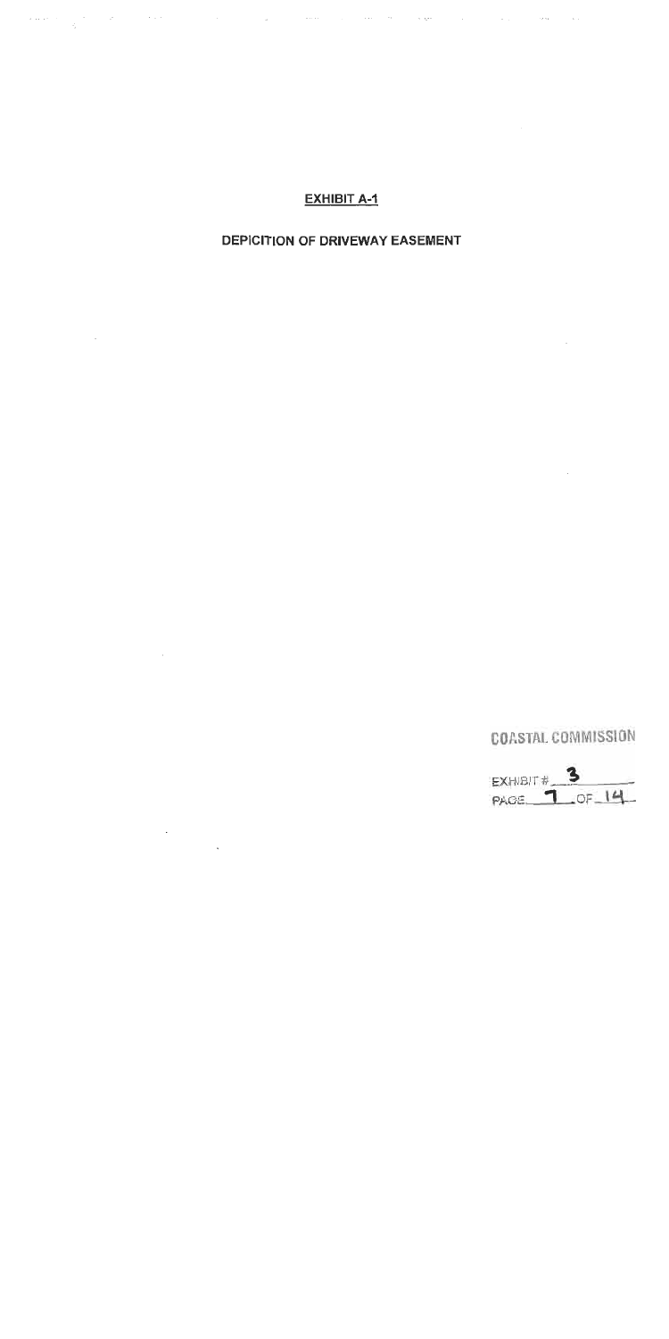**EXHIBIT A-1**

**DEPICITION OF DRIVEWAY EASEMENT**

COASTAL COMMISSION

EXHIBIT # 3

PAGE 7 OF 14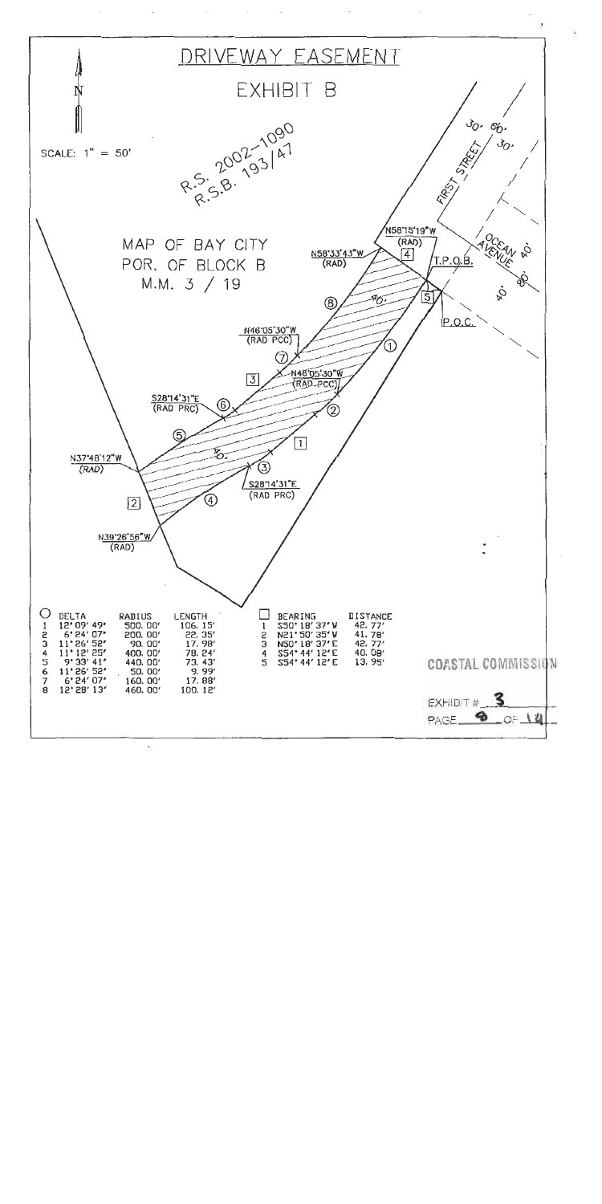# DRIVEWAY EASEMENT

## EXHIBIT B

N

SCALE: 1" = 50'

R.S. 2002-1090
R.S.B. 193/47

MAP OF BAY CITY
POR. OF BLOCK B
M.M. 3 / 19

FIRST STREET 30' 60' 30'

OCEAN AVENUE 40' 80' 40'

N58°15'19"W (RAD)

N58°33'43"W (RAD)

T.P.O.B.

P.O.C.

N46°05'30"W (RAD PCC)

N46°05'30"W (RAD PCC)

S28°14'31"E (RAD PRC)

S28°14'31"E (RAD PRC)

N37°48'12"W (RAD)

N39°26'56"W (RAD)

40'

40'

| ○ | DELTA | RADIUS | LENGTH |
|---|---|---|---|
| 1 | 12° 09' 49" | 500.00' | 106.15' |
| 2 | 6° 24' 07" | 200.00' | 22.35' |
| 3 | 11° 26' 52" | 90.00' | 17.98' |
| 4 | 11° 12' 25" | 400.00' | 78.24' |
| 5 | 9° 33' 41" | 440.00' | 73.43' |
| 6 | 11° 26' 52" | 50.00' | 9.99' |
| 7 | 6° 24' 07" | 160.00' | 17.88' |
| 8 | 12° 28' 13" | 460.00' | 100.12' |

| □ | BEARING | DISTANCE |
|---|---|---|
| 1 | S50° 18' 37" W | 42.77' |
| 2 | N21° 50' 35" W | 41.78' |
| 3 | N50° 18' 37" E | 42.77' |
| 4 | S54° 44' 12" E | 40.08' |
| 5 | S54° 44' 12" E | 13.95' |

COASTAL COMMISSION

EXHIBIT # 3

PAGE 9 OF 14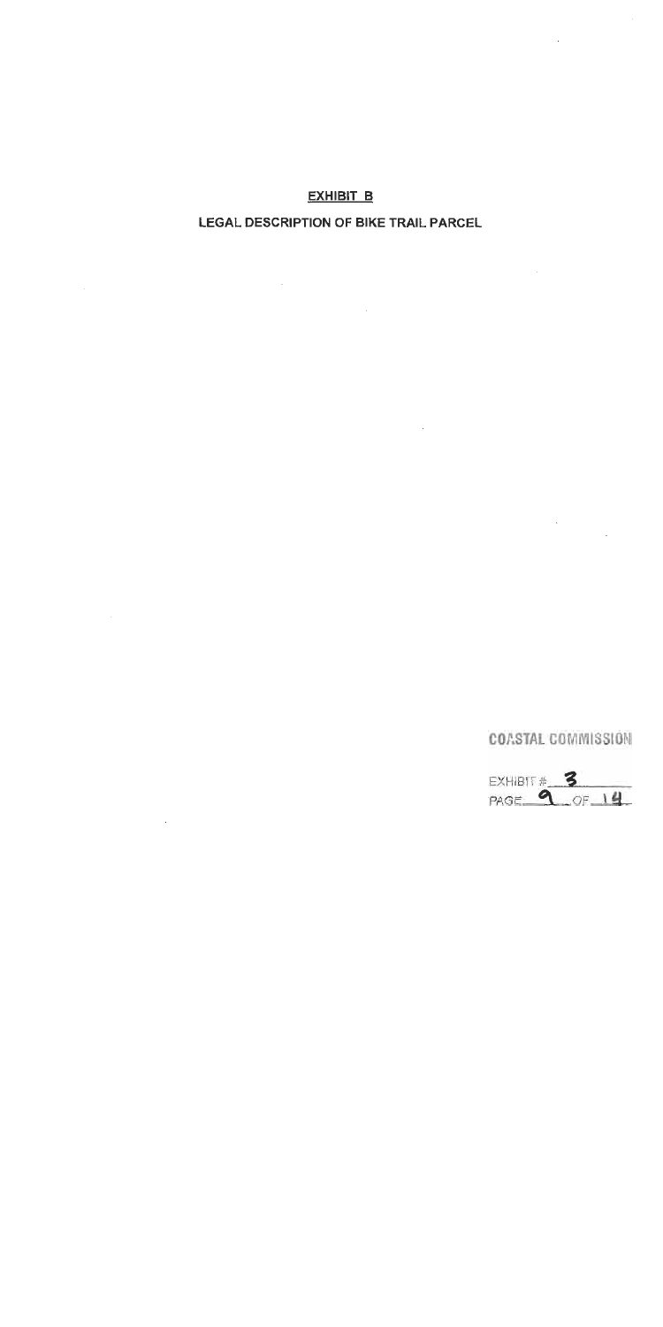**EXHIBIT B**

**LEGAL DESCRIPTION OF BIKE TRAIL PARCEL**

COASTAL COMMISSION

EXHIBIT # 3
PAGE 9 OF 14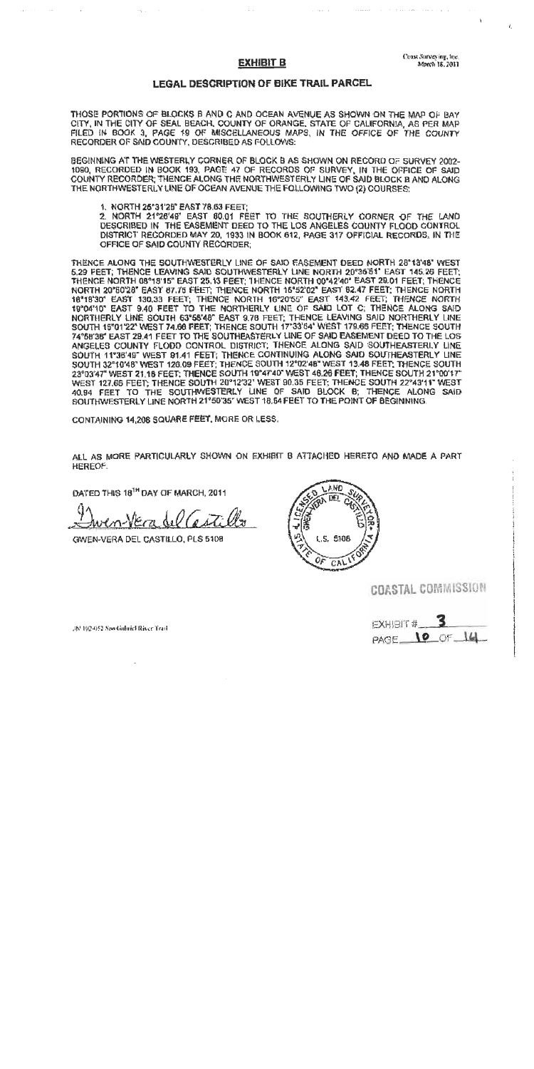Coast Surveying, Inc.
March 16, 2011

# EXHIBIT B

## LEGAL DESCRIPTION OF BIKE TRAIL PARCEL

THOSE PORTIONS OF BLOCKS B AND C AND OCEAN AVENUE AS SHOWN ON THE MAP OF BAY CITY, IN THE CITY OF SEAL BEACH, COUNTY OF ORANGE, STATE OF CALIFORNIA, AS PER MAP FILED IN BOOK 3, PAGE 19 OF MISCELLANEOUS MAPS, IN THE OFFICE OF THE COUNTY RECORDER OF SAID COUNTY, DESCRIBED AS FOLLOWS:

BEGINNING AT THE WESTERLY CORNER OF BLOCK B AS SHOWN ON RECORD OF SURVEY 2002-1090, RECORDED IN BOOK 193, PAGE 47 OF RECORDS OF SURVEY, IN THE OFFICE OF SAID COUNTY RECORDER; THENCE ALONG THE NORTHWESTERLY LINE OF SAID BLOCK B AND ALONG THE NORTHWESTERLY LINE OF OCEAN AVENUE THE FOLLOWING TWO (2) COURSES:

1. NORTH 26°31'26" EAST 78.63 FEET;
2. NORTH 21°26'49" EAST 60.01 FEET TO THE SOUTHERLY CORNER OF THE LAND DESCRIBED IN THE EASEMENT DEED TO THE LOS ANGELES COUNTY FLOOD CONTROL DISTRICT RECORDED MAY 20, 1933 IN BOOK 612, PAGE 317 OFFICIAL RECORDS, IN THE OFFICE OF SAID COUNTY RECORDER;

THENCE ALONG THE SOUTHWESTERLY LINE OF SAID EASEMENT DEED NORTH 28°13'48" WEST 5.29 FEET; THENCE LEAVING SAID SOUTHWESTERLY LINE NORTH 20°36'51" EAST 145.26 FEET; THENCE NORTH 08°18'15" EAST 25.13 FEET; THENCE NORTH 00°42'40" EAST 29.01 FEET; THENCE NORTH 20°50'28" EAST 87.75 FEET; THENCE NORTH 16°52'02" EAST 62.47 FEET; THENCE NORTH 18°18'30" EAST 130.33 FEET; THENCE NORTH 16°20'55" EAST 143.42 FEET; THENCE NORTH 19°04'10" EAST 9.40 FEET TO THE NORTHERLY LINE OF SAID LOT C; THENCE ALONG SAID NORTHERLY LINE SOUTH 63°56'48" EAST 9.78 FEET; THENCE LEAVING SAID NORTHERLY LINE SOUTH 15°01'22" WEST 74.66 FEET; THENCE SOUTH 17°33'54" WEST 179.65 FEET; THENCE SOUTH 74°58'38" EAST 29.41 FEET TO THE SOUTHEASTERLY LINE OF SAID EASEMENT DEED TO THE LOS ANGELES COUNTY FLOOD CONTROL DISTRICT; THENCE ALONG SAID SOUTHEASTERLY LINE SOUTH 11°38'49" WEST 91.41 FEET; THENCE CONTINUING ALONG SAID SOUTHEASTERLY LINE SOUTH 32°10'48" WEST 126.09 FEET; THENCE SOUTH 12°02'48" WEST 13.48 FEET; THENCE SOUTH 23°03'47" WEST 21.18 FEET; THENCE SOUTH 19°47'40" WEST 46.26 FEET; THENCE SOUTH 21°00'17" WEST 127.65 FEET; THENCE SOUTH 20°12'32" WEST 90.35 FEET; THENCE SOUTH 22°43'11" WEST 40.94 FEET TO THE SOUTHWESTERLY LINE OF SAID BLOCK B; THENCE ALONG SAID SOUTHWESTERLY LINE NORTH 21°50'35" WEST 18.54 FEET TO THE POINT OF BEGINNING.

CONTAINING 14,206 SQUARE FEET, MORE OR LESS.

ALL AS MORE PARTICULARLY SHOWN ON EXHIBIT B ATTACHED HERETO AND MADE A PART HEREOF.

DATED THIS 16TH DAY OF MARCH, 2011

Gwen-Vera del Castillo

GWEN-VERA DEL CASTILLO, PLS 5108

LICENSED LAND SURVEYOR GWEN-VERA DEL CASTILLO L.S. 5108 STATE OF CALIFORNIA

JN 102-052 San Gabriel River Trail

COASTAL COMMISSION

EXHIBIT # 3
PAGE 10 OF 14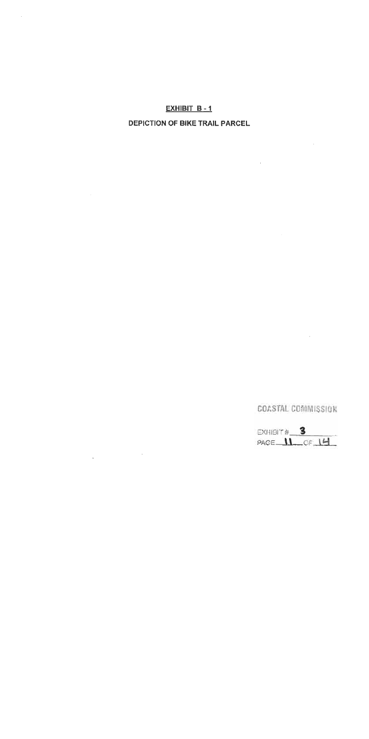**EXHIBIT B - 1**

**DEPICTION OF BIKE TRAIL PARCEL**

COASTAL COMMISSION

EXHIBIT # 3

PAGE 11 OF 14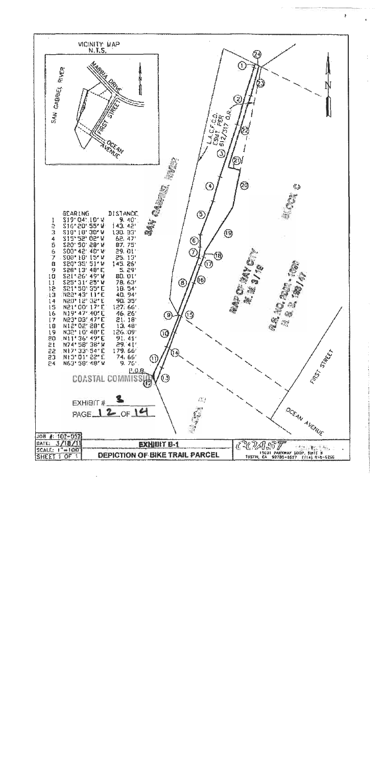VICINITY MAP
N.T.S.

SAN GABRIEL RIVER

MARINA DRIVE

FIRST STREET

OCEAN AVENUE

L.A.C.F.C.D. ESMT. PER 512/317 O.R.

SAN GABRIEL RIVER

MAP OF BAY CITY M.M. 3/18

P.S. NO. 2001 - 1081 14 R.S. 180/47

FIRST STREET

OCEAN AVENUE

P.O.B.

| | BEARING | DISTANCE |
|---|---|---|
| 1 | S19°04'10"W | 9.40' |
| 2 | S16°20'55"W | 143.42' |
| 3 | S10°18'30"W | 130.33' |
| 4 | S15°52'02"W | 62.47' |
| 5 | S20°50'28"W | 87.75' |
| 6 | S00°42'40"W | 29.01' |
| 7 | S00°18'15"W | 25.13' |
| 8 | S20°35'51"W | 145.26' |
| 9 | S28°13'48"E | 5.29' |
| 10 | S21°26'49"W | 80.01' |
| 11 | S25°31'25"W | 78.63' |
| 12 | S21°50'55"E | 18.54' |
| 13 | N22°43'11"E | 40.94' |
| 14 | N20°12'32"E | 90.35' |
| 15 | N21°00'17"E | 127.66' |
| 16 | N19°47'40"E | 46.26' |
| 17 | N23°03'47"E | 21.18' |
| 18 | N12°02'28"E | 13.48' |
| 19 | N32°10'48"E | 126.09' |
| 20 | N11°36'49"E | 91.41' |
| 21 | N74°58'38"W | 29.41' |
| 22 | N17°33'54"E | 179.66' |
| 23 | N13°01'22"E | 74.66' |
| 24 | N63°58'48"W | 9.70' |

COASTAL COMMISSION

EXHIBIT # 3

PAGE 12 OF 14

JOB #: 102-052
DATE: 3/18/11
SCALE: 1"=100'
SHEET 1 OF 1

**EXHIBIT B-1**

**DEPICTION OF BIKE TRAIL PARCEL**

COAST
15031 PARKWAY LOOP, SUITE B
TUSTIN, CA 92780-6527 (714) 918-6266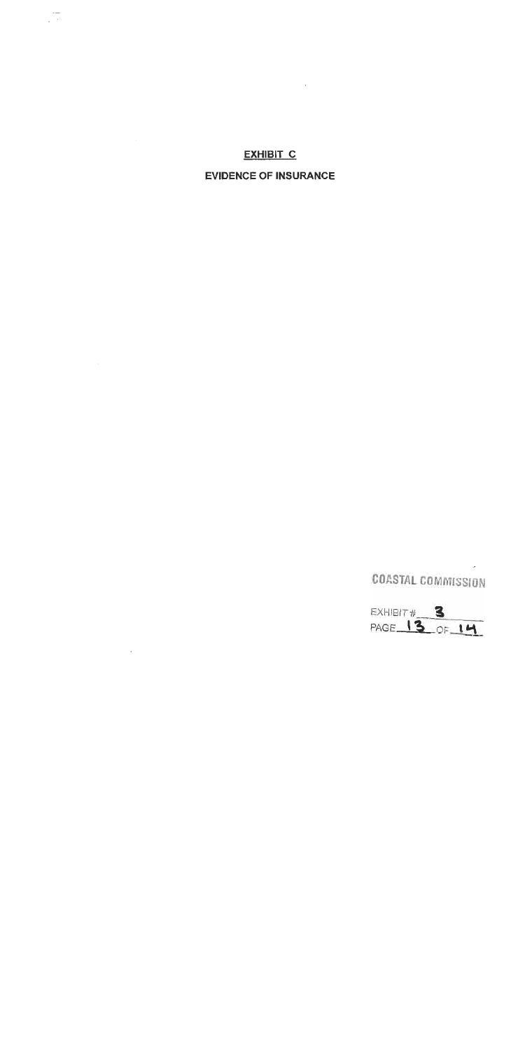**EXHIBIT C**

**EVIDENCE OF INSURANCE**

COASTAL COMMISSION

EXHIBIT # 3

PAGE 13 OF 14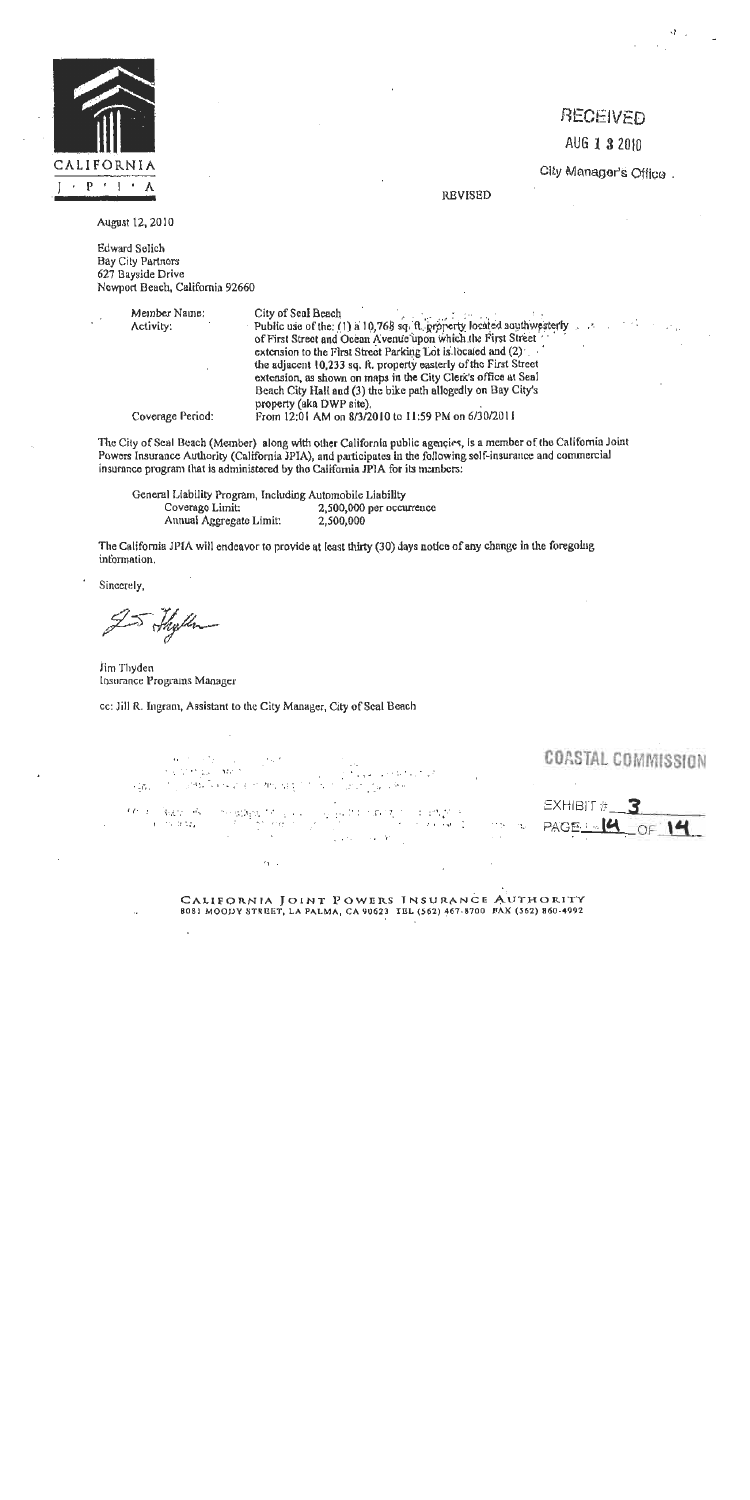CALIFORNIA J·P·I·A

RECEIVED

AUG 13 2010

City Manager's Office

REVISED

August 12, 2010

Edward Selich
Bay City Partners
627 Bayside Drive
Newport Beach, California 92660

| | |
|---|---|
| Member Name: | City of Seal Beach |
| Activity: | Public use of the: (1) a 10,768 sq. ft. property located southwesterly of First Street and Ocean Avenue upon which the First Street extension to the First Street Parking Lot is located and (2) the adjacent 10,233 sq. ft. property easterly of the First Street extension, as shown on maps in the City Clerk's office at Seal Beach City Hall and (3) the bike path allegedly on Bay City's property (aka DWP site). |
| Coverage Period: | From 12:01 AM on 8/3/2010 to 11:59 PM on 6/30/2011 |

The City of Seal Beach (Member) along with other California public agencies, is a member of the California Joint Powers Insurance Authority (California JPIA), and participates in the following self-insurance and commercial insurance program that is administered by the California JPIA for its members:

General Liability Program, Including Automobile Liability

| | |
|---|---|
| Coverage Limit: | 2,500,000 per occurrence |
| Annual Aggregate Limit: | 2,500,000 |

The California JPIA will endeavor to provide at least thirty (30) days notice of any change in the foregoing information.

Sincerely,

Jim Thyden
Insurance Programs Manager

cc: Jill R. Ingram, Assistant to the City Manager, City of Seal Beach

COASTAL COMMISSION

EXHIBIT # 3
PAGE 14 OF 14

CALIFORNIA JOINT POWERS INSURANCE AUTHORITY
8081 MOODY STREET, LA PALMA, CA 90623 TEL (562) 467-8700 FAX (562) 860-4992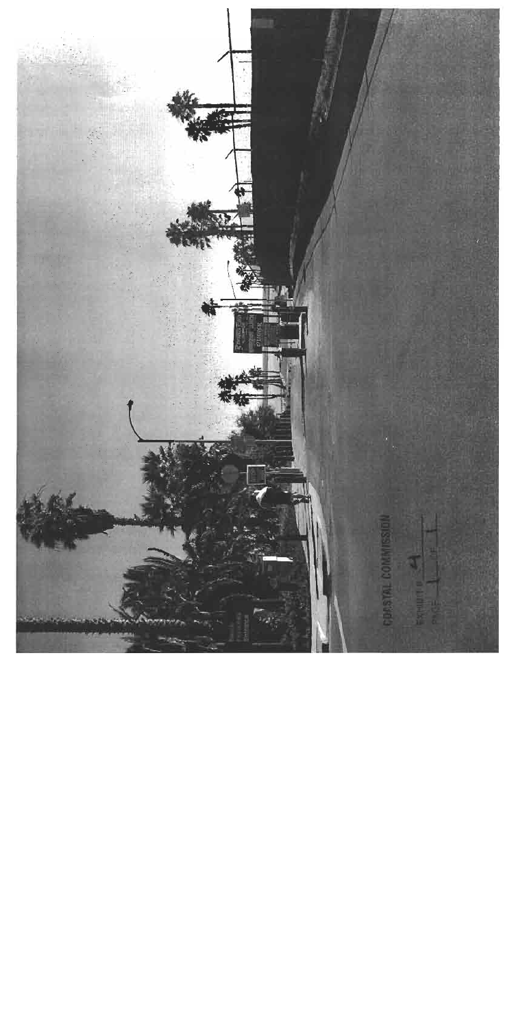COASTAL COMMISSION

EXHIBIT # 4

PAGE 1 OF 1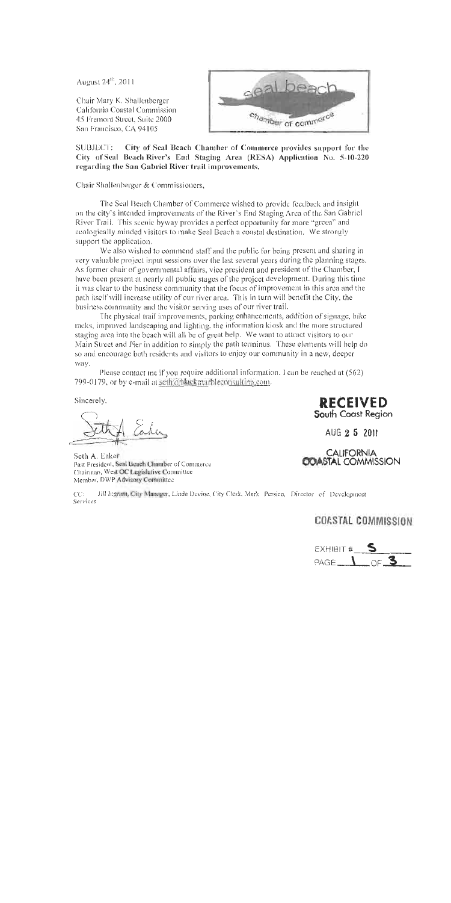August 24[th], 2011

Chair Mary K. Shallenberger
California Coastal Commission
45 Fremont Street, Suite 2000
San Francisco, CA 94105

seal beach
chamber of commerce

**SUBJECT: City of Seal Beach Chamber of Commerce provides support for the City of Seal Beach River's End Staging Area (RESA) Application No. 5-10-220 regarding the San Gabriel River trail improvements.**

Chair Shallenberger & Commissioners,

The Seal Beach Chamber of Commerce wished to provide feedback and insight on the city's intended improvements of the River's End Staging Area of the San Gabriel River Trail. This scenic byway provides a perfect opportunity for more "green" and ecologically minded visitors to make Seal Beach a coastal destination. We strongly support the application.

We also wished to commend staff and the public for being present and sharing in very valuable project input sessions over the last several years during the planning stages. As former chair of governmental affairs, vice president and president of the Chamber, I have been present at nearly all public stages of the project development. During this time it was clear to the business community that the focus of improvement in this area and the path itself will increase utility of our river area. This in turn will benefit the City, the business community and the visitor serving uses of our river trail.

The physical trail improvements, parking enhancements, addition of signage, bike racks, improved landscaping and lighting, the information kiosk and the more structured staging area into the beach will all be of great help. We want to attract visitors to our Main Street and Pier in addition to simply the path terminus. These elements will help do so and encourage both residents and visitors to enjoy our community in a new, deeper way.

Please contact me if you require additional information. I can be reached at (562) 799-0179, or by e-mail at seth@blackmarbleconsulting.com.

Sincerely,

Seth A. Eaker
Past President, Seal Beach Chamber of Commerce
Chairman, West OC Legislative Committee
Member, DWP Advisory Committee

**RECEIVED**
South Coast Region

AUG 2 5 2011

CALIFORNIA
COASTAL COMMISSION

CC: Jill Ingram, City Manager, Linda Devine, City Clerk, Mark Persico, Director of Development Services

COASTAL COMMISSION

EXHIBIT # 5
PAGE 1 OF 3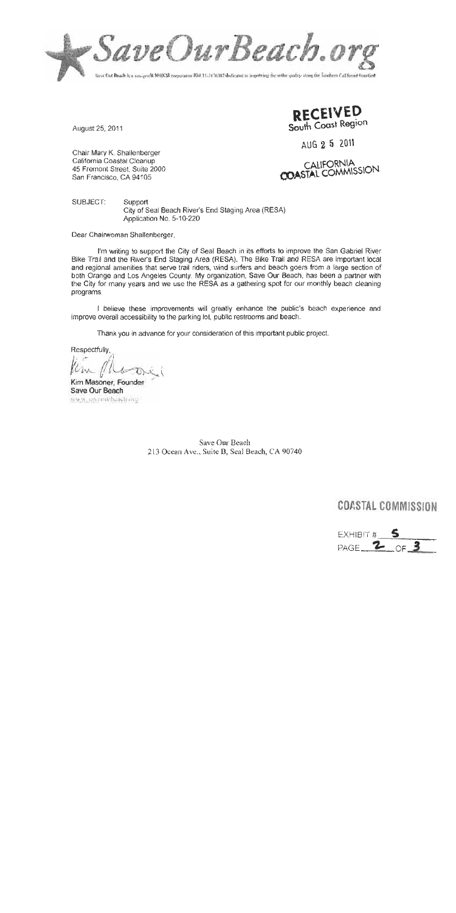# SaveOurBeach.org

Save Our Beach is a non-profit 501(C)3 corporation ID# 33-2476382 dedicated to improving the water quality along the Southern California coastline

August 25, 2011

**RECEIVED**
South Coast Region

AUG 2 5 2011

CALIFORNIA
COASTAL COMMISSION

Chair Mary K. Shallenberger
California Coastal Cleanup
45 Fremont Street, Suite 2000
San Francisco, CA 94105

SUBJECT: Support
City of Seal Beach River's End Staging Area (RESA)
Application No. 5-10-220

Dear Chairwoman Shallenberger,

I'm writing to support the City of Seal Beach in its efforts to improve the San Gabriel River Bike Trail and the River's End Staging Area (RESA). The Bike Trail and RESA are important local and regional amenities that serve trail riders, wind surfers and beach goers from a large section of both Orange and Los Angeles County. My organization, Save Our Beach, has been a partner with the City for many years and we use the RESA as a gathering spot for our monthly beach cleaning programs.

I believe these improvements will greatly enhance the public's beach experience and improve overall accessibility to the parking lot, public restrooms and beach.

Thank you in advance for your consideration of this important public project.

Respectfully,

Kim Masoner

**Kim Masoner, Founder**
**Save Our Beach**
www.saveourbeach.org

Save Our Beach
213 Ocean Ave., Suite B, Seal Beach, CA 90740

COASTAL COMMISSION

EXHIBIT # 5
PAGE 2 OF 3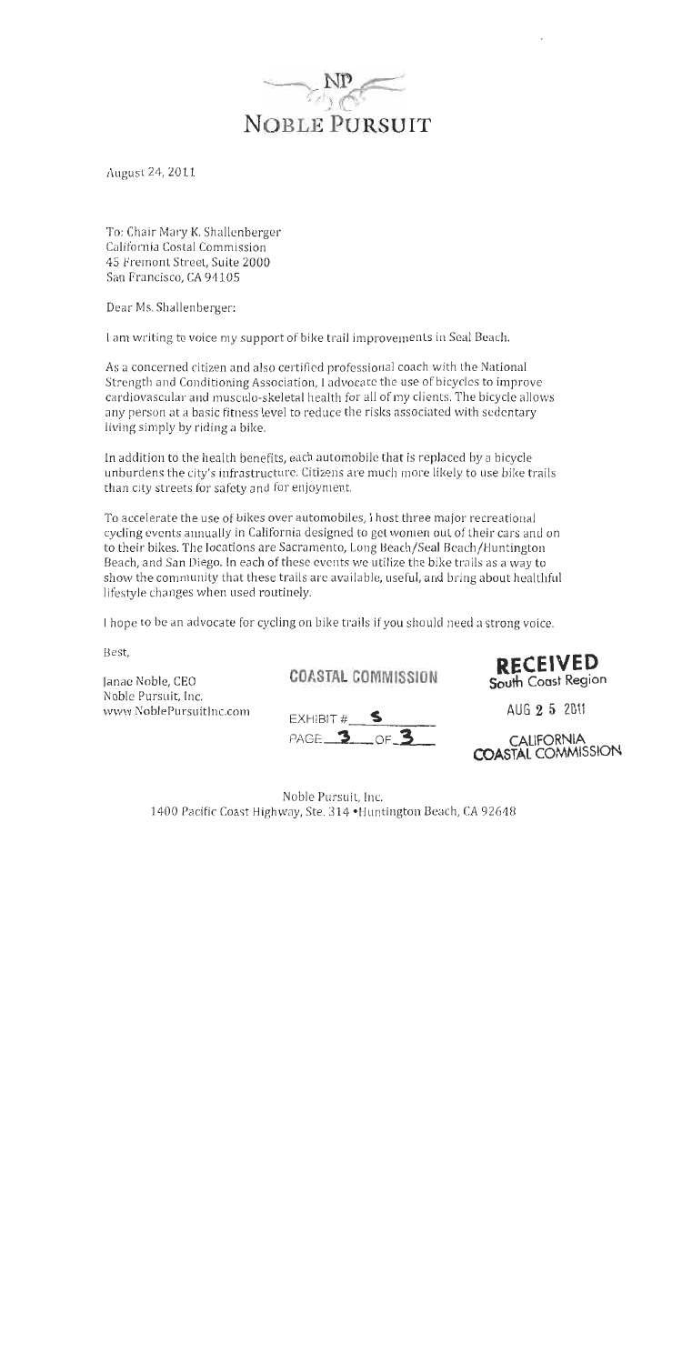NP

NOBLE PURSUIT

August 24, 2011

To: Chair Mary K. Shallenberger
California Costal Commission
45 Fremont Street, Suite 2000
San Francisco, CA 94105

Dear Ms. Shallenberger:

I am writing to voice my support of bike trail improvements in Seal Beach.

As a concerned citizen and also certified professional coach with the National Strength and Conditioning Association, I advocate the use of bicycles to improve cardiovascular and musculo-skeletal health for all of my clients. The bicycle allows any person at a basic fitness level to reduce the risks associated with sedentary living simply by riding a bike.

In addition to the health benefits, each automobile that is replaced by a bicycle unburdens the city's infrastructure. Citizens are much more likely to use bike trails than city streets for safety and for enjoyment.

To accelerate the use of bikes over automobiles, I host three major recreational cycling events annually in California designed to get women out of their cars and on to their bikes. The locations are Sacramento, Long Beach/Seal Beach/Huntington Beach, and San Diego. In each of these events we utilize the bike trails as a way to show the community that these trails are available, useful, and bring about healthful lifestyle changes when used routinely.

I hope to be an advocate for cycling on bike trails if you should need a strong voice.

Best,

Janae Noble, CEO
Noble Pursuit, Inc.
www.NoblePursuitInc.com

COASTAL COMMISSION

EXHIBIT # 5
PAGE 3 OF 3

RECEIVED
South Coast Region

AUG 25 2011

CALIFORNIA
COASTAL COMMISSION

Noble Pursuit, Inc.
1400 Pacific Coast Highway, Ste. 314 • Huntington Beach, CA 92648